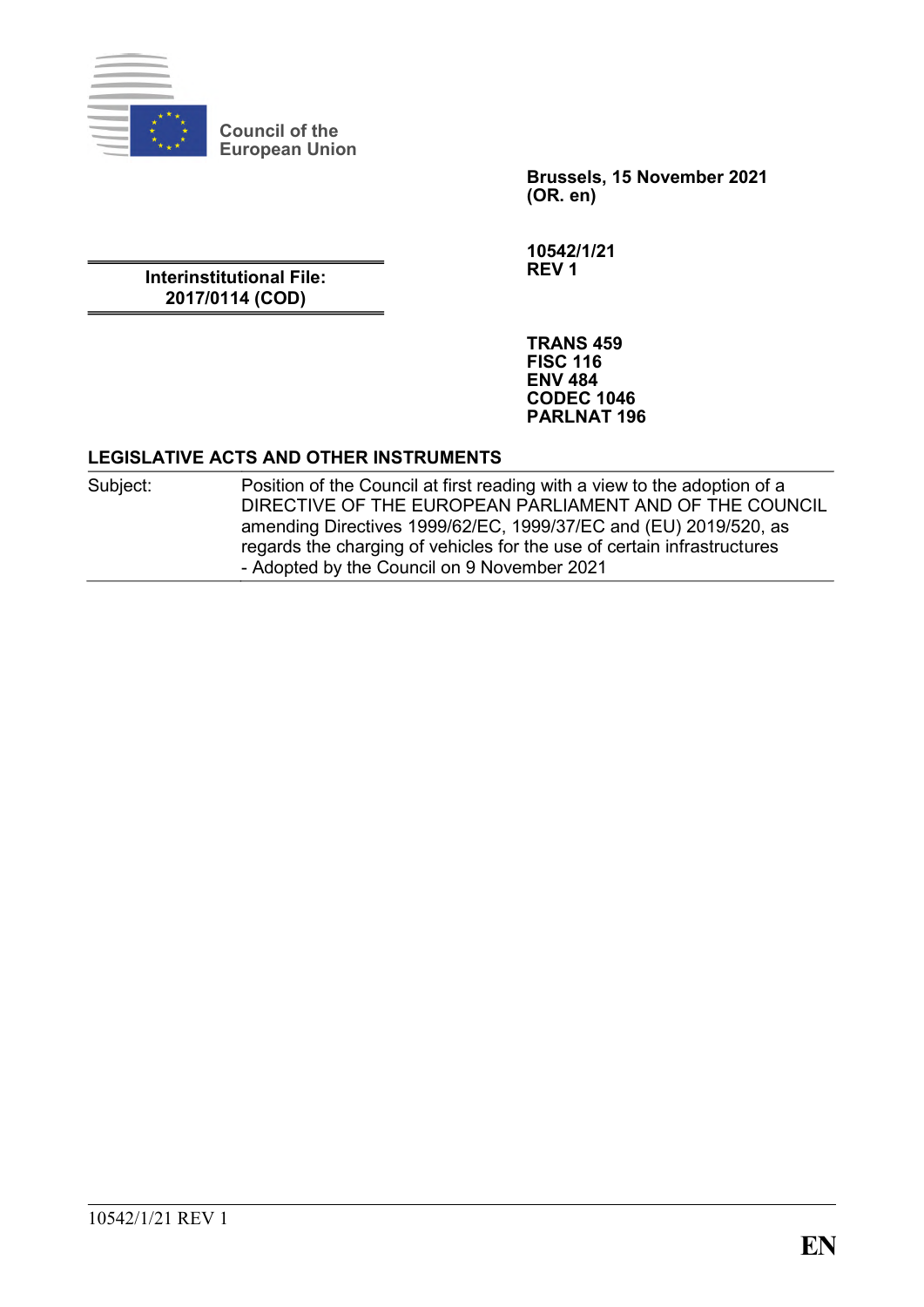Council of the
European Union

**Brussels, 15 November 2021**
**(OR. en)**

**10542/1/21**
**REV 1**

**Interinstitutional File:**
**2017/0114 (COD)**

**TRANS 459**
**FISC 116**
**ENV 484**
**CODEC 1046**
**PARLNAT 196**

**LEGISLATIVE ACTS AND OTHER INSTRUMENTS**

| Subject: | Position of the Council at first reading with a view to the adoption of a DIRECTIVE OF THE EUROPEAN PARLIAMENT AND OF THE COUNCIL amending Directives 1999/62/EC, 1999/37/EC and (EU) 2019/520, as regards the charging of vehicles for the use of certain infrastructures<br>- Adopted by the Council on 9 November 2021 |
|---|---|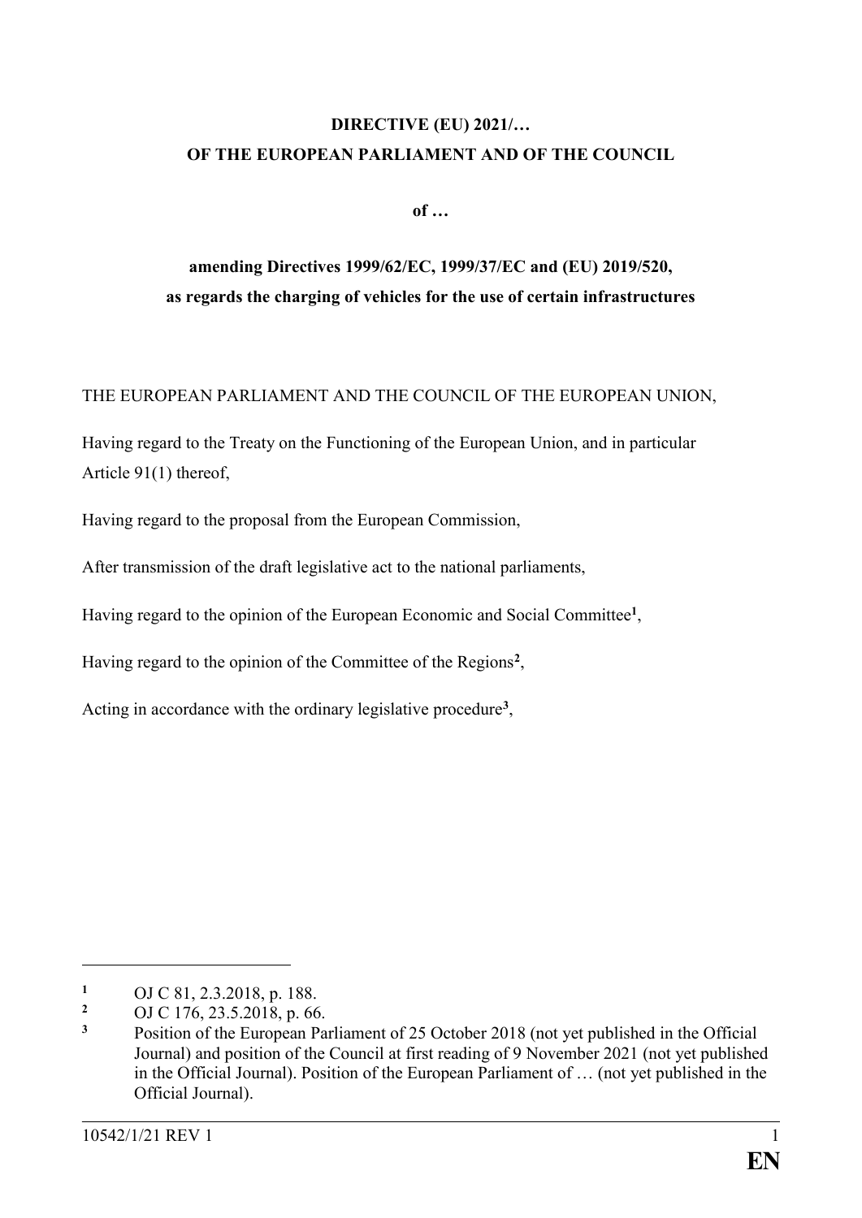**DIRECTIVE (EU) 2021/…**

**OF THE EUROPEAN PARLIAMENT AND OF THE COUNCIL**

**of …**

**amending Directives 1999/62/EC, 1999/37/EC and (EU) 2019/520, as regards the charging of vehicles for the use of certain infrastructures**

THE EUROPEAN PARLIAMENT AND THE COUNCIL OF THE EUROPEAN UNION,

Having regard to the Treaty on the Functioning of the European Union, and in particular Article 91(1) thereof,

Having regard to the proposal from the European Commission,

After transmission of the draft legislative act to the national parliaments,

Having regard to the opinion of the European Economic and Social Committee[1],

Having regard to the opinion of the Committee of the Regions[2],

Acting in accordance with the ordinary legislative procedure[3],

---

[1] OJ C 81, 2.3.2018, p. 188.

[2] OJ C 176, 23.5.2018, p. 66.

[3] Position of the European Parliament of 25 October 2018 (not yet published in the Official Journal) and position of the Council at first reading of 9 November 2021 (not yet published in the Official Journal). Position of the European Parliament of … (not yet published in the Official Journal).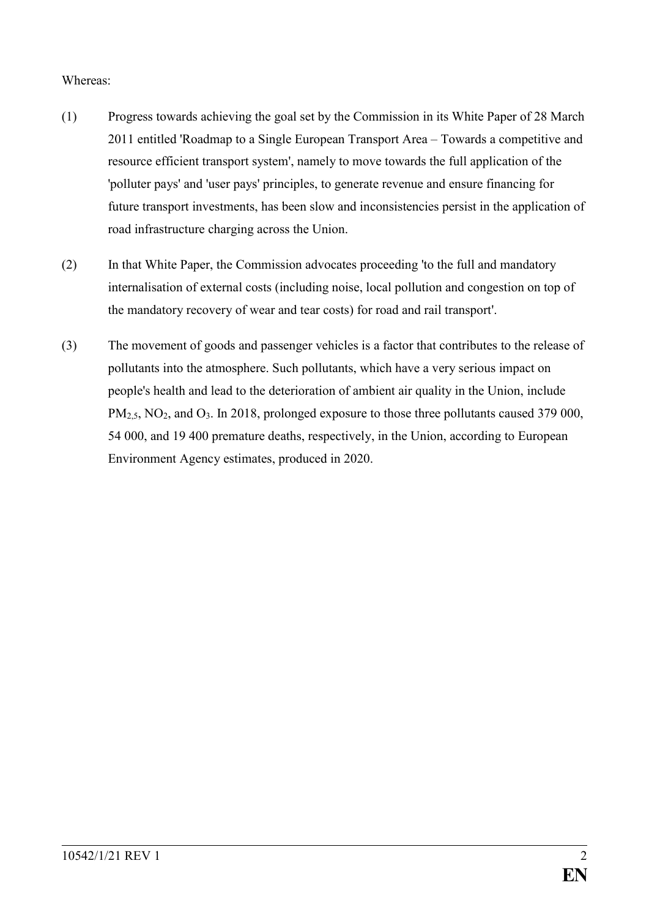Whereas:

(1) Progress towards achieving the goal set by the Commission in its White Paper of 28 March 2011 entitled 'Roadmap to a Single European Transport Area – Towards a competitive and resource efficient transport system', namely to move towards the full application of the 'polluter pays' and 'user pays' principles, to generate revenue and ensure financing for future transport investments, has been slow and inconsistencies persist in the application of road infrastructure charging across the Union.

(2) In that White Paper, the Commission advocates proceeding 'to the full and mandatory internalisation of external costs (including noise, local pollution and congestion on top of the mandatory recovery of wear and tear costs) for road and rail transport'.

(3) The movement of goods and passenger vehicles is a factor that contributes to the release of pollutants into the atmosphere. Such pollutants, which have a very serious impact on people's health and lead to the deterioration of ambient air quality in the Union, include $PM_{2,5}$, $NO_2$, and $O_3$. In 2018, prolonged exposure to those three pollutants caused 379 000, 54 000, and 19 400 premature deaths, respectively, in the Union, according to European Environment Agency estimates, produced in 2020.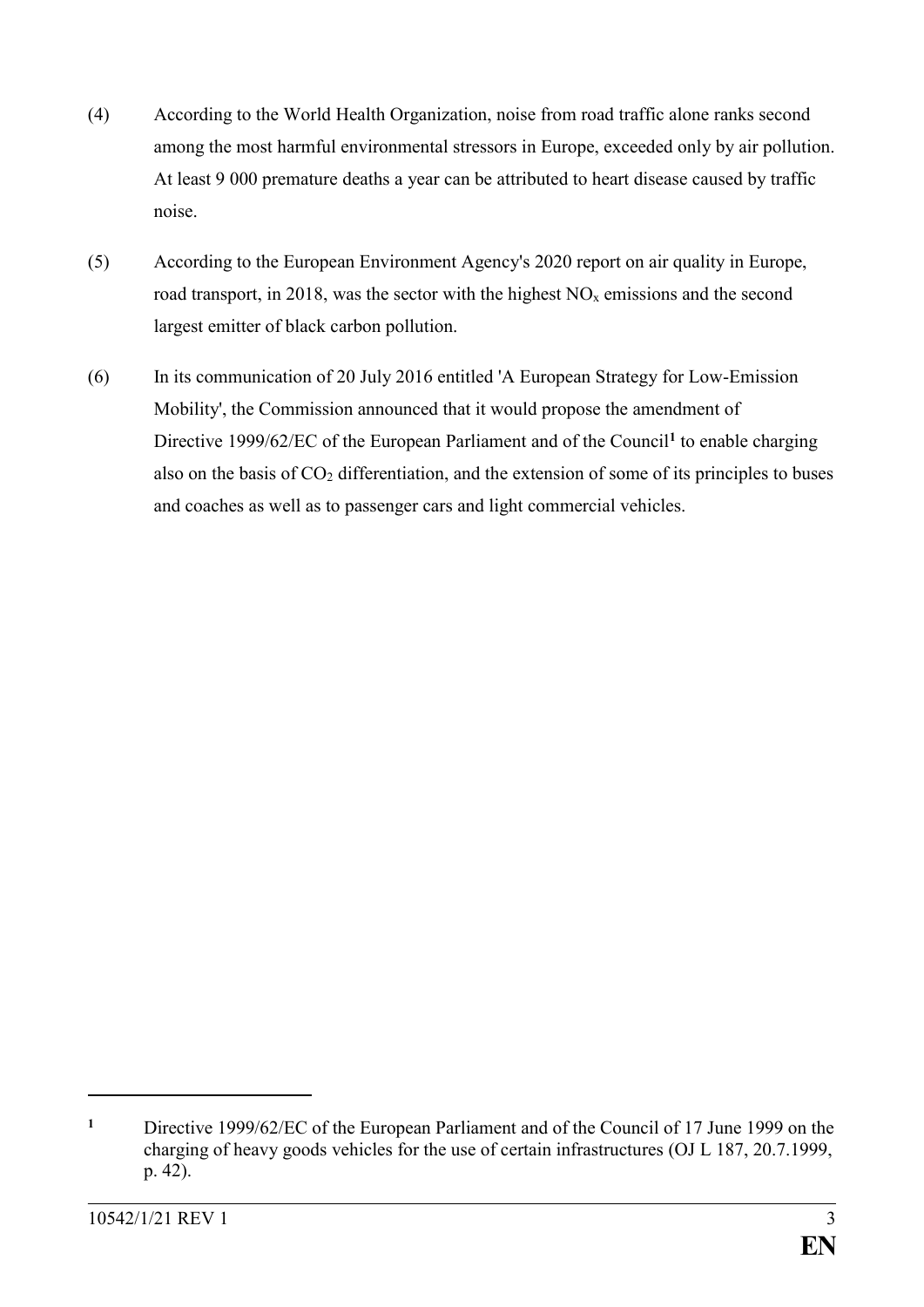(4) According to the World Health Organization, noise from road traffic alone ranks second among the most harmful environmental stressors in Europe, exceeded only by air pollution. At least 9 000 premature deaths a year can be attributed to heart disease caused by traffic noise.

(5) According to the European Environment Agency's 2020 report on air quality in Europe, road transport, in 2018, was the sector with the highest $NO_x$ emissions and the second largest emitter of black carbon pollution.

(6) In its communication of 20 July 2016 entitled 'A European Strategy for Low-Emission Mobility', the Commission announced that it would propose the amendment of Directive 1999/62/EC of the European Parliament and of the Council[1] to enable charging also on the basis of $CO_2$ differentiation, and the extension of some of its principles to buses and coaches as well as to passenger cars and light commercial vehicles.

---

[1] Directive 1999/62/EC of the European Parliament and of the Council of 17 June 1999 on the charging of heavy goods vehicles for the use of certain infrastructures (OJ L 187, 20.7.1999, p. 42).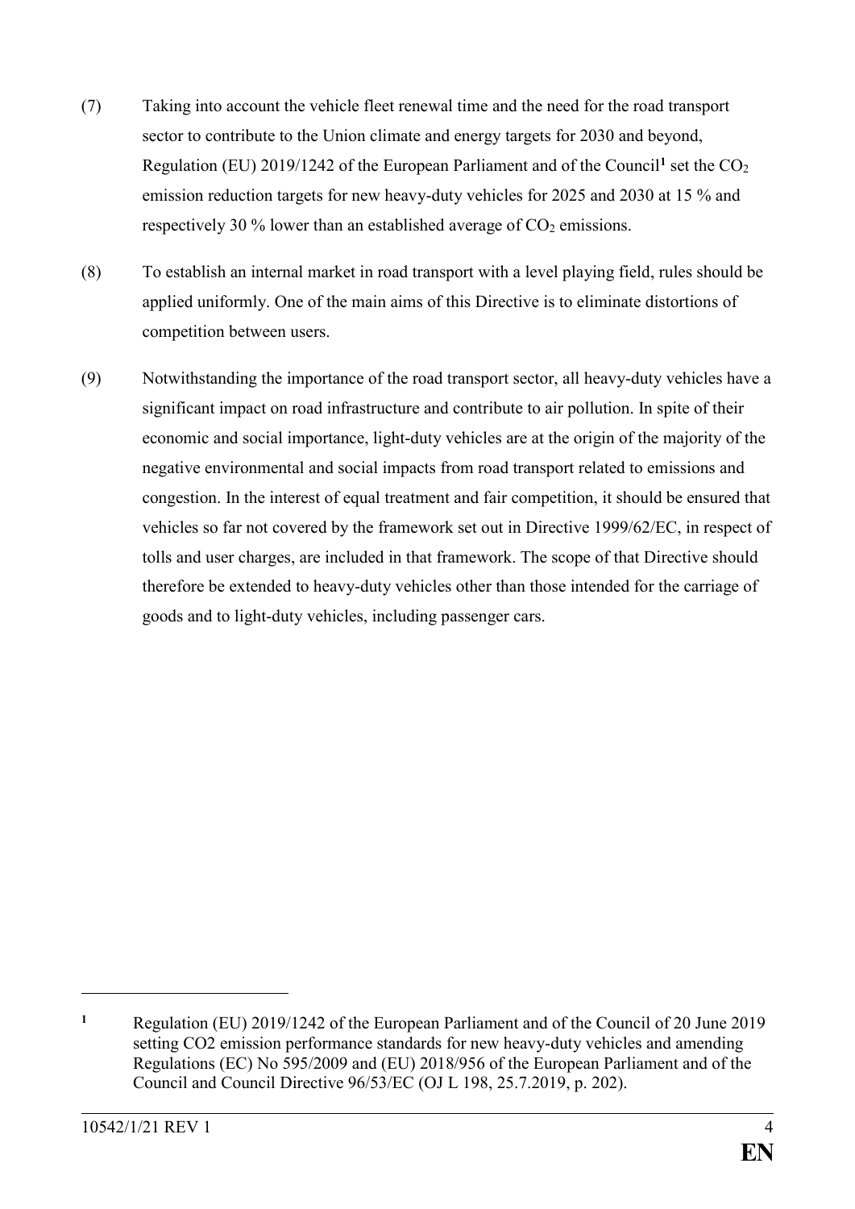(7) Taking into account the vehicle fleet renewal time and the need for the road transport sector to contribute to the Union climate and energy targets for 2030 and beyond, Regulation (EU) 2019/1242 of the European Parliament and of the Council[1] set the $CO_2$ emission reduction targets for new heavy-duty vehicles for 2025 and 2030 at 15 % and respectively 30 % lower than an established average of $CO_2$ emissions.

(8) To establish an internal market in road transport with a level playing field, rules should be applied uniformly. One of the main aims of this Directive is to eliminate distortions of competition between users.

(9) Notwithstanding the importance of the road transport sector, all heavy-duty vehicles have a significant impact on road infrastructure and contribute to air pollution. In spite of their economic and social importance, light-duty vehicles are at the origin of the majority of the negative environmental and social impacts from road transport related to emissions and congestion. In the interest of equal treatment and fair competition, it should be ensured that vehicles so far not covered by the framework set out in Directive 1999/62/EC, in respect of tolls and user charges, are included in that framework. The scope of that Directive should therefore be extended to heavy-duty vehicles other than those intended for the carriage of goods and to light-duty vehicles, including passenger cars.

---

[1] Regulation (EU) 2019/1242 of the European Parliament and of the Council of 20 June 2019 setting CO2 emission performance standards for new heavy-duty vehicles and amending Regulations (EC) No 595/2009 and (EU) 2018/956 of the European Parliament and of the Council and Council Directive 96/53/EC (OJ L 198, 25.7.2019, p. 202).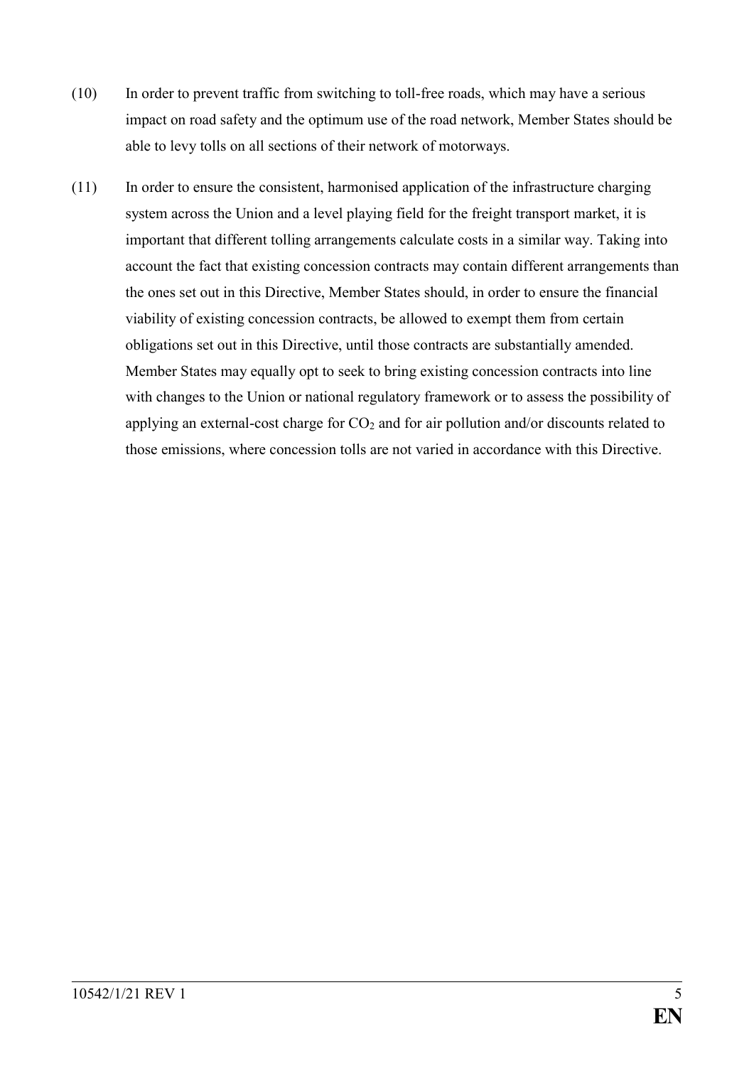(10) In order to prevent traffic from switching to toll-free roads, which may have a serious impact on road safety and the optimum use of the road network, Member States should be able to levy tolls on all sections of their network of motorways.

(11) In order to ensure the consistent, harmonised application of the infrastructure charging system across the Union and a level playing field for the freight transport market, it is important that different tolling arrangements calculate costs in a similar way. Taking into account the fact that existing concession contracts may contain different arrangements than the ones set out in this Directive, Member States should, in order to ensure the financial viability of existing concession contracts, be allowed to exempt them from certain obligations set out in this Directive, until those contracts are substantially amended. Member States may equally opt to seek to bring existing concession contracts into line with changes to the Union or national regulatory framework or to assess the possibility of applying an external-cost charge for $CO_2$ and for air pollution and/or discounts related to those emissions, where concession tolls are not varied in accordance with this Directive.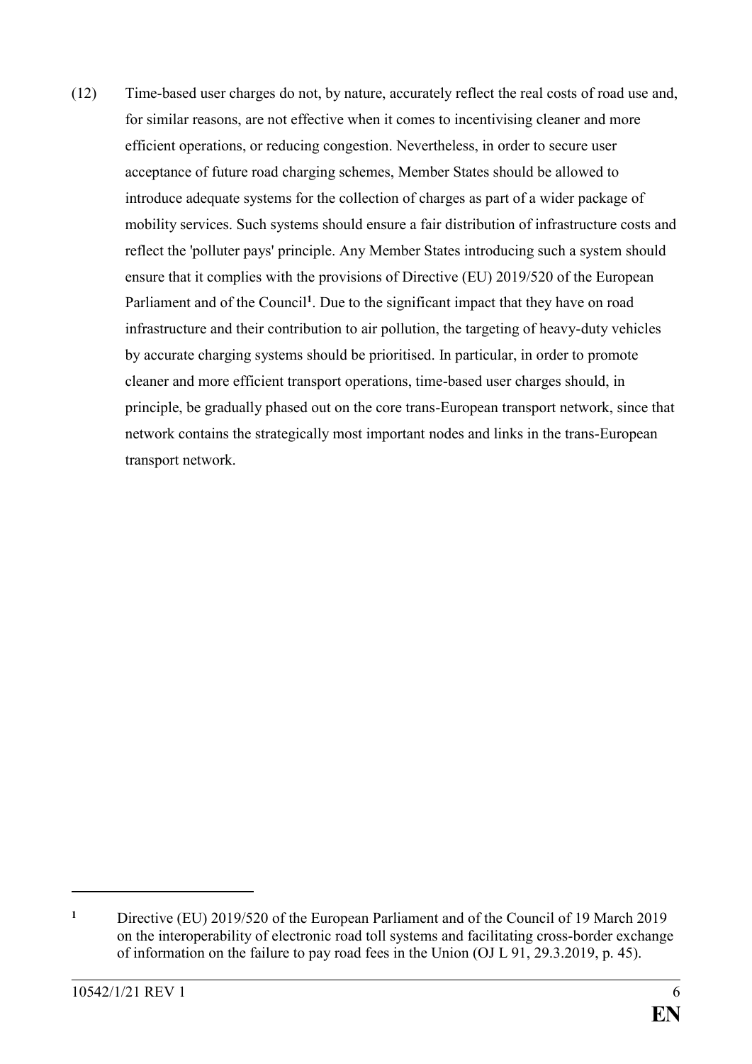(12) Time-based user charges do not, by nature, accurately reflect the real costs of road use and, for similar reasons, are not effective when it comes to incentivising cleaner and more efficient operations, or reducing congestion. Nevertheless, in order to secure user acceptance of future road charging schemes, Member States should be allowed to introduce adequate systems for the collection of charges as part of a wider package of mobility services. Such systems should ensure a fair distribution of infrastructure costs and reflect the 'polluter pays' principle. Any Member States introducing such a system should ensure that it complies with the provisions of Directive (EU) 2019/520 of the European Parliament and of the Council[1]. Due to the significant impact that they have on road infrastructure and their contribution to air pollution, the targeting of heavy-duty vehicles by accurate charging systems should be prioritised. In particular, in order to promote cleaner and more efficient transport operations, time-based user charges should, in principle, be gradually phased out on the core trans-European transport network, since that network contains the strategically most important nodes and links in the trans-European transport network.

---

[1] Directive (EU) 2019/520 of the European Parliament and of the Council of 19 March 2019 on the interoperability of electronic road toll systems and facilitating cross-border exchange of information on the failure to pay road fees in the Union (OJ L 91, 29.3.2019, p. 45).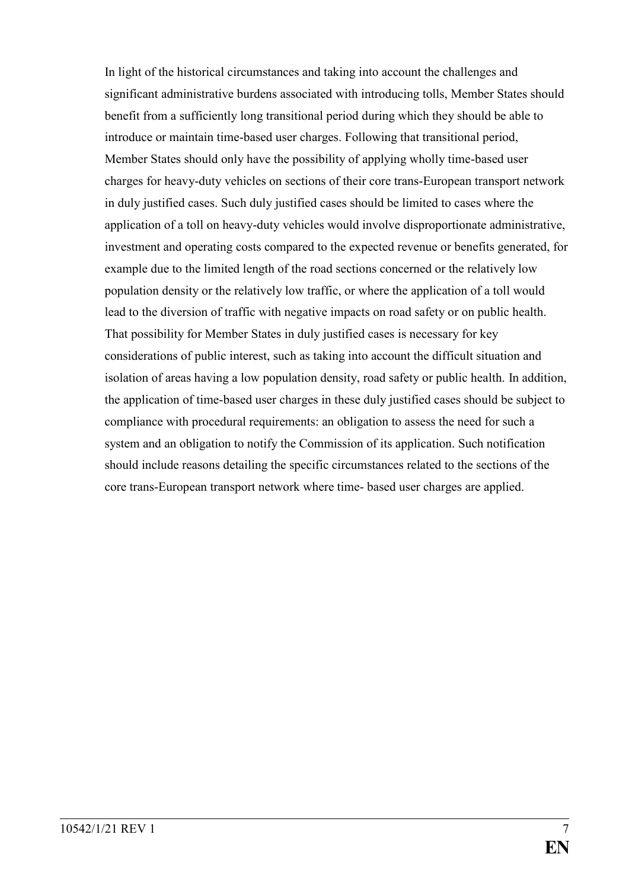In light of the historical circumstances and taking into account the challenges and significant administrative burdens associated with introducing tolls, Member States should benefit from a sufficiently long transitional period during which they should be able to introduce or maintain time-based user charges. Following that transitional period, Member States should only have the possibility of applying wholly time-based user charges for heavy-duty vehicles on sections of their core trans-European transport network in duly justified cases. Such duly justified cases should be limited to cases where the application of a toll on heavy-duty vehicles would involve disproportionate administrative, investment and operating costs compared to the expected revenue or benefits generated, for example due to the limited length of the road sections concerned or the relatively low population density or the relatively low traffic, or where the application of a toll would lead to the diversion of traffic with negative impacts on road safety or on public health. That possibility for Member States in duly justified cases is necessary for key considerations of public interest, such as taking into account the difficult situation and isolation of areas having a low population density, road safety or public health. In addition, the application of time-based user charges in these duly justified cases should be subject to compliance with procedural requirements: an obligation to assess the need for such a system and an obligation to notify the Commission of its application. Such notification should include reasons detailing the specific circumstances related to the sections of the core trans-European transport network where time- based user charges are applied.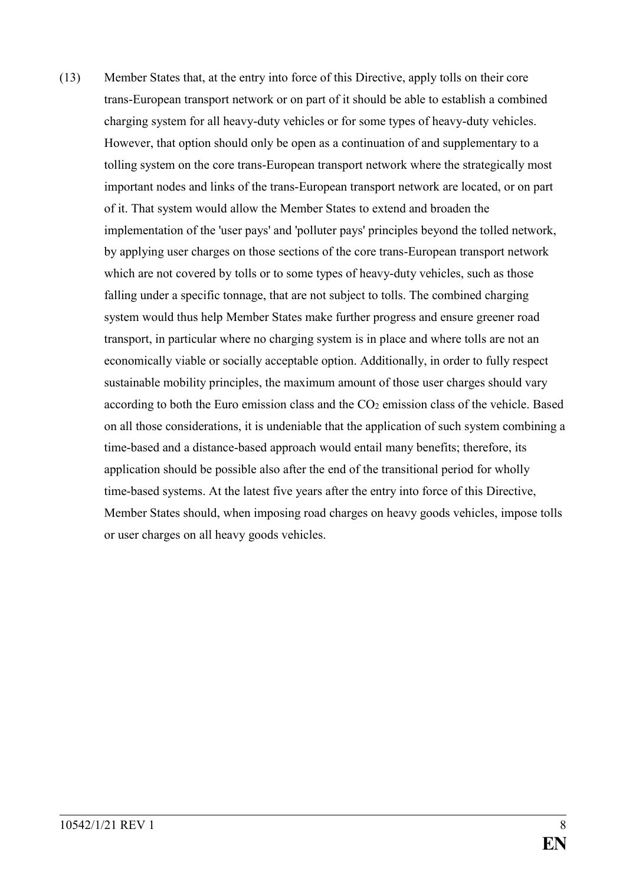(13) Member States that, at the entry into force of this Directive, apply tolls on their core trans-European transport network or on part of it should be able to establish a combined charging system for all heavy-duty vehicles or for some types of heavy-duty vehicles. However, that option should only be open as a continuation of and supplementary to a tolling system on the core trans-European transport network where the strategically most important nodes and links of the trans-European transport network are located, or on part of it. That system would allow the Member States to extend and broaden the implementation of the 'user pays' and 'polluter pays' principles beyond the tolled network, by applying user charges on those sections of the core trans-European transport network which are not covered by tolls or to some types of heavy-duty vehicles, such as those falling under a specific tonnage, that are not subject to tolls. The combined charging system would thus help Member States make further progress and ensure greener road transport, in particular where no charging system is in place and where tolls are not an economically viable or socially acceptable option. Additionally, in order to fully respect sustainable mobility principles, the maximum amount of those user charges should vary according to both the Euro emission class and the $CO_2$ emission class of the vehicle. Based on all those considerations, it is undeniable that the application of such system combining a time-based and a distance-based approach would entail many benefits; therefore, its application should be possible also after the end of the transitional period for wholly time-based systems. At the latest five years after the entry into force of this Directive, Member States should, when imposing road charges on heavy goods vehicles, impose tolls or user charges on all heavy goods vehicles.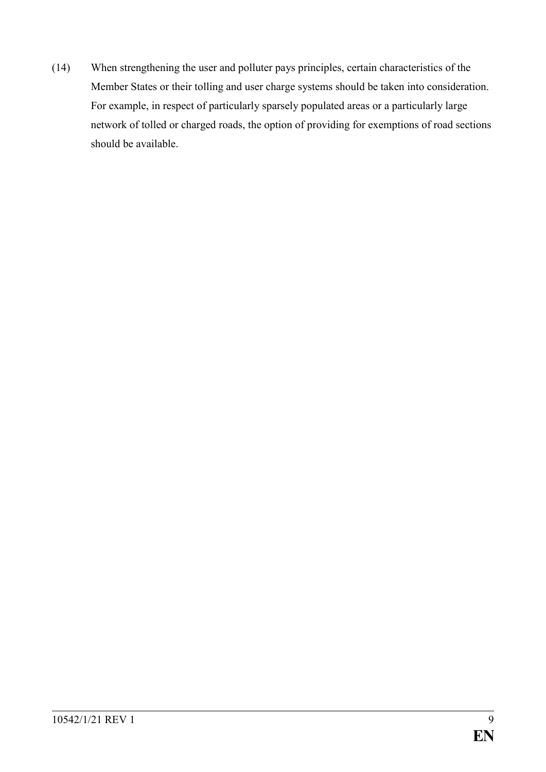(14) When strengthening the user and polluter pays principles, certain characteristics of the Member States or their tolling and user charge systems should be taken into consideration. For example, in respect of particularly sparsely populated areas or a particularly large network of tolled or charged roads, the option of providing for exemptions of road sections should be available.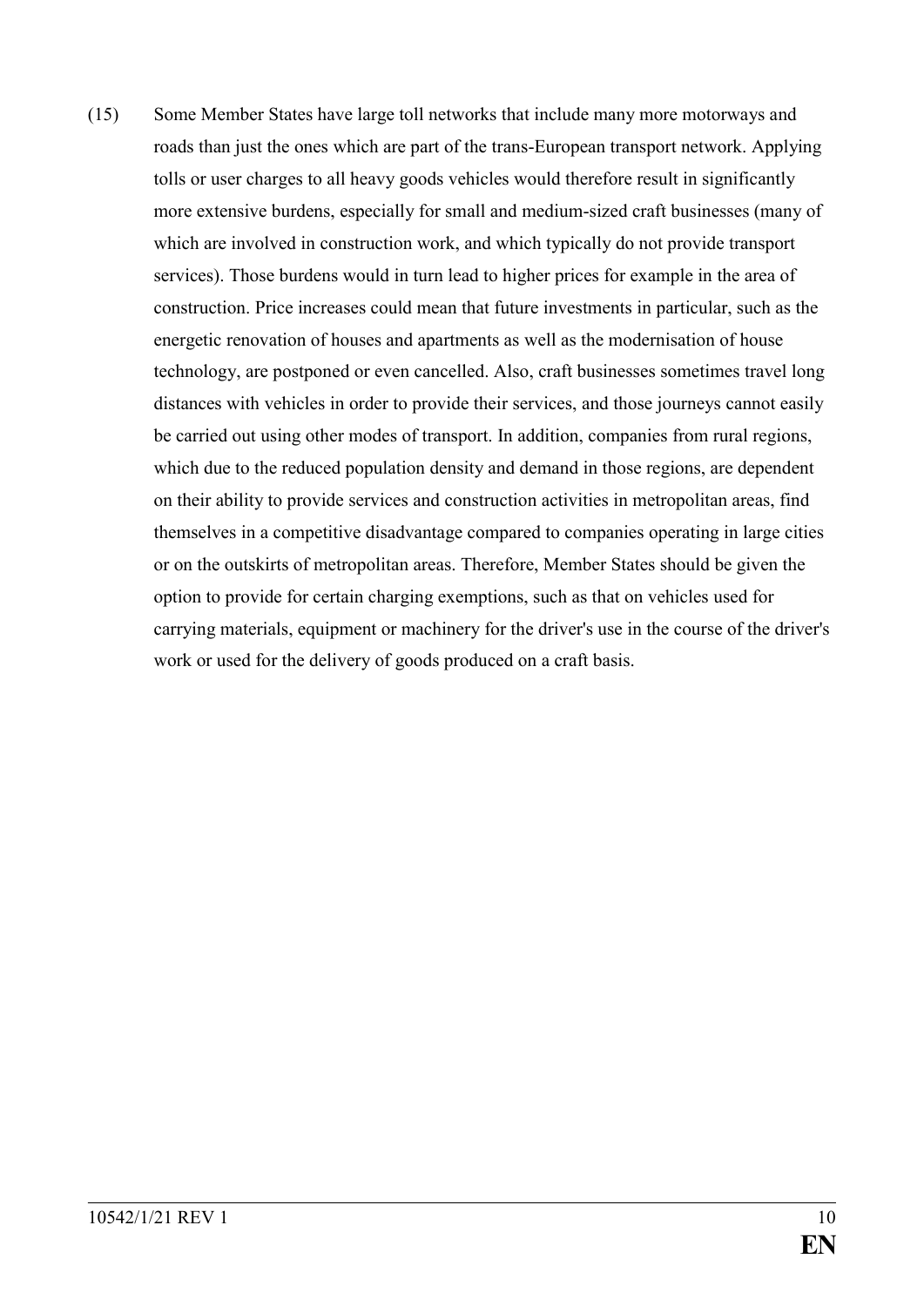(15) Some Member States have large toll networks that include many more motorways and roads than just the ones which are part of the trans-European transport network. Applying tolls or user charges to all heavy goods vehicles would therefore result in significantly more extensive burdens, especially for small and medium-sized craft businesses (many of which are involved in construction work, and which typically do not provide transport services). Those burdens would in turn lead to higher prices for example in the area of construction. Price increases could mean that future investments in particular, such as the energetic renovation of houses and apartments as well as the modernisation of house technology, are postponed or even cancelled. Also, craft businesses sometimes travel long distances with vehicles in order to provide their services, and those journeys cannot easily be carried out using other modes of transport. In addition, companies from rural regions, which due to the reduced population density and demand in those regions, are dependent on their ability to provide services and construction activities in metropolitan areas, find themselves in a competitive disadvantage compared to companies operating in large cities or on the outskirts of metropolitan areas. Therefore, Member States should be given the option to provide for certain charging exemptions, such as that on vehicles used for carrying materials, equipment or machinery for the driver's use in the course of the driver's work or used for the delivery of goods produced on a craft basis.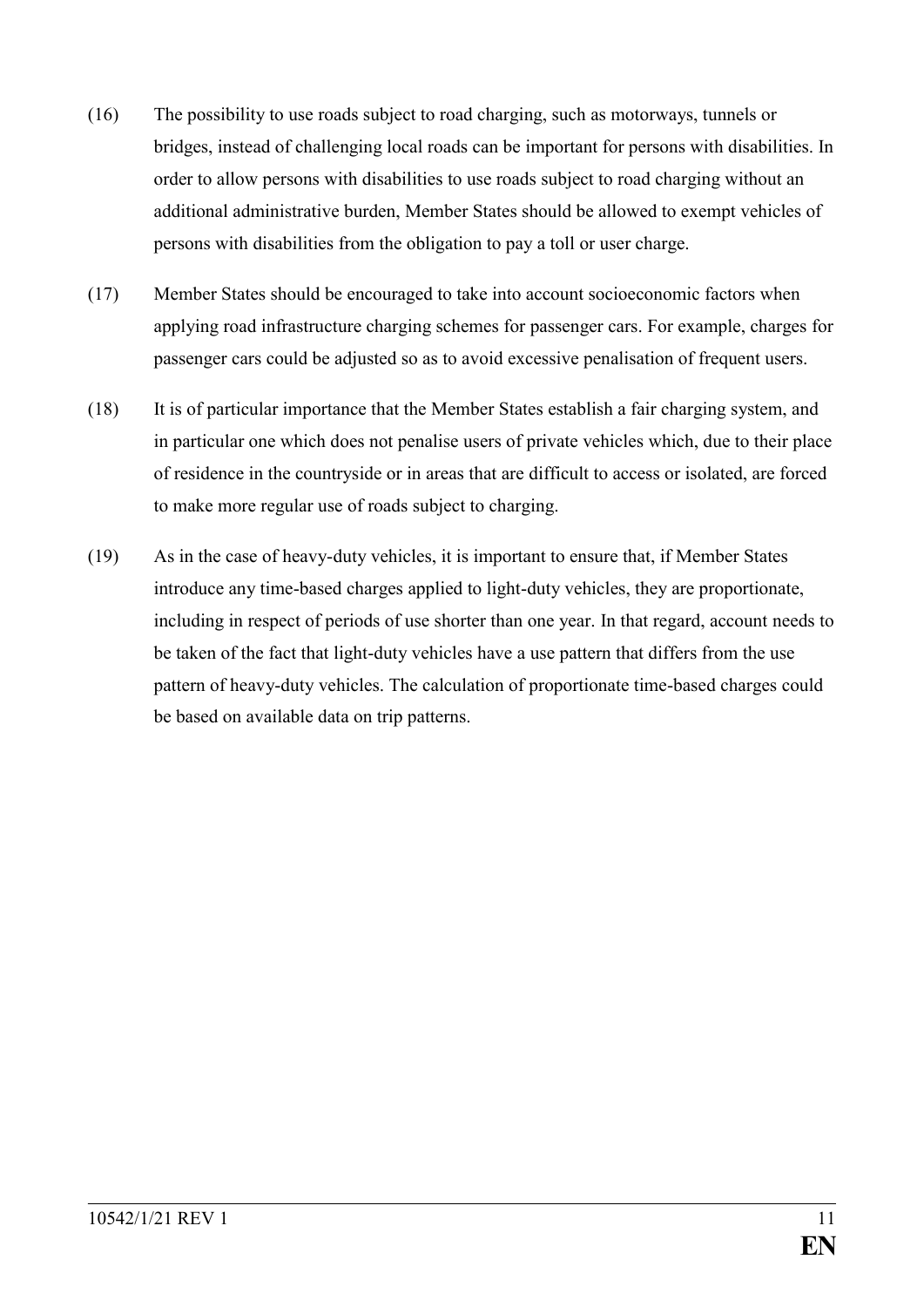(16) The possibility to use roads subject to road charging, such as motorways, tunnels or bridges, instead of challenging local roads can be important for persons with disabilities. In order to allow persons with disabilities to use roads subject to road charging without an additional administrative burden, Member States should be allowed to exempt vehicles of persons with disabilities from the obligation to pay a toll or user charge.

(17) Member States should be encouraged to take into account socioeconomic factors when applying road infrastructure charging schemes for passenger cars. For example, charges for passenger cars could be adjusted so as to avoid excessive penalisation of frequent users.

(18) It is of particular importance that the Member States establish a fair charging system, and in particular one which does not penalise users of private vehicles which, due to their place of residence in the countryside or in areas that are difficult to access or isolated, are forced to make more regular use of roads subject to charging.

(19) As in the case of heavy-duty vehicles, it is important to ensure that, if Member States introduce any time-based charges applied to light-duty vehicles, they are proportionate, including in respect of periods of use shorter than one year. In that regard, account needs to be taken of the fact that light-duty vehicles have a use pattern that differs from the use pattern of heavy-duty vehicles. The calculation of proportionate time-based charges could be based on available data on trip patterns.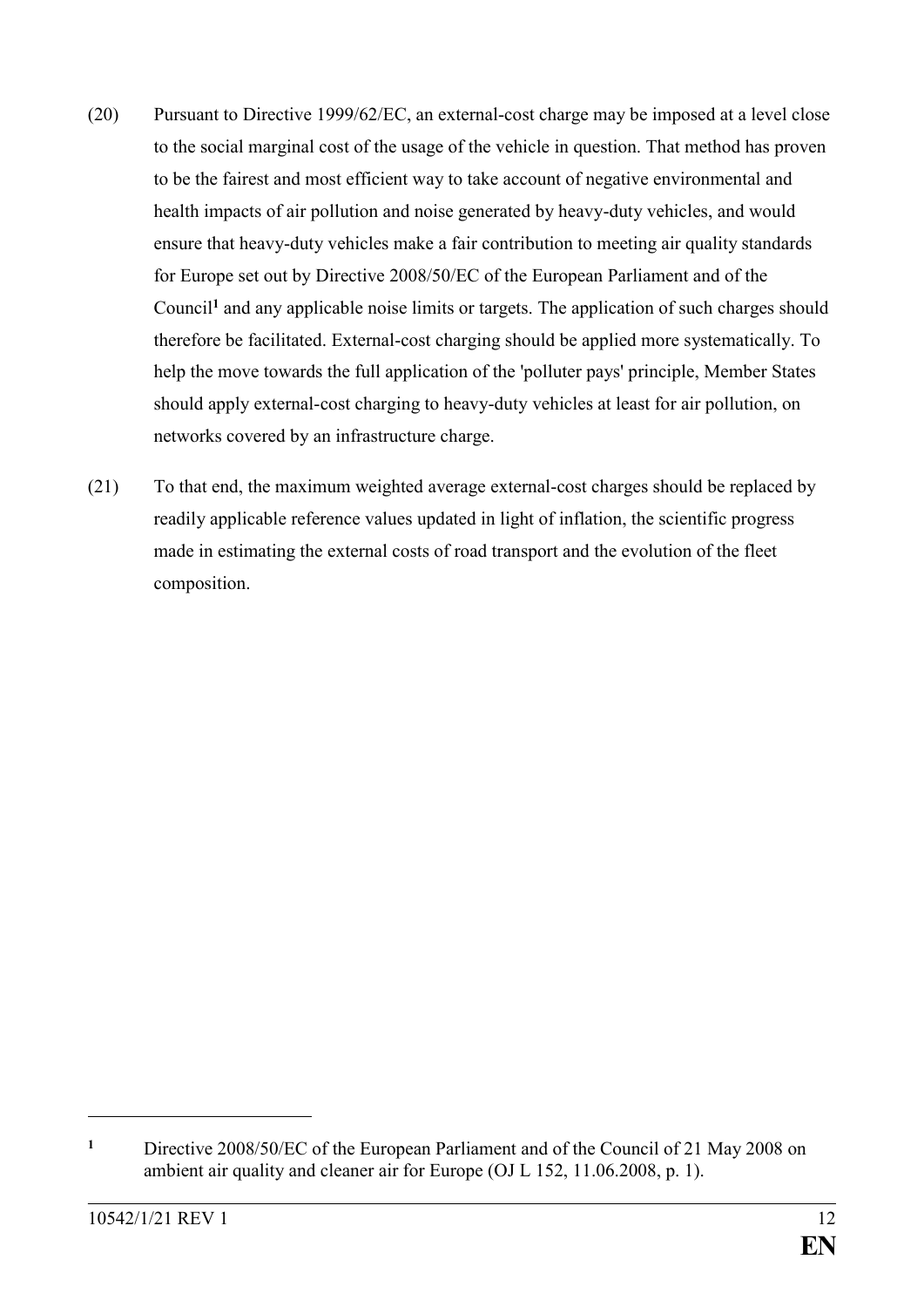(20) Pursuant to Directive 1999/62/EC, an external-cost charge may be imposed at a level close to the social marginal cost of the usage of the vehicle in question. That method has proven to be the fairest and most efficient way to take account of negative environmental and health impacts of air pollution and noise generated by heavy-duty vehicles, and would ensure that heavy-duty vehicles make a fair contribution to meeting air quality standards for Europe set out by Directive 2008/50/EC of the European Parliament and of the Council[1] and any applicable noise limits or targets. The application of such charges should therefore be facilitated. External-cost charging should be applied more systematically. To help the move towards the full application of the 'polluter pays' principle, Member States should apply external-cost charging to heavy-duty vehicles at least for air pollution, on networks covered by an infrastructure charge.

(21) To that end, the maximum weighted average external-cost charges should be replaced by readily applicable reference values updated in light of inflation, the scientific progress made in estimating the external costs of road transport and the evolution of the fleet composition.

---

[1] Directive 2008/50/EC of the European Parliament and of the Council of 21 May 2008 on ambient air quality and cleaner air for Europe (OJ L 152, 11.06.2008, p. 1).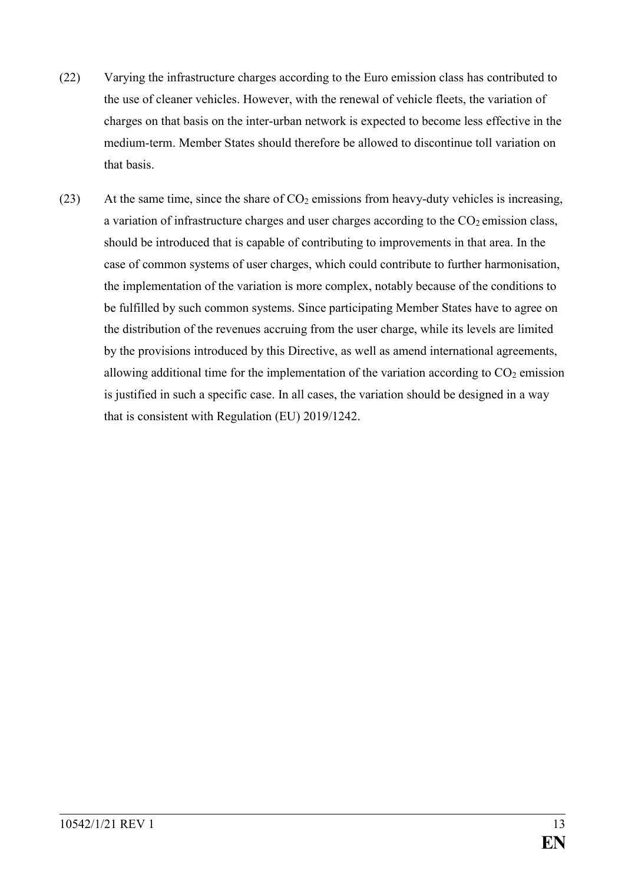(22) Varying the infrastructure charges according to the Euro emission class has contributed to the use of cleaner vehicles. However, with the renewal of vehicle fleets, the variation of charges on that basis on the inter-urban network is expected to become less effective in the medium-term. Member States should therefore be allowed to discontinue toll variation on that basis.

(23) At the same time, since the share of $CO_2$ emissions from heavy-duty vehicles is increasing, a variation of infrastructure charges and user charges according to the $CO_2$ emission class, should be introduced that is capable of contributing to improvements in that area. In the case of common systems of user charges, which could contribute to further harmonisation, the implementation of the variation is more complex, notably because of the conditions to be fulfilled by such common systems. Since participating Member States have to agree on the distribution of the revenues accruing from the user charge, while its levels are limited by the provisions introduced by this Directive, as well as amend international agreements, allowing additional time for the implementation of the variation according to $CO_2$ emission is justified in such a specific case. In all cases, the variation should be designed in a way that is consistent with Regulation (EU) 2019/1242.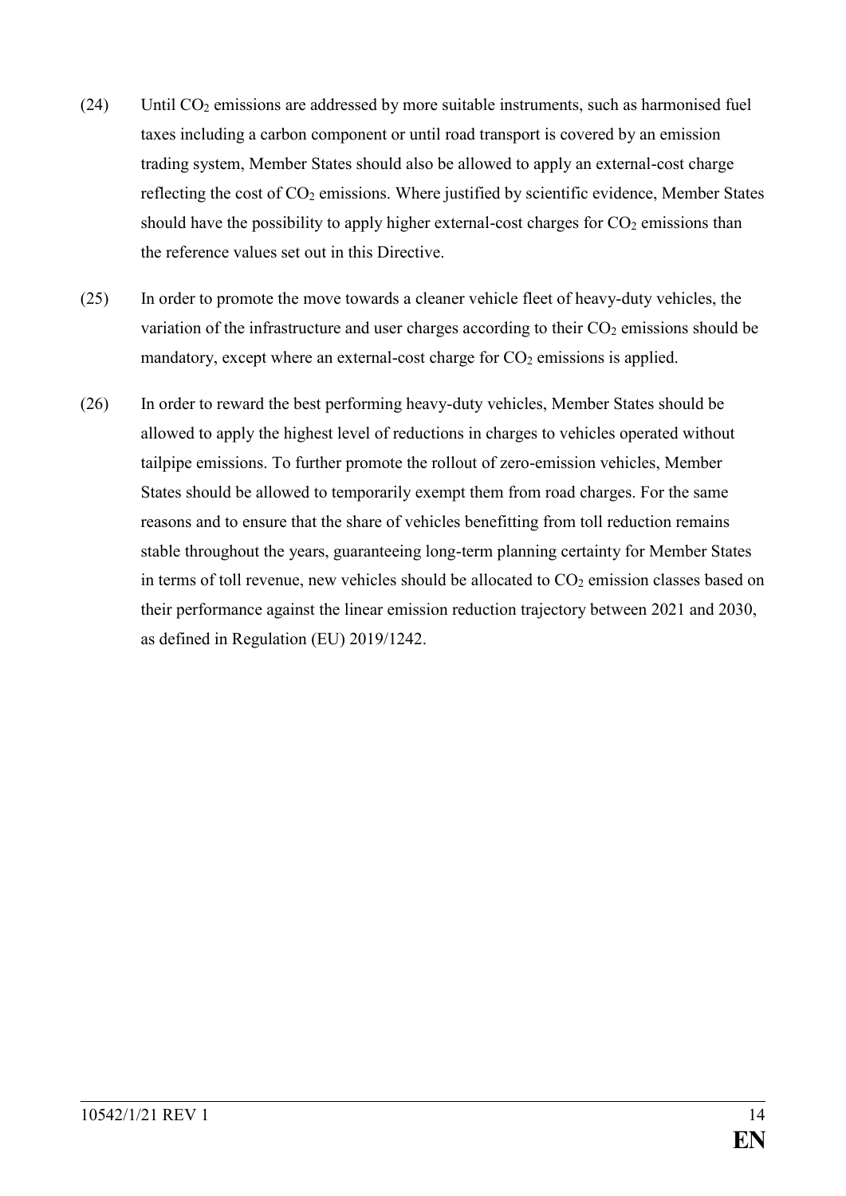(24) Until $CO_2$ emissions are addressed by more suitable instruments, such as harmonised fuel taxes including a carbon component or until road transport is covered by an emission trading system, Member States should also be allowed to apply an external-cost charge reflecting the cost of $CO_2$ emissions. Where justified by scientific evidence, Member States should have the possibility to apply higher external-cost charges for $CO_2$ emissions than the reference values set out in this Directive.

(25) In order to promote the move towards a cleaner vehicle fleet of heavy-duty vehicles, the variation of the infrastructure and user charges according to their $CO_2$ emissions should be mandatory, except where an external-cost charge for $CO_2$ emissions is applied.

(26) In order to reward the best performing heavy-duty vehicles, Member States should be allowed to apply the highest level of reductions in charges to vehicles operated without tailpipe emissions. To further promote the rollout of zero-emission vehicles, Member States should be allowed to temporarily exempt them from road charges. For the same reasons and to ensure that the share of vehicles benefitting from toll reduction remains stable throughout the years, guaranteeing long-term planning certainty for Member States in terms of toll revenue, new vehicles should be allocated to $CO_2$ emission classes based on their performance against the linear emission reduction trajectory between 2021 and 2030, as defined in Regulation (EU) 2019/1242.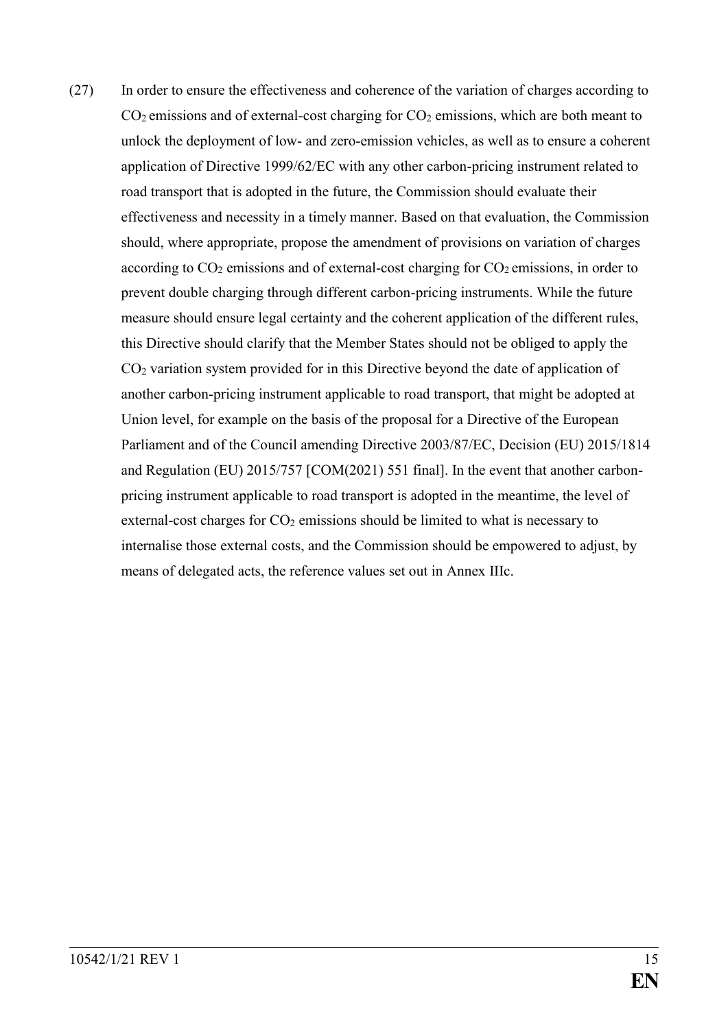(27) In order to ensure the effectiveness and coherence of the variation of charges according to $CO_2$ emissions and of external-cost charging for $CO_2$ emissions, which are both meant to unlock the deployment of low- and zero-emission vehicles, as well as to ensure a coherent application of Directive 1999/62/EC with any other carbon-pricing instrument related to road transport that is adopted in the future, the Commission should evaluate their effectiveness and necessity in a timely manner. Based on that evaluation, the Commission should, where appropriate, propose the amendment of provisions on variation of charges according to $CO_2$ emissions and of external-cost charging for $CO_2$ emissions, in order to prevent double charging through different carbon-pricing instruments. While the future measure should ensure legal certainty and the coherent application of the different rules, this Directive should clarify that the Member States should not be obliged to apply the $CO_2$ variation system provided for in this Directive beyond the date of application of another carbon-pricing instrument applicable to road transport, that might be adopted at Union level, for example on the basis of the proposal for a Directive of the European Parliament and of the Council amending Directive 2003/87/EC, Decision (EU) 2015/1814 and Regulation (EU) 2015/757 [COM(2021) 551 final]. In the event that another carbon-pricing instrument applicable to road transport is adopted in the meantime, the level of external-cost charges for $CO_2$ emissions should be limited to what is necessary to internalise those external costs, and the Commission should be empowered to adjust, by means of delegated acts, the reference values set out in Annex IIIc.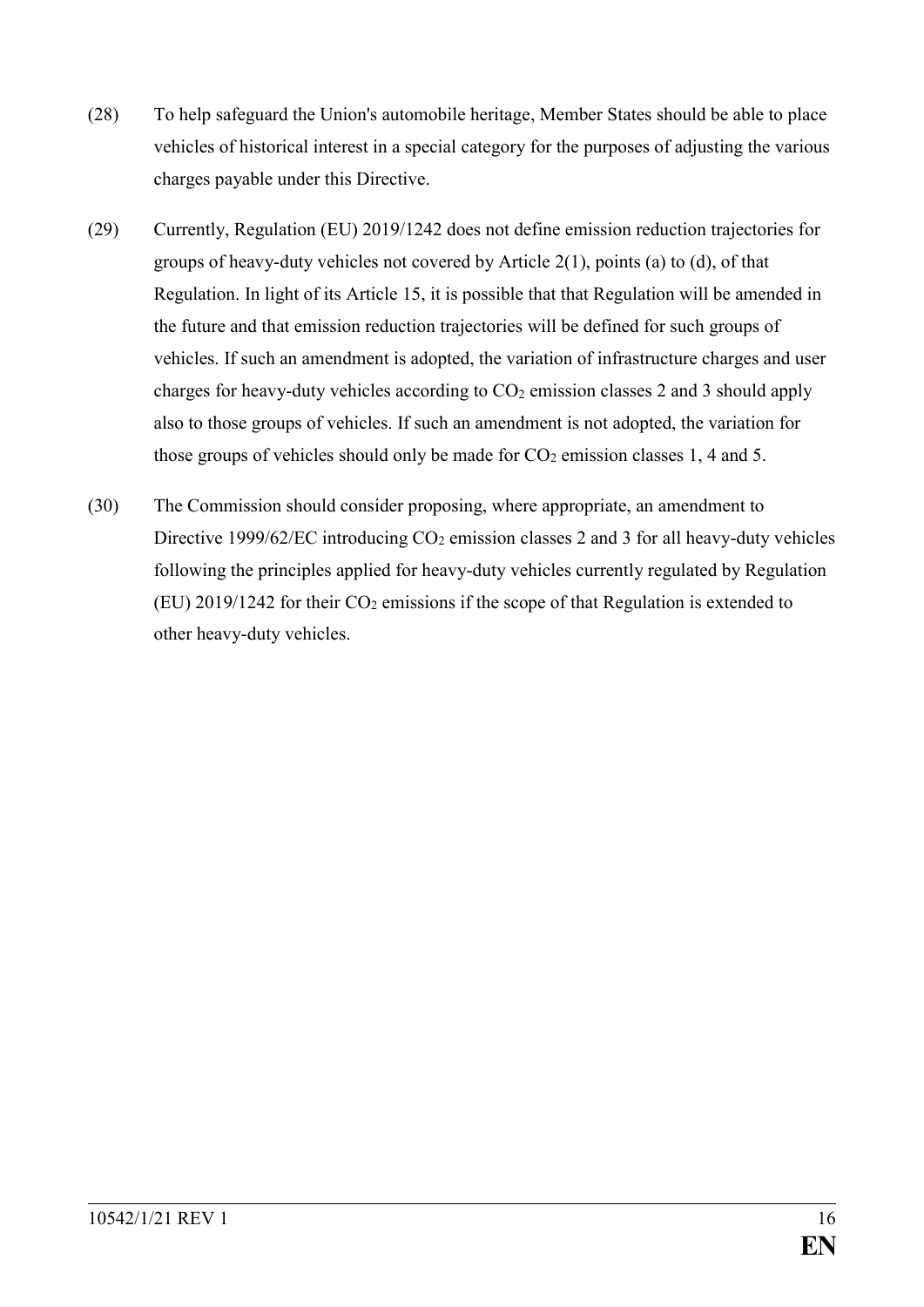(28) To help safeguard the Union's automobile heritage, Member States should be able to place vehicles of historical interest in a special category for the purposes of adjusting the various charges payable under this Directive.

(29) Currently, Regulation (EU) 2019/1242 does not define emission reduction trajectories for groups of heavy-duty vehicles not covered by Article 2(1), points (a) to (d), of that Regulation. In light of its Article 15, it is possible that that Regulation will be amended in the future and that emission reduction trajectories will be defined for such groups of vehicles. If such an amendment is adopted, the variation of infrastructure charges and user charges for heavy-duty vehicles according to $CO_2$ emission classes 2 and 3 should apply also to those groups of vehicles. If such an amendment is not adopted, the variation for those groups of vehicles should only be made for $CO_2$ emission classes 1, 4 and 5.

(30) The Commission should consider proposing, where appropriate, an amendment to Directive 1999/62/EC introducing $CO_2$ emission classes 2 and 3 for all heavy-duty vehicles following the principles applied for heavy-duty vehicles currently regulated by Regulation (EU) 2019/1242 for their $CO_2$ emissions if the scope of that Regulation is extended to other heavy-duty vehicles.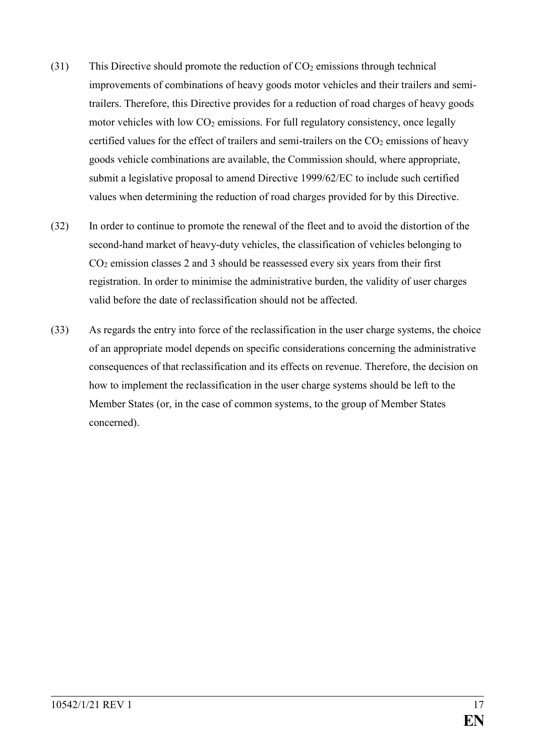(31) This Directive should promote the reduction of $CO_2$ emissions through technical improvements of combinations of heavy goods motor vehicles and their trailers and semi-trailers. Therefore, this Directive provides for a reduction of road charges of heavy goods motor vehicles with low $CO_2$ emissions. For full regulatory consistency, once legally certified values for the effect of trailers and semi-trailers on the $CO_2$ emissions of heavy goods vehicle combinations are available, the Commission should, where appropriate, submit a legislative proposal to amend Directive 1999/62/EC to include such certified values when determining the reduction of road charges provided for by this Directive.

(32) In order to continue to promote the renewal of the fleet and to avoid the distortion of the second-hand market of heavy-duty vehicles, the classification of vehicles belonging to $CO_2$ emission classes 2 and 3 should be reassessed every six years from their first registration. In order to minimise the administrative burden, the validity of user charges valid before the date of reclassification should not be affected.

(33) As regards the entry into force of the reclassification in the user charge systems, the choice of an appropriate model depends on specific considerations concerning the administrative consequences of that reclassification and its effects on revenue. Therefore, the decision on how to implement the reclassification in the user charge systems should be left to the Member States (or, in the case of common systems, to the group of Member States concerned).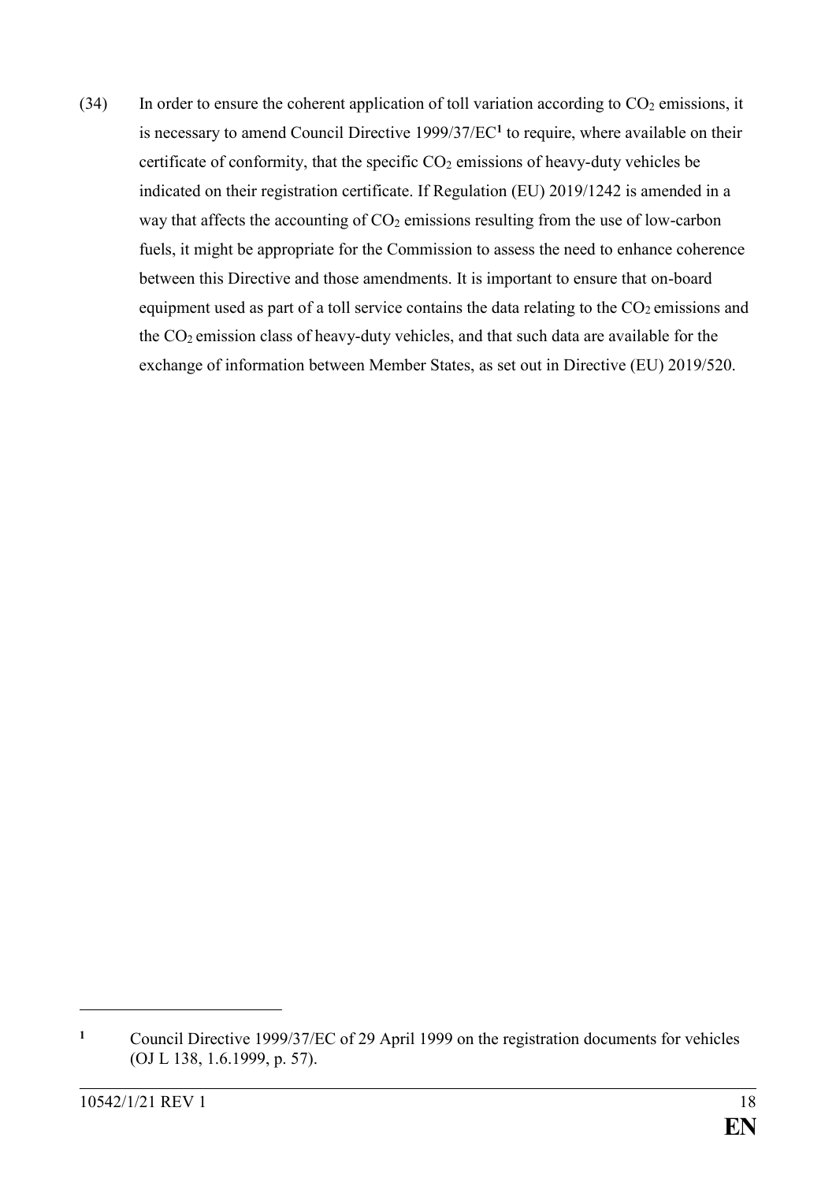(34) In order to ensure the coherent application of toll variation according to $CO_2$ emissions, it is necessary to amend Council Directive 1999/37/EC[1] to require, where available on their certificate of conformity, that the specific $CO_2$ emissions of heavy-duty vehicles be indicated on their registration certificate. If Regulation (EU) 2019/1242 is amended in a way that affects the accounting of $CO_2$ emissions resulting from the use of low-carbon fuels, it might be appropriate for the Commission to assess the need to enhance coherence between this Directive and those amendments. It is important to ensure that on-board equipment used as part of a toll service contains the data relating to the $CO_2$ emissions and the $CO_2$ emission class of heavy-duty vehicles, and that such data are available for the exchange of information between Member States, as set out in Directive (EU) 2019/520.

---

[1] Council Directive 1999/37/EC of 29 April 1999 on the registration documents for vehicles (OJ L 138, 1.6.1999, p. 57).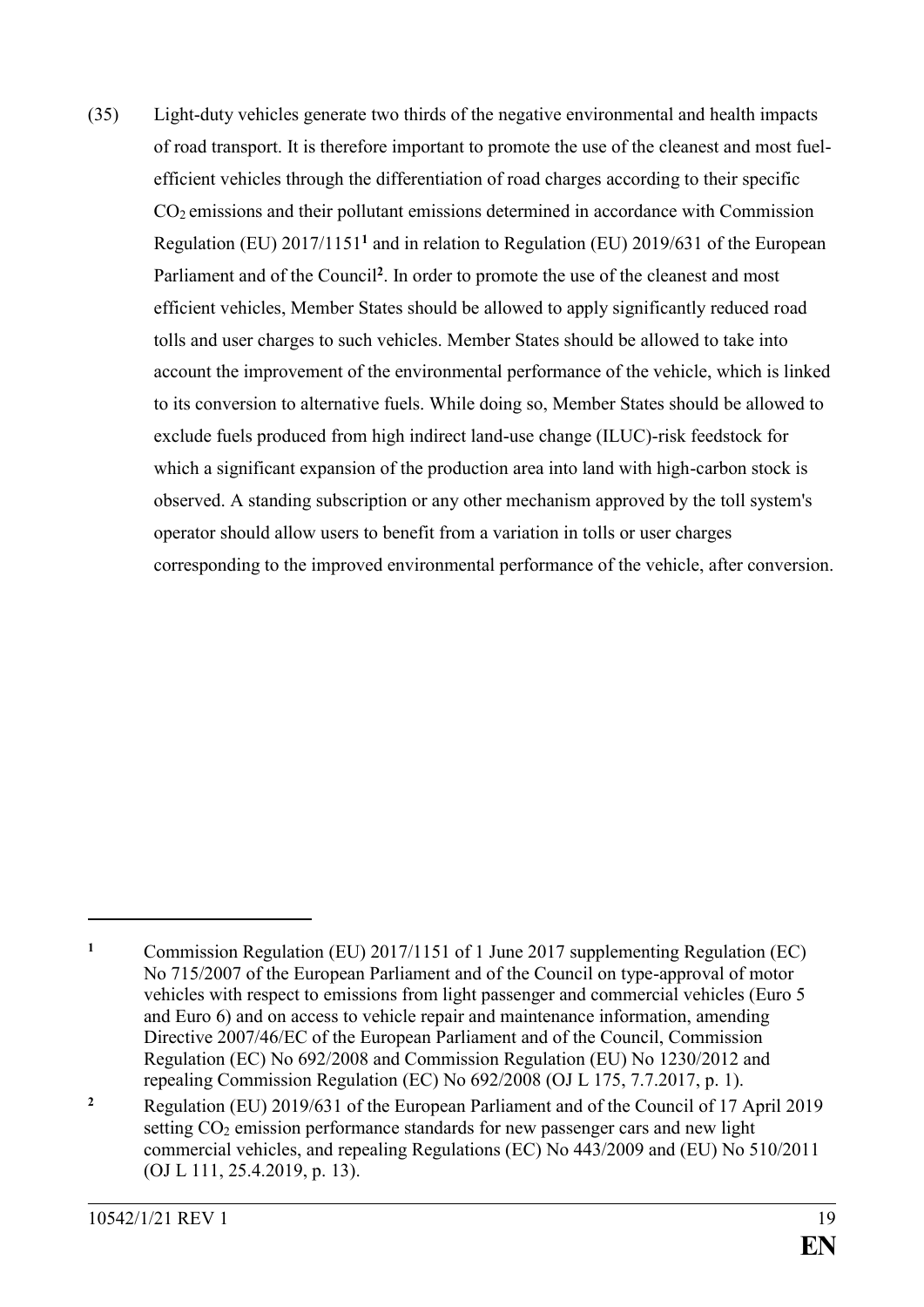(35) Light-duty vehicles generate two thirds of the negative environmental and health impacts of road transport. It is therefore important to promote the use of the cleanest and most fuel-efficient vehicles through the differentiation of road charges according to their specific $CO_2$ emissions and their pollutant emissions determined in accordance with Commission Regulation (EU) 2017/1151[1] and in relation to Regulation (EU) 2019/631 of the European Parliament and of the Council[2]. In order to promote the use of the cleanest and most efficient vehicles, Member States should be allowed to apply significantly reduced road tolls and user charges to such vehicles. Member States should be allowed to take into account the improvement of the environmental performance of the vehicle, which is linked to its conversion to alternative fuels. While doing so, Member States should be allowed to exclude fuels produced from high indirect land-use change (ILUC)-risk feedstock for which a significant expansion of the production area into land with high-carbon stock is observed. A standing subscription or any other mechanism approved by the toll system's operator should allow users to benefit from a variation in tolls or user charges corresponding to the improved environmental performance of the vehicle, after conversion.

---

[1] Commission Regulation (EU) 2017/1151 of 1 June 2017 supplementing Regulation (EC) No 715/2007 of the European Parliament and of the Council on type-approval of motor vehicles with respect to emissions from light passenger and commercial vehicles (Euro 5 and Euro 6) and on access to vehicle repair and maintenance information, amending Directive 2007/46/EC of the European Parliament and of the Council, Commission Regulation (EC) No 692/2008 and Commission Regulation (EU) No 1230/2012 and repealing Commission Regulation (EC) No 692/2008 (OJ L 175, 7.7.2017, p. 1).

[2] Regulation (EU) 2019/631 of the European Parliament and of the Council of 17 April 2019 setting $CO_2$ emission performance standards for new passenger cars and new light commercial vehicles, and repealing Regulations (EC) No 443/2009 and (EU) No 510/2011 (OJ L 111, 25.4.2019, p. 13).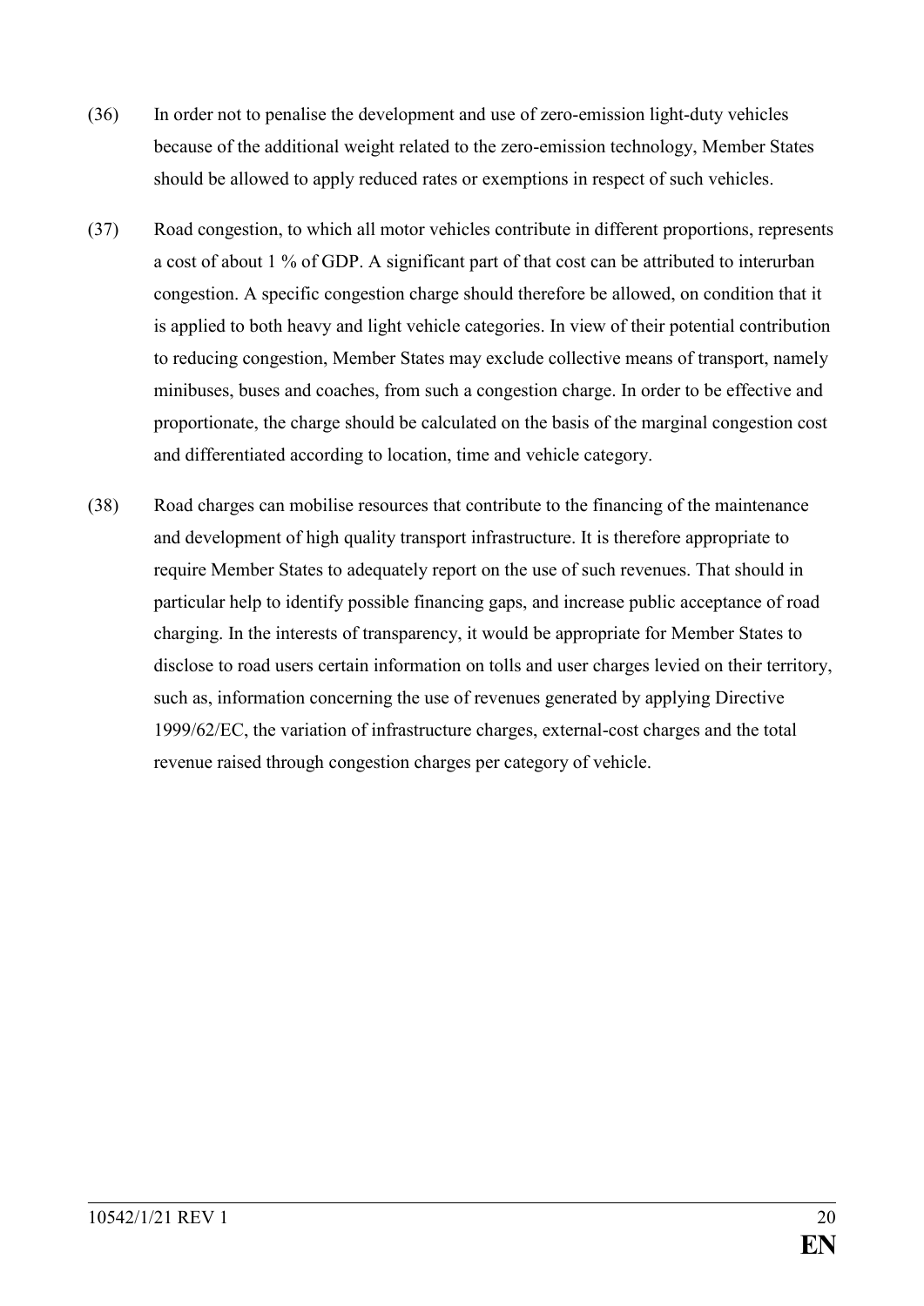(36) In order not to penalise the development and use of zero-emission light-duty vehicles because of the additional weight related to the zero-emission technology, Member States should be allowed to apply reduced rates or exemptions in respect of such vehicles.

(37) Road congestion, to which all motor vehicles contribute in different proportions, represents a cost of about 1 % of GDP. A significant part of that cost can be attributed to interurban congestion. A specific congestion charge should therefore be allowed, on condition that it is applied to both heavy and light vehicle categories. In view of their potential contribution to reducing congestion, Member States may exclude collective means of transport, namely minibuses, buses and coaches, from such a congestion charge. In order to be effective and proportionate, the charge should be calculated on the basis of the marginal congestion cost and differentiated according to location, time and vehicle category.

(38) Road charges can mobilise resources that contribute to the financing of the maintenance and development of high quality transport infrastructure. It is therefore appropriate to require Member States to adequately report on the use of such revenues. That should in particular help to identify possible financing gaps, and increase public acceptance of road charging. In the interests of transparency, it would be appropriate for Member States to disclose to road users certain information on tolls and user charges levied on their territory, such as, information concerning the use of revenues generated by applying Directive 1999/62/EC, the variation of infrastructure charges, external-cost charges and the total revenue raised through congestion charges per category of vehicle.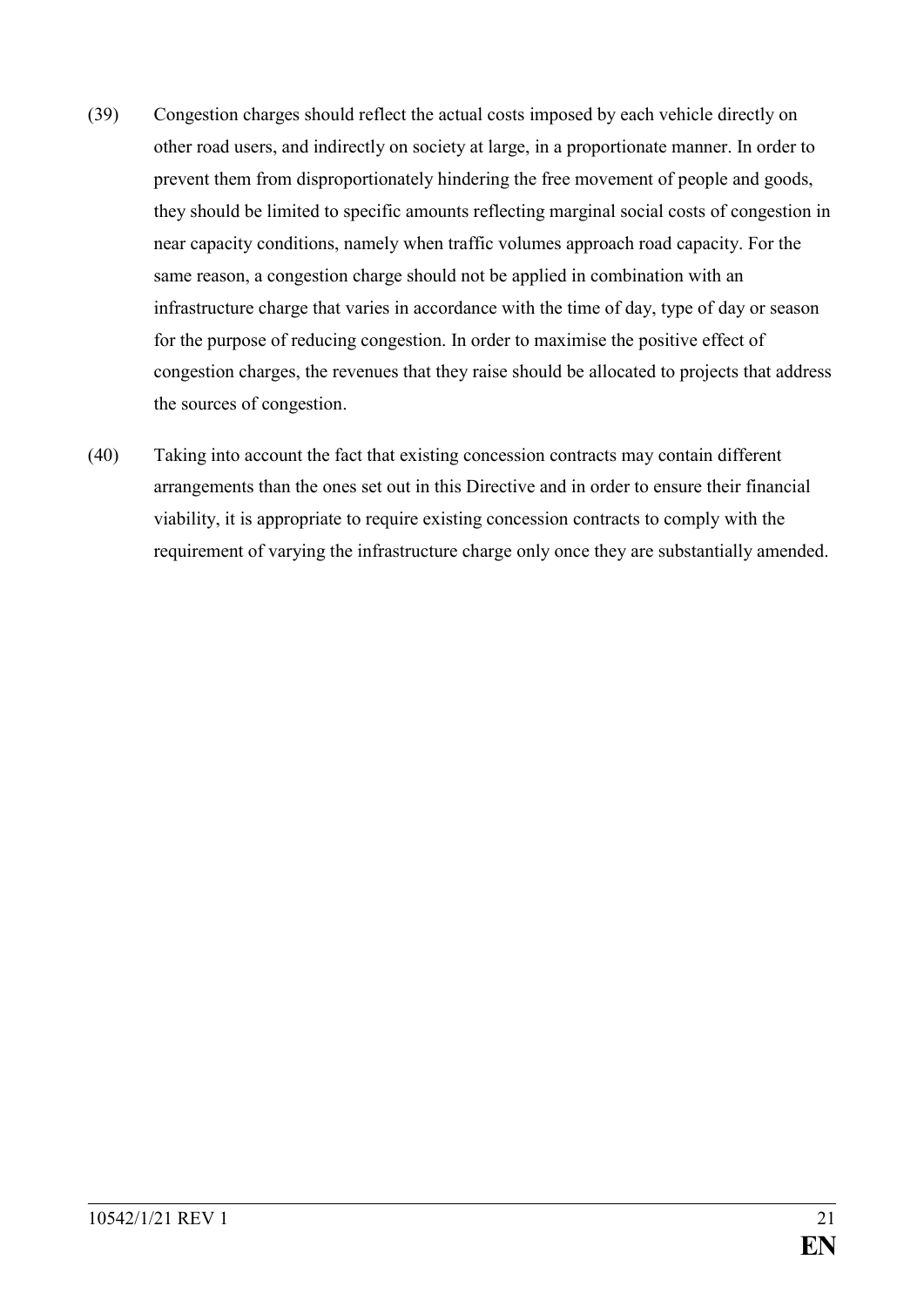(39) Congestion charges should reflect the actual costs imposed by each vehicle directly on other road users, and indirectly on society at large, in a proportionate manner. In order to prevent them from disproportionately hindering the free movement of people and goods, they should be limited to specific amounts reflecting marginal social costs of congestion in near capacity conditions, namely when traffic volumes approach road capacity. For the same reason, a congestion charge should not be applied in combination with an infrastructure charge that varies in accordance with the time of day, type of day or season for the purpose of reducing congestion. In order to maximise the positive effect of congestion charges, the revenues that they raise should be allocated to projects that address the sources of congestion.

(40) Taking into account the fact that existing concession contracts may contain different arrangements than the ones set out in this Directive and in order to ensure their financial viability, it is appropriate to require existing concession contracts to comply with the requirement of varying the infrastructure charge only once they are substantially amended.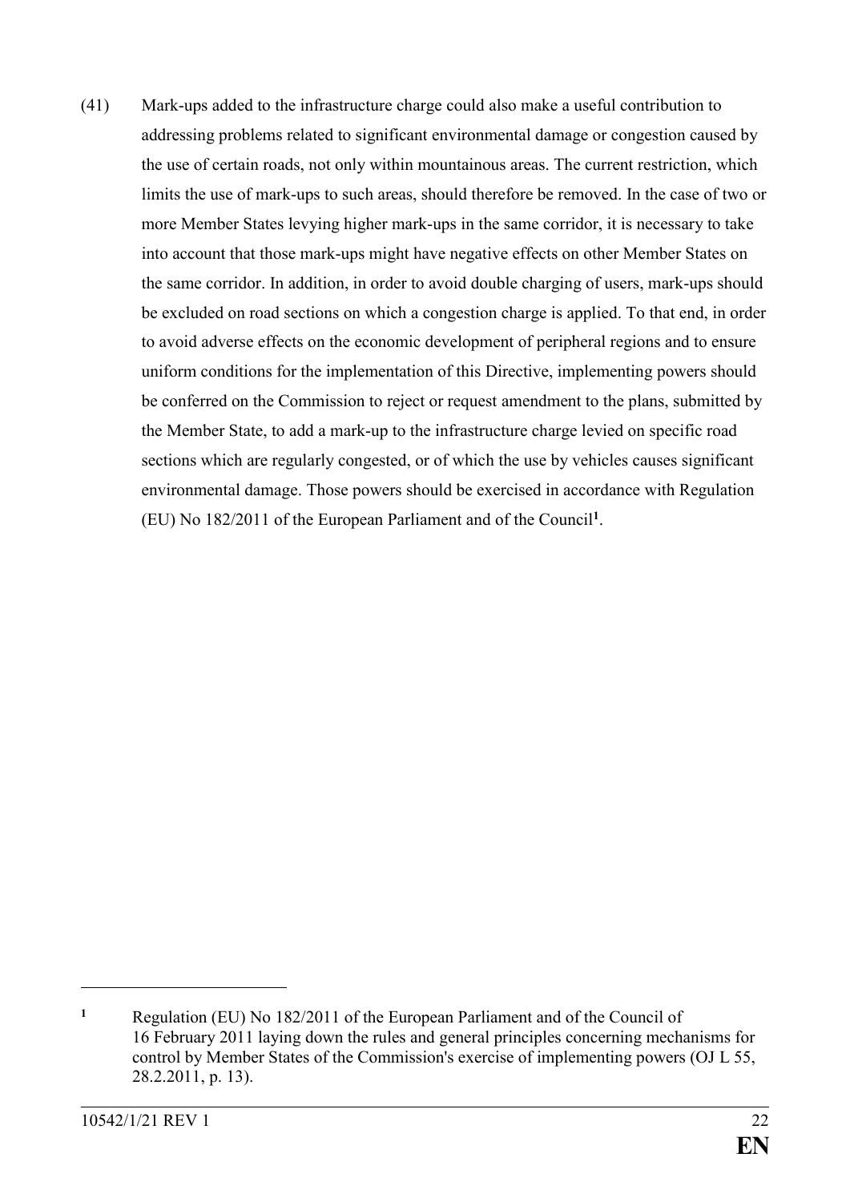(41) Mark-ups added to the infrastructure charge could also make a useful contribution to addressing problems related to significant environmental damage or congestion caused by the use of certain roads, not only within mountainous areas. The current restriction, which limits the use of mark-ups to such areas, should therefore be removed. In the case of two or more Member States levying higher mark-ups in the same corridor, it is necessary to take into account that those mark-ups might have negative effects on other Member States on the same corridor. In addition, in order to avoid double charging of users, mark-ups should be excluded on road sections on which a congestion charge is applied. To that end, in order to avoid adverse effects on the economic development of peripheral regions and to ensure uniform conditions for the implementation of this Directive, implementing powers should be conferred on the Commission to reject or request amendment to the plans, submitted by the Member State, to add a mark-up to the infrastructure charge levied on specific road sections which are regularly congested, or of which the use by vehicles causes significant environmental damage. Those powers should be exercised in accordance with Regulation (EU) No 182/2011 of the European Parliament and of the Council[1].

---

[1] Regulation (EU) No 182/2011 of the European Parliament and of the Council of 16 February 2011 laying down the rules and general principles concerning mechanisms for control by Member States of the Commission's exercise of implementing powers (OJ L 55, 28.2.2011, p. 13).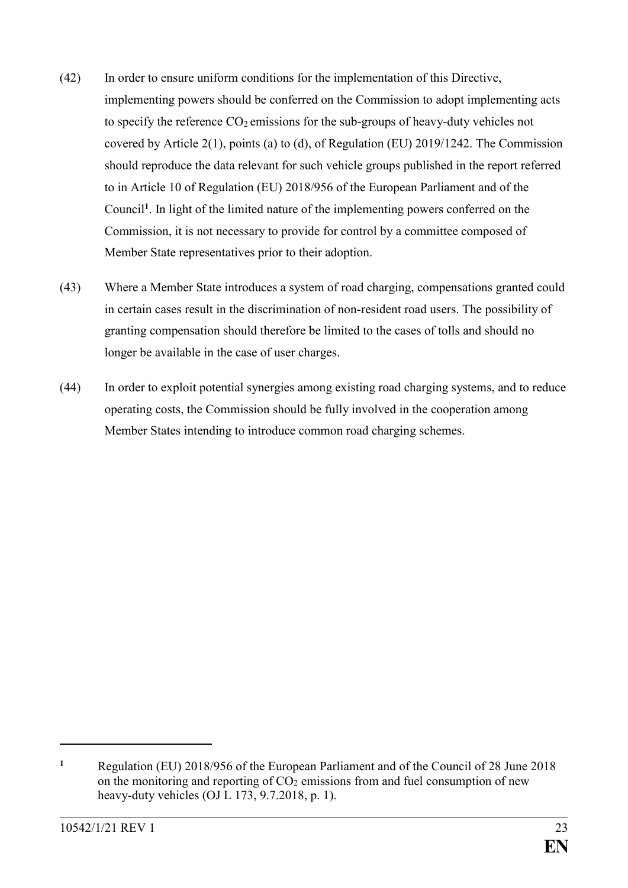(42) In order to ensure uniform conditions for the implementation of this Directive, implementing powers should be conferred on the Commission to adopt implementing acts to specify the reference $CO_2$ emissions for the sub-groups of heavy-duty vehicles not covered by Article 2(1), points (a) to (d), of Regulation (EU) 2019/1242. The Commission should reproduce the data relevant for such vehicle groups published in the report referred to in Article 10 of Regulation (EU) 2018/956 of the European Parliament and of the Council[1]. In light of the limited nature of the implementing powers conferred on the Commission, it is not necessary to provide for control by a committee composed of Member State representatives prior to their adoption.

(43) Where a Member State introduces a system of road charging, compensations granted could in certain cases result in the discrimination of non-resident road users. The possibility of granting compensation should therefore be limited to the cases of tolls and should no longer be available in the case of user charges.

(44) In order to exploit potential synergies among existing road charging systems, and to reduce operating costs, the Commission should be fully involved in the cooperation among Member States intending to introduce common road charging schemes.

---

[1] Regulation (EU) 2018/956 of the European Parliament and of the Council of 28 June 2018 on the monitoring and reporting of $CO_2$ emissions from and fuel consumption of new heavy-duty vehicles (OJ L 173, 9.7.2018, p. 1).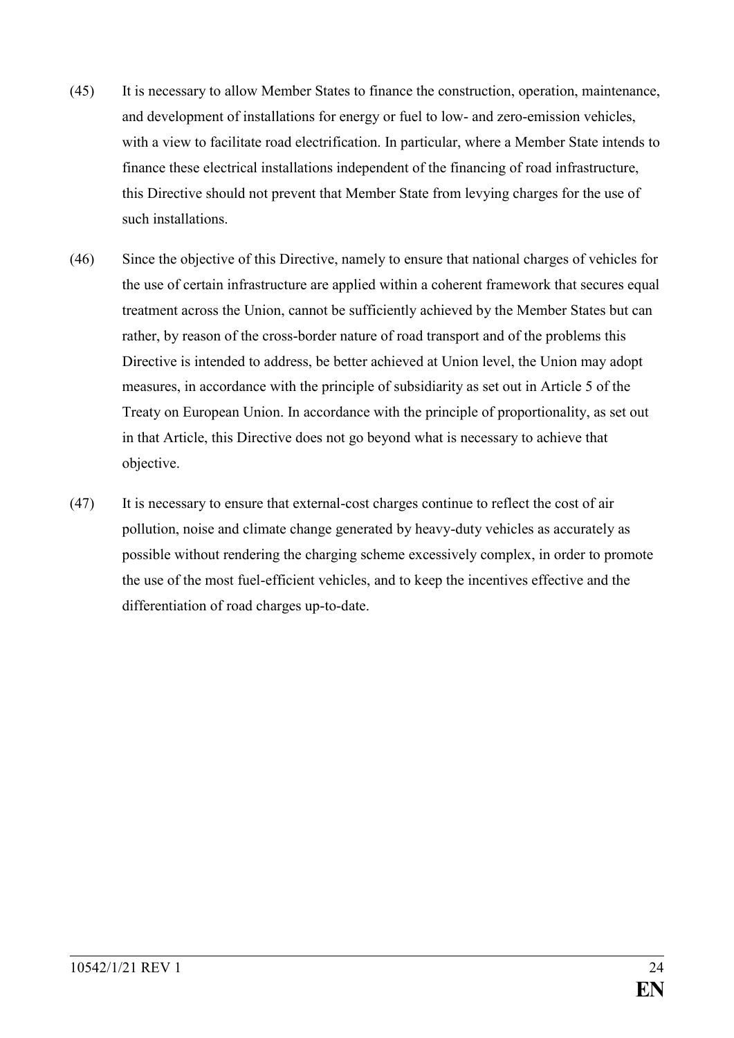(45) It is necessary to allow Member States to finance the construction, operation, maintenance, and development of installations for energy or fuel to low- and zero-emission vehicles, with a view to facilitate road electrification. In particular, where a Member State intends to finance these electrical installations independent of the financing of road infrastructure, this Directive should not prevent that Member State from levying charges for the use of such installations.

(46) Since the objective of this Directive, namely to ensure that national charges of vehicles for the use of certain infrastructure are applied within a coherent framework that secures equal treatment across the Union, cannot be sufficiently achieved by the Member States but can rather, by reason of the cross-border nature of road transport and of the problems this Directive is intended to address, be better achieved at Union level, the Union may adopt measures, in accordance with the principle of subsidiarity as set out in Article 5 of the Treaty on European Union. In accordance with the principle of proportionality, as set out in that Article, this Directive does not go beyond what is necessary to achieve that objective.

(47) It is necessary to ensure that external-cost charges continue to reflect the cost of air pollution, noise and climate change generated by heavy-duty vehicles as accurately as possible without rendering the charging scheme excessively complex, in order to promote the use of the most fuel-efficient vehicles, and to keep the incentives effective and the differentiation of road charges up-to-date.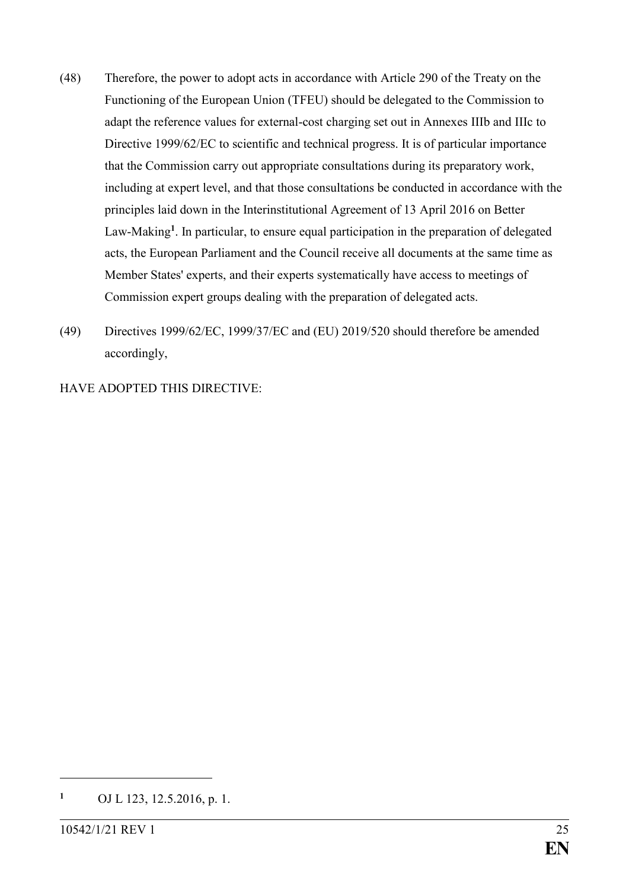(48) Therefore, the power to adopt acts in accordance with Article 290 of the Treaty on the Functioning of the European Union (TFEU) should be delegated to the Commission to adapt the reference values for external-cost charging set out in Annexes IIIb and IIIc to Directive 1999/62/EC to scientific and technical progress. It is of particular importance that the Commission carry out appropriate consultations during its preparatory work, including at expert level, and that those consultations be conducted in accordance with the principles laid down in the Interinstitutional Agreement of 13 April 2016 on Better Law-Making[1]. In particular, to ensure equal participation in the preparation of delegated acts, the European Parliament and the Council receive all documents at the same time as Member States' experts, and their experts systematically have access to meetings of Commission expert groups dealing with the preparation of delegated acts.

(49) Directives 1999/62/EC, 1999/37/EC and (EU) 2019/520 should therefore be amended accordingly,

HAVE ADOPTED THIS DIRECTIVE:

---

[1] OJ L 123, 12.5.2016, p. 1.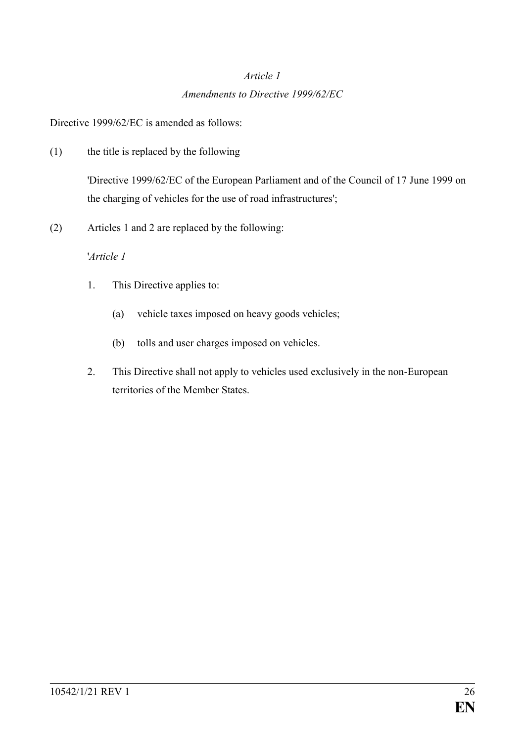*Article 1*

*Amendments to Directive 1999/62/EC*

Directive 1999/62/EC is amended as follows:

(1) the title is replaced by the following

'Directive 1999/62/EC of the European Parliament and of the Council of 17 June 1999 on the charging of vehicles for the use of road infrastructures';

(2) Articles 1 and 2 are replaced by the following:

'*Article 1*

1. This Directive applies to:

   (a) vehicle taxes imposed on heavy goods vehicles;

   (b) tolls and user charges imposed on vehicles.

2. This Directive shall not apply to vehicles used exclusively in the non-European territories of the Member States.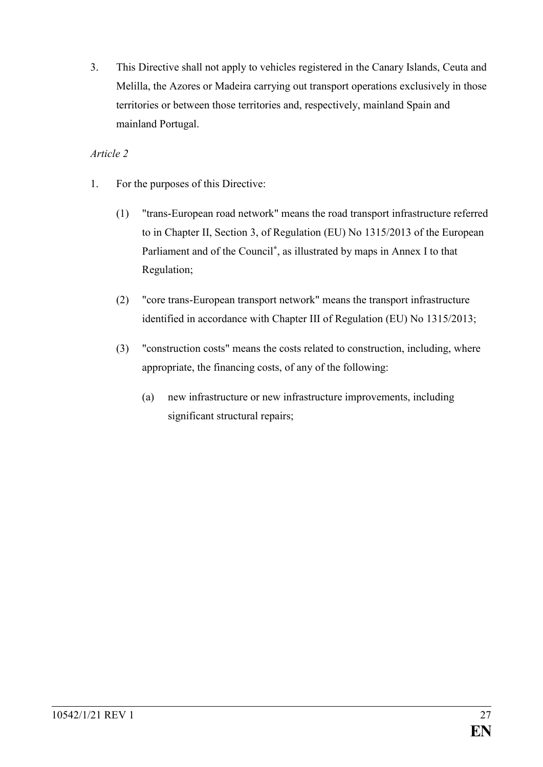3. This Directive shall not apply to vehicles registered in the Canary Islands, Ceuta and Melilla, the Azores or Madeira carrying out transport operations exclusively in those territories or between those territories and, respectively, mainland Spain and mainland Portugal.

*Article 2*

1. For the purposes of this Directive:

   (1) "trans-European road network" means the road transport infrastructure referred to in Chapter II, Section 3, of Regulation (EU) No 1315/2013 of the European Parliament and of the Council[*], as illustrated by maps in Annex I to that Regulation;

   (2) "core trans-European transport network" means the transport infrastructure identified in accordance with Chapter III of Regulation (EU) No 1315/2013;

   (3) "construction costs" means the costs related to construction, including, where appropriate, the financing costs, of any of the following:

      (a) new infrastructure or new infrastructure improvements, including significant structural repairs;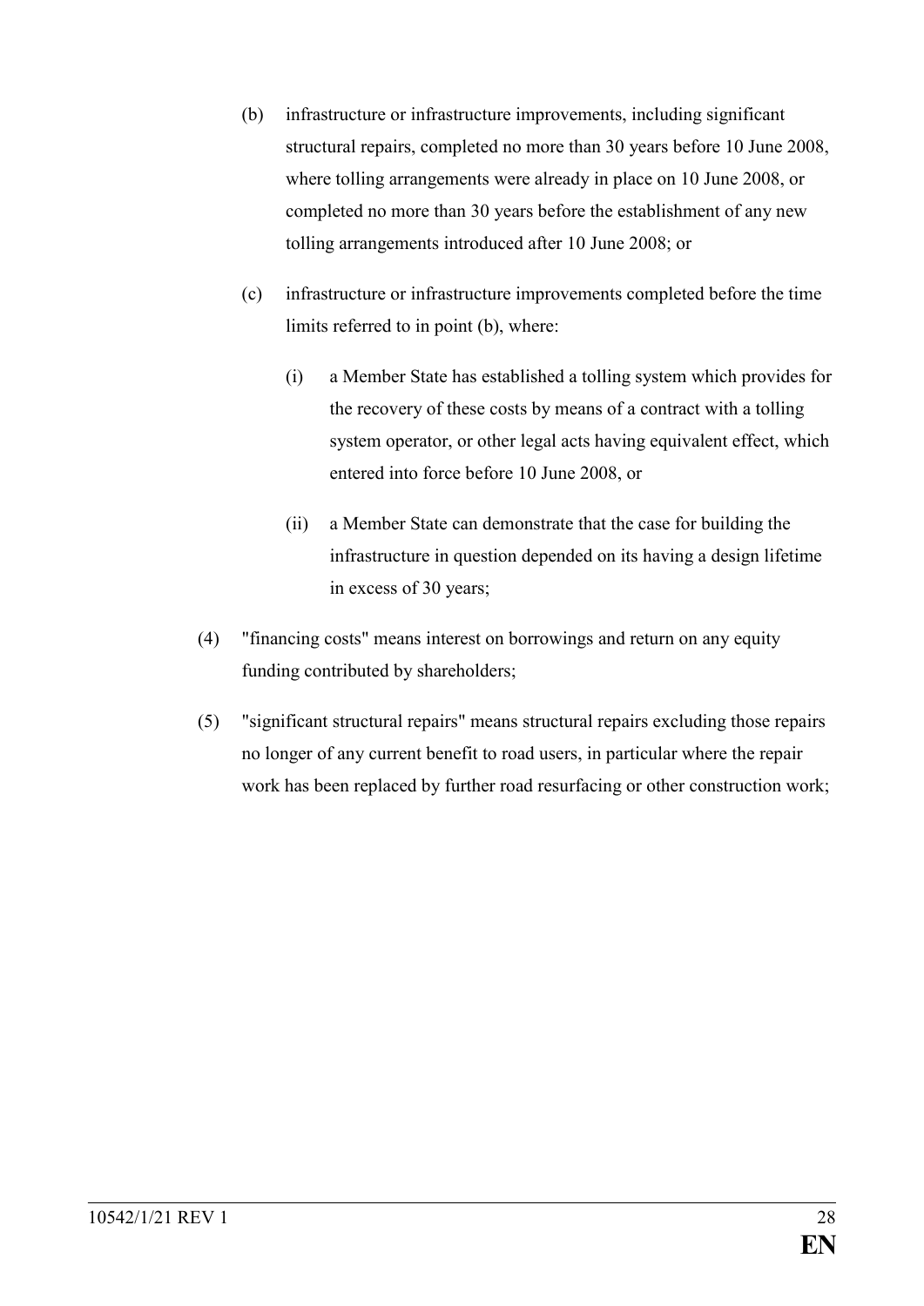(b) infrastructure or infrastructure improvements, including significant structural repairs, completed no more than 30 years before 10 June 2008, where tolling arrangements were already in place on 10 June 2008, or completed no more than 30 years before the establishment of any new tolling arrangements introduced after 10 June 2008; or

(c) infrastructure or infrastructure improvements completed before the time limits referred to in point (b), where:

(i) a Member State has established a tolling system which provides for the recovery of these costs by means of a contract with a tolling system operator, or other legal acts having equivalent effect, which entered into force before 10 June 2008, or

(ii) a Member State can demonstrate that the case for building the infrastructure in question depended on its having a design lifetime in excess of 30 years;

(4) "financing costs" means interest on borrowings and return on any equity funding contributed by shareholders;

(5) "significant structural repairs" means structural repairs excluding those repairs no longer of any current benefit to road users, in particular where the repair work has been replaced by further road resurfacing or other construction work;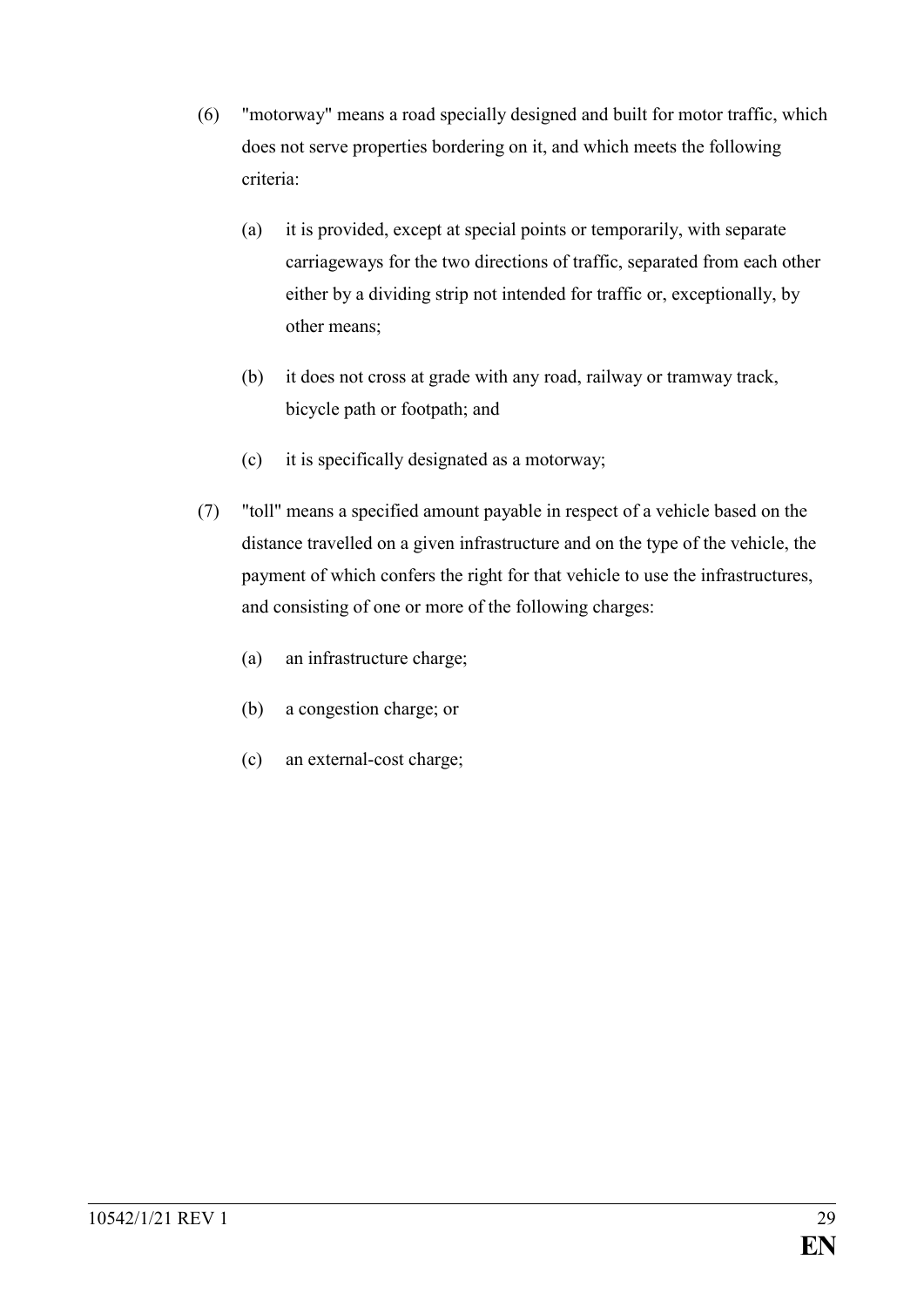(6) "motorway" means a road specially designed and built for motor traffic, which does not serve properties bordering on it, and which meets the following criteria:

   (a) it is provided, except at special points or temporarily, with separate carriageways for the two directions of traffic, separated from each other either by a dividing strip not intended for traffic or, exceptionally, by other means;

   (b) it does not cross at grade with any road, railway or tramway track, bicycle path or footpath; and

   (c) it is specifically designated as a motorway;

(7) "toll" means a specified amount payable in respect of a vehicle based on the distance travelled on a given infrastructure and on the type of the vehicle, the payment of which confers the right for that vehicle to use the infrastructures, and consisting of one or more of the following charges:

   (a) an infrastructure charge;

   (b) a congestion charge; or

   (c) an external-cost charge;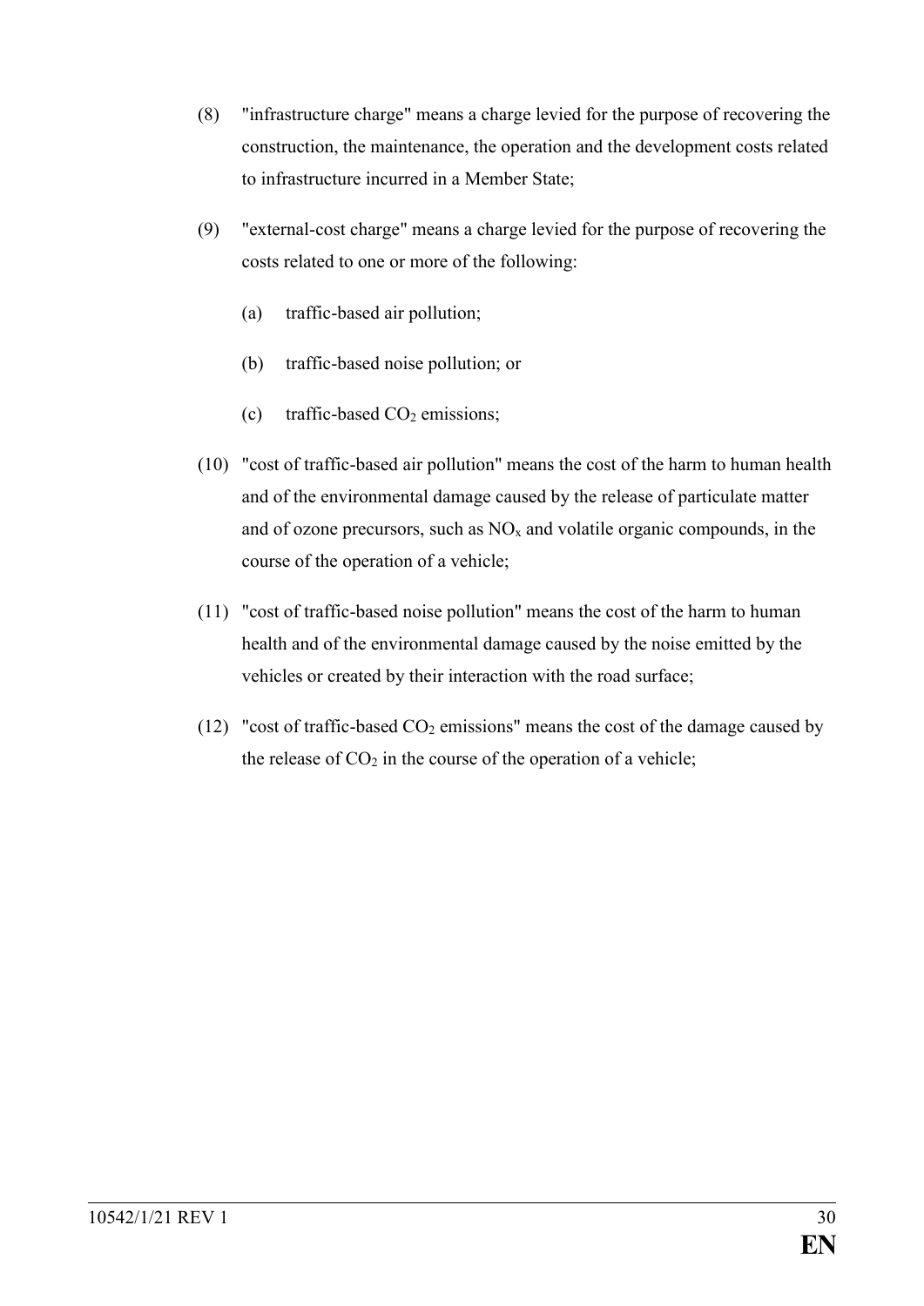(8) "infrastructure charge" means a charge levied for the purpose of recovering the construction, the maintenance, the operation and the development costs related to infrastructure incurred in a Member State;

(9) "external-cost charge" means a charge levied for the purpose of recovering the costs related to one or more of the following:

   (a) traffic-based air pollution;

   (b) traffic-based noise pollution; or

   (c) traffic-based $CO_2$ emissions;

(10) "cost of traffic-based air pollution" means the cost of the harm to human health and of the environmental damage caused by the release of particulate matter and of ozone precursors, such as $NO_x$ and volatile organic compounds, in the course of the operation of a vehicle;

(11) "cost of traffic-based noise pollution" means the cost of the harm to human health and of the environmental damage caused by the noise emitted by the vehicles or created by their interaction with the road surface;

(12) "cost of traffic-based $CO_2$ emissions" means the cost of the damage caused by the release of $CO_2$ in the course of the operation of a vehicle;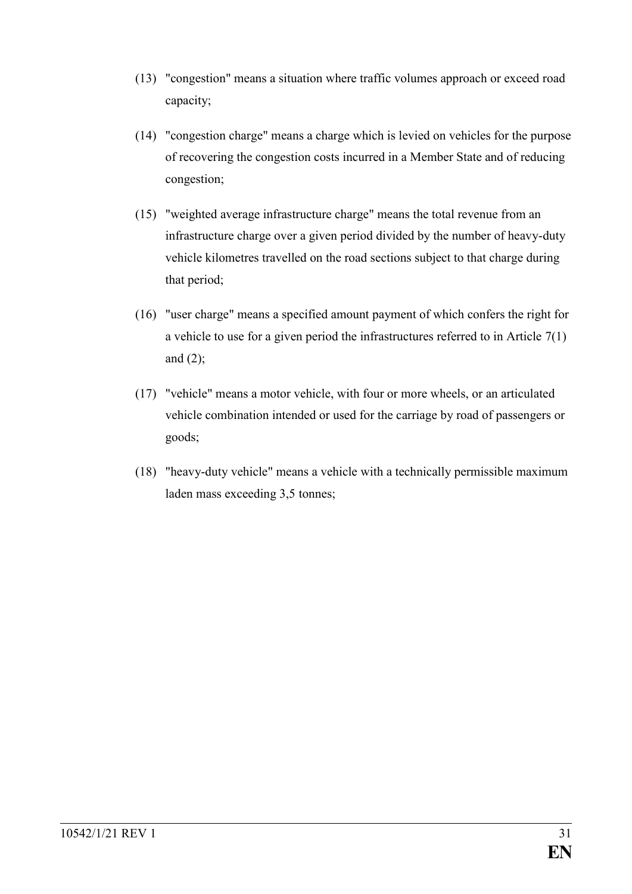(13) "congestion" means a situation where traffic volumes approach or exceed road capacity;

(14) "congestion charge" means a charge which is levied on vehicles for the purpose of recovering the congestion costs incurred in a Member State and of reducing congestion;

(15) "weighted average infrastructure charge" means the total revenue from an infrastructure charge over a given period divided by the number of heavy-duty vehicle kilometres travelled on the road sections subject to that charge during that period;

(16) "user charge" means a specified amount payment of which confers the right for a vehicle to use for a given period the infrastructures referred to in Article 7(1) and (2);

(17) "vehicle" means a motor vehicle, with four or more wheels, or an articulated vehicle combination intended or used for the carriage by road of passengers or goods;

(18) "heavy-duty vehicle" means a vehicle with a technically permissible maximum laden mass exceeding 3,5 tonnes;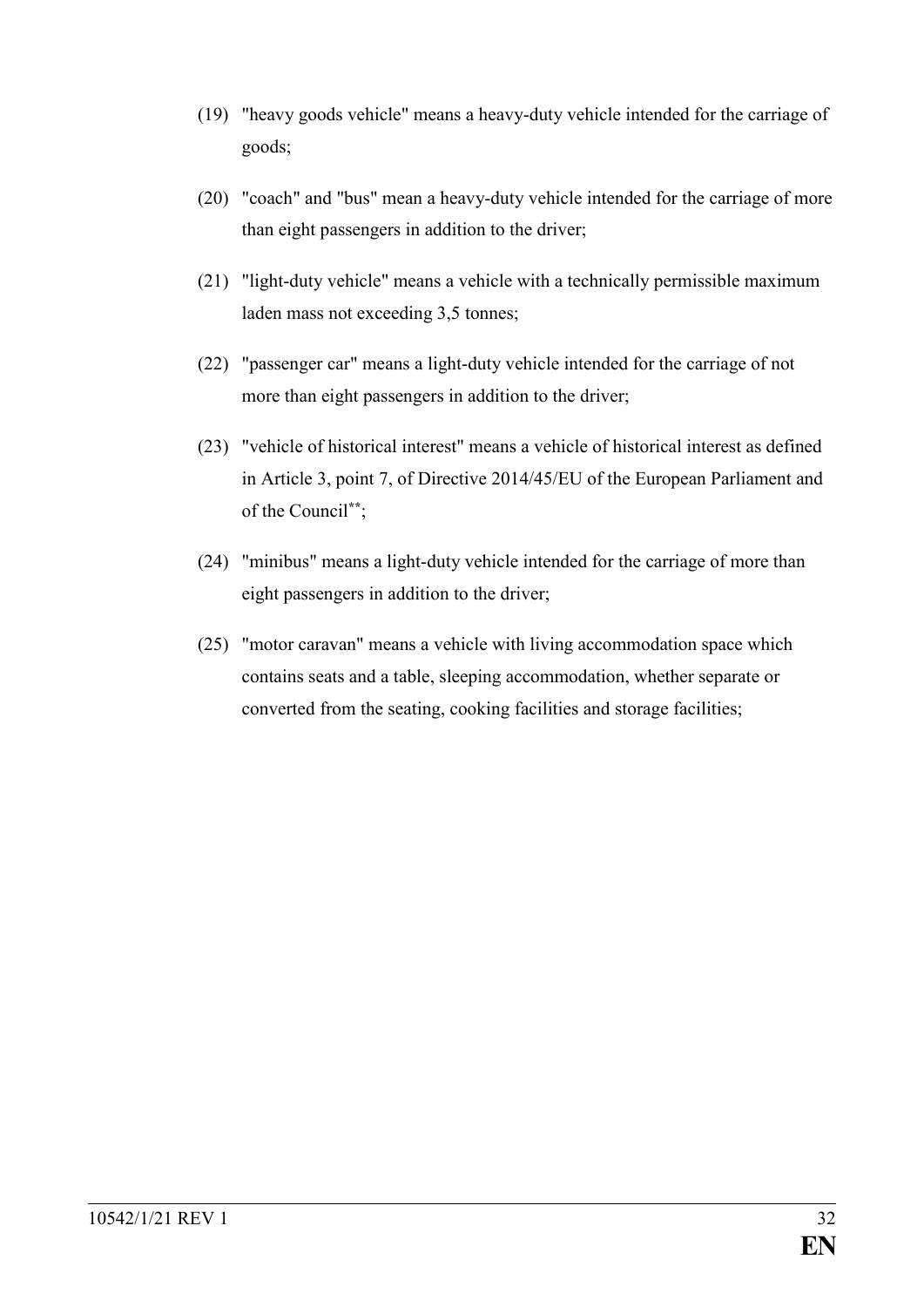(19) "heavy goods vehicle" means a heavy-duty vehicle intended for the carriage of goods;

(20) "coach" and "bus" mean a heavy-duty vehicle intended for the carriage of more than eight passengers in addition to the driver;

(21) "light-duty vehicle" means a vehicle with a technically permissible maximum laden mass not exceeding 3,5 tonnes;

(22) "passenger car" means a light-duty vehicle intended for the carriage of not more than eight passengers in addition to the driver;

(23) "vehicle of historical interest" means a vehicle of historical interest as defined in Article 3, point 7, of Directive 2014/45/EU of the European Parliament and of the Council[**];

(24) "minibus" means a light-duty vehicle intended for the carriage of more than eight passengers in addition to the driver;

(25) "motor caravan" means a vehicle with living accommodation space which contains seats and a table, sleeping accommodation, whether separate or converted from the seating, cooking facilities and storage facilities;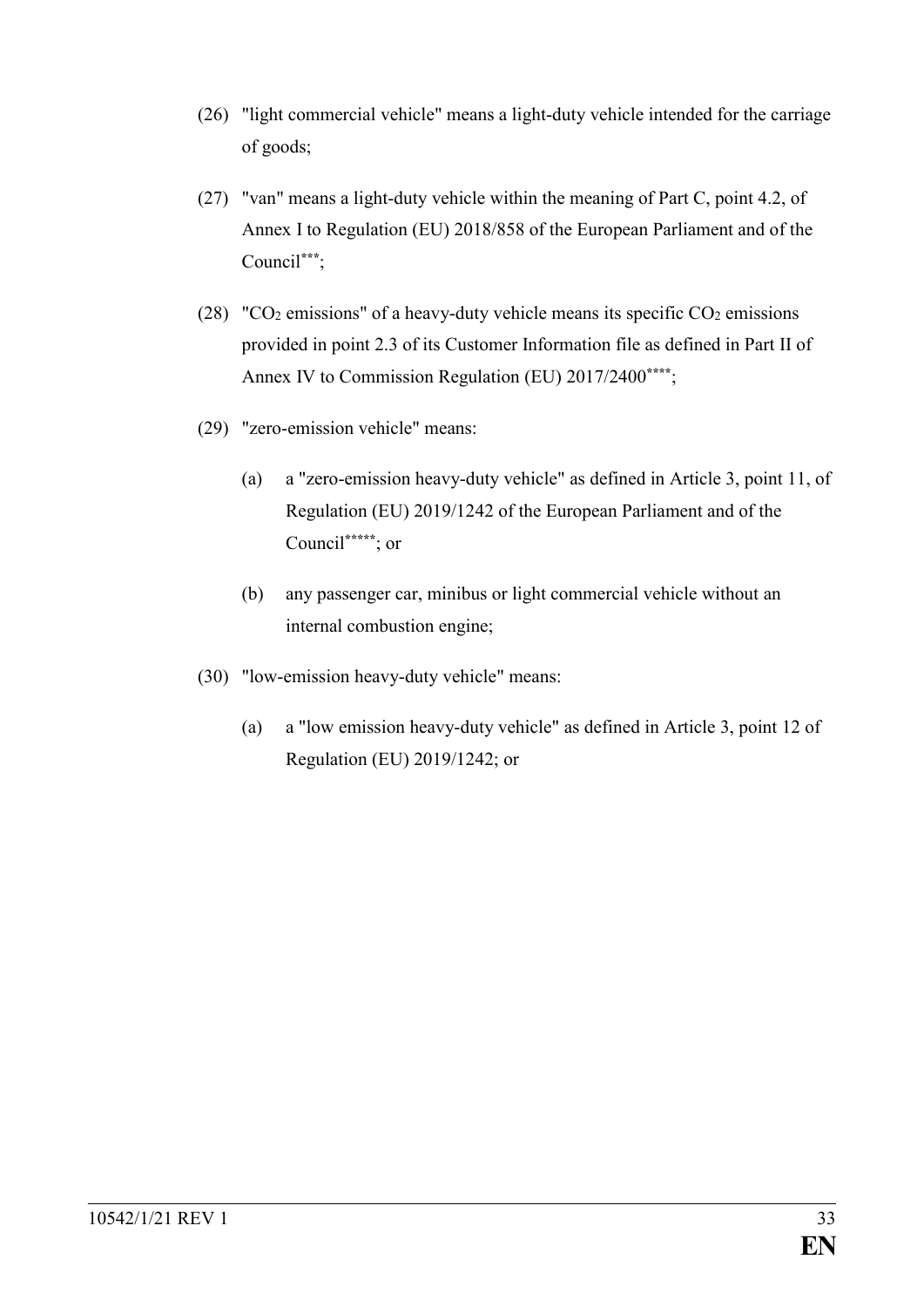(26) "light commercial vehicle" means a light-duty vehicle intended for the carriage of goods;

(27) "van" means a light-duty vehicle within the meaning of Part C, point 4.2, of Annex I to Regulation (EU) 2018/858 of the European Parliament and of the Council[***];

(28) "$CO_2$ emissions" of a heavy-duty vehicle means its specific $CO_2$ emissions provided in point 2.3 of its Customer Information file as defined in Part II of Annex IV to Commission Regulation (EU) 2017/2400[****];

(29) "zero-emission vehicle" means:

   (a) a "zero-emission heavy-duty vehicle" as defined in Article 3, point 11, of Regulation (EU) 2019/1242 of the European Parliament and of the Council[*****]; or

   (b) any passenger car, minibus or light commercial vehicle without an internal combustion engine;

(30) "low-emission heavy-duty vehicle" means:

   (a) a "low emission heavy-duty vehicle" as defined in Article 3, point 12 of Regulation (EU) 2019/1242; or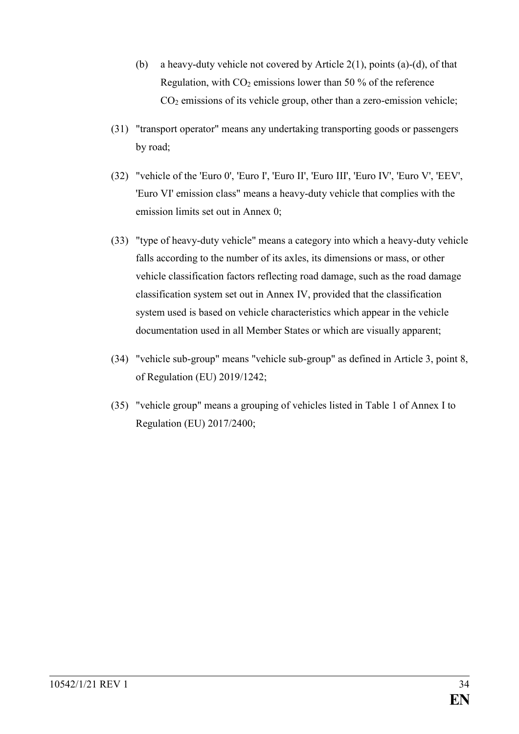(b) a heavy-duty vehicle not covered by Article 2(1), points (a)-(d), of that Regulation, with $CO_2$ emissions lower than 50 % of the reference $CO_2$ emissions of its vehicle group, other than a zero-emission vehicle;

(31) "transport operator" means any undertaking transporting goods or passengers by road;

(32) "vehicle of the 'Euro 0', 'Euro I', 'Euro II', 'Euro III', 'Euro IV', 'Euro V', 'EEV', 'Euro VI' emission class" means a heavy-duty vehicle that complies with the emission limits set out in Annex 0;

(33) "type of heavy-duty vehicle" means a category into which a heavy-duty vehicle falls according to the number of its axles, its dimensions or mass, or other vehicle classification factors reflecting road damage, such as the road damage classification system set out in Annex IV, provided that the classification system used is based on vehicle characteristics which appear in the vehicle documentation used in all Member States or which are visually apparent;

(34) "vehicle sub-group" means "vehicle sub-group" as defined in Article 3, point 8, of Regulation (EU) 2019/1242;

(35) "vehicle group" means a grouping of vehicles listed in Table 1 of Annex I to Regulation (EU) 2017/2400;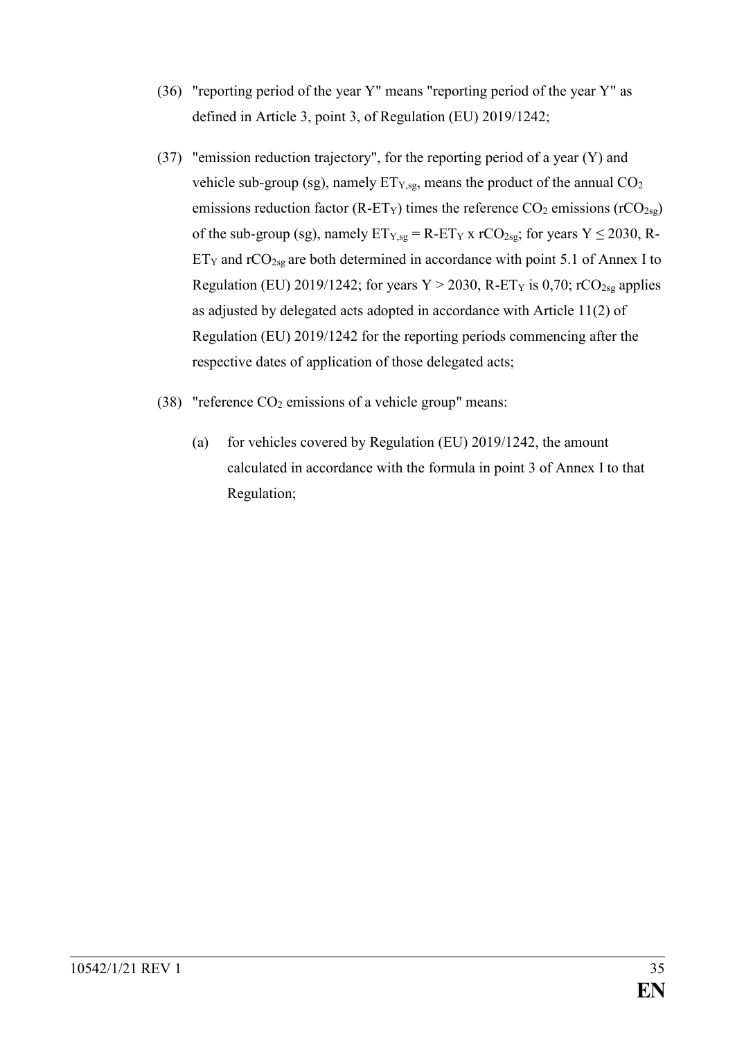(36) "reporting period of the year Y" means "reporting period of the year Y" as defined in Article 3, point 3, of Regulation (EU) 2019/1242;

(37) "emission reduction trajectory", for the reporting period of a year (Y) and vehicle sub-group (sg), namely $ET_{Y,sg}$, means the product of the annual $CO_2$ emissions reduction factor ($R\text{-}ET_Y$) times the reference $CO_2$ emissions ($rCO_{2sg}$) of the sub-group (sg), namely $ET_{Y,sg} = R\text{-}ET_Y \times rCO_{2sg}$; for years $Y \leq 2030$, $R\text{-}ET_Y$ and $rCO_{2sg}$ are both determined in accordance with point 5.1 of Annex I to Regulation (EU) 2019/1242; for years $Y > 2030$, $R\text{-}ET_Y$ is 0,70; $rCO_{2sg}$ applies as adjusted by delegated acts adopted in accordance with Article 11(2) of Regulation (EU) 2019/1242 for the reporting periods commencing after the respective dates of application of those delegated acts;

(38) "reference $CO_2$ emissions of a vehicle group" means:

(a) for vehicles covered by Regulation (EU) 2019/1242, the amount calculated in accordance with the formula in point 3 of Annex I to that Regulation;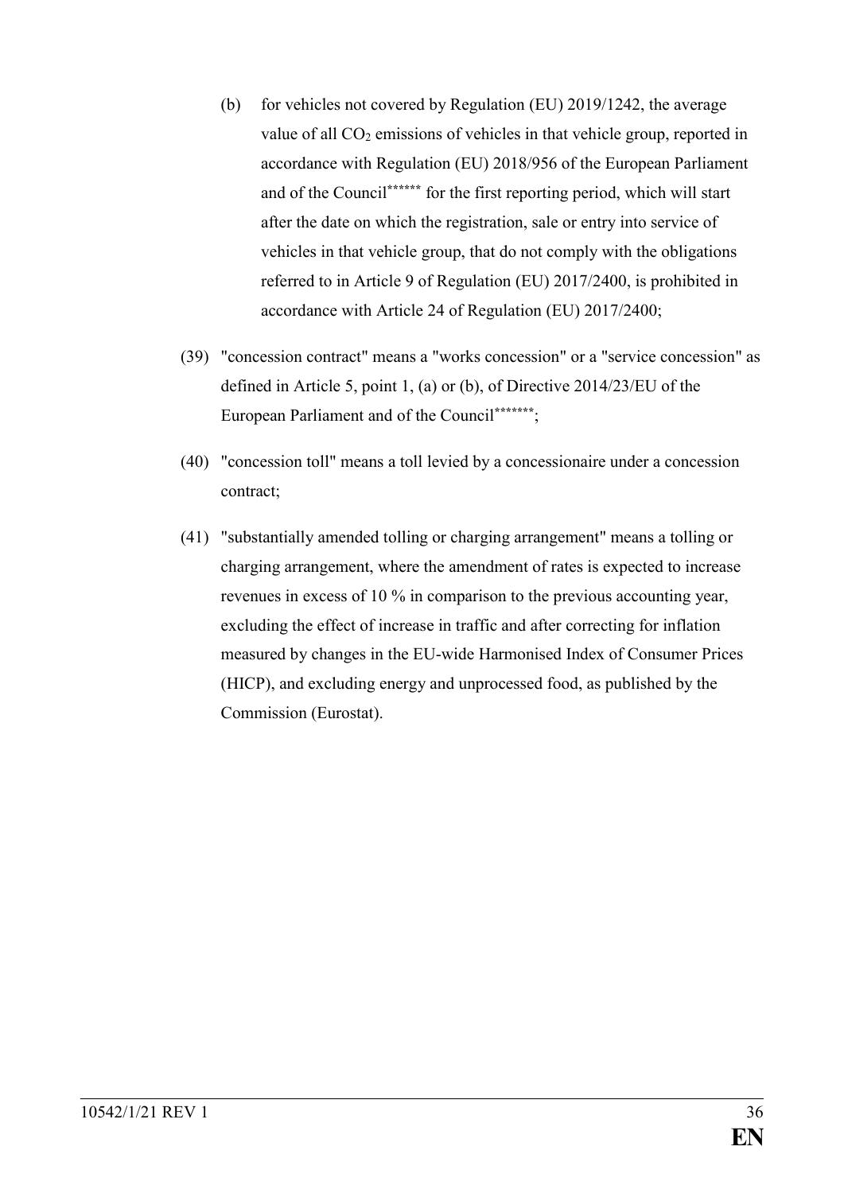(b) for vehicles not covered by Regulation (EU) 2019/1242, the average value of all $CO_2$ emissions of vehicles in that vehicle group, reported in accordance with Regulation (EU) 2018/956 of the European Parliament and of the Council****** for the first reporting period, which will start after the date on which the registration, sale or entry into service of vehicles in that vehicle group, that do not comply with the obligations referred to in Article 9 of Regulation (EU) 2017/2400, is prohibited in accordance with Article 24 of Regulation (EU) 2017/2400;

(39) "concession contract" means a "works concession" or a "service concession" as defined in Article 5, point 1, (a) or (b), of Directive 2014/23/EU of the European Parliament and of the Council*******;

(40) "concession toll" means a toll levied by a concessionaire under a concession contract;

(41) "substantially amended tolling or charging arrangement" means a tolling or charging arrangement, where the amendment of rates is expected to increase revenues in excess of 10 % in comparison to the previous accounting year, excluding the effect of increase in traffic and after correcting for inflation measured by changes in the EU-wide Harmonised Index of Consumer Prices (HICP), and excluding energy and unprocessed food, as published by the Commission (Eurostat).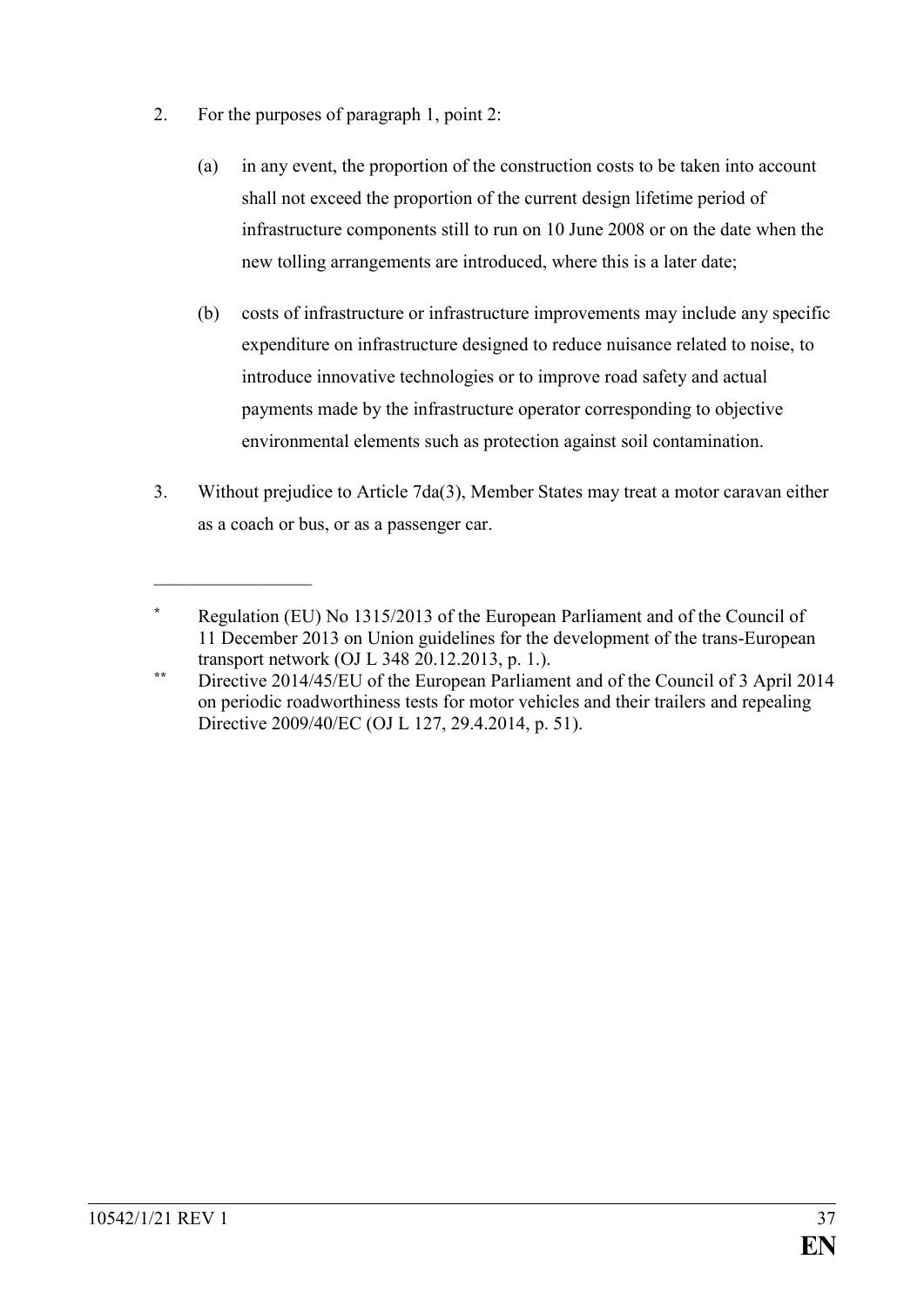2. For the purposes of paragraph 1, point 2:

   (a) in any event, the proportion of the construction costs to be taken into account shall not exceed the proportion of the current design lifetime period of infrastructure components still to run on 10 June 2008 or on the date when the new tolling arrangements are introduced, where this is a later date;

   (b) costs of infrastructure or infrastructure improvements may include any specific expenditure on infrastructure designed to reduce nuisance related to noise, to introduce innovative technologies or to improve road safety and actual payments made by the infrastructure operator corresponding to objective environmental elements such as protection against soil contamination.

3. Without prejudice to Article 7da(3), Member States may treat a motor caravan either as a coach or bus, or as a passenger car.

___________________

[*] Regulation (EU) No 1315/2013 of the European Parliament and of the Council of 11 December 2013 on Union guidelines for the development of the trans-European transport network (OJ L 348 20.12.2013, p. 1.).

[**] Directive 2014/45/EU of the European Parliament and of the Council of 3 April 2014 on periodic roadworthiness tests for motor vehicles and their trailers and repealing Directive 2009/40/EC (OJ L 127, 29.4.2014, p. 51).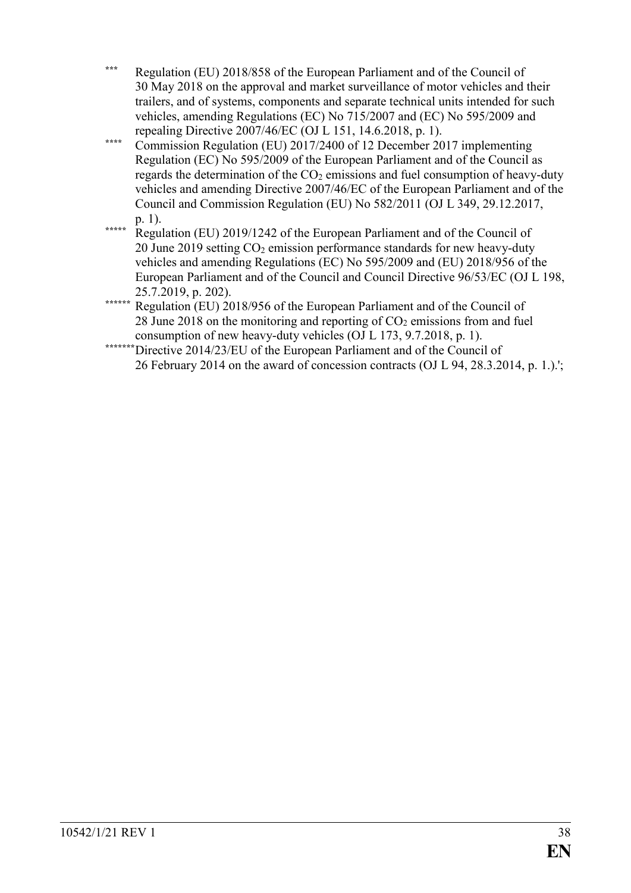*** Regulation (EU) 2018/858 of the European Parliament and of the Council of 30 May 2018 on the approval and market surveillance of motor vehicles and their trailers, and of systems, components and separate technical units intended for such vehicles, amending Regulations (EC) No 715/2007 and (EC) No 595/2009 and repealing Directive 2007/46/EC (OJ L 151, 14.6.2018, p. 1).

**** Commission Regulation (EU) 2017/2400 of 12 December 2017 implementing Regulation (EC) No 595/2009 of the European Parliament and of the Council as regards the determination of the $CO_2$ emissions and fuel consumption of heavy-duty vehicles and amending Directive 2007/46/EC of the European Parliament and of the Council and Commission Regulation (EU) No 582/2011 (OJ L 349, 29.12.2017, p. 1).

***** Regulation (EU) 2019/1242 of the European Parliament and of the Council of 20 June 2019 setting $CO_2$ emission performance standards for new heavy-duty vehicles and amending Regulations (EC) No 595/2009 and (EU) 2018/956 of the European Parliament and of the Council and Council Directive 96/53/EC (OJ L 198, 25.7.2019, p. 202).

****** Regulation (EU) 2018/956 of the European Parliament and of the Council of 28 June 2018 on the monitoring and reporting of $CO_2$ emissions from and fuel consumption of new heavy-duty vehicles (OJ L 173, 9.7.2018, p. 1).

******* Directive 2014/23/EU of the European Parliament and of the Council of 26 February 2014 on the award of concession contracts (OJ L 94, 28.3.2014, p. 1.).';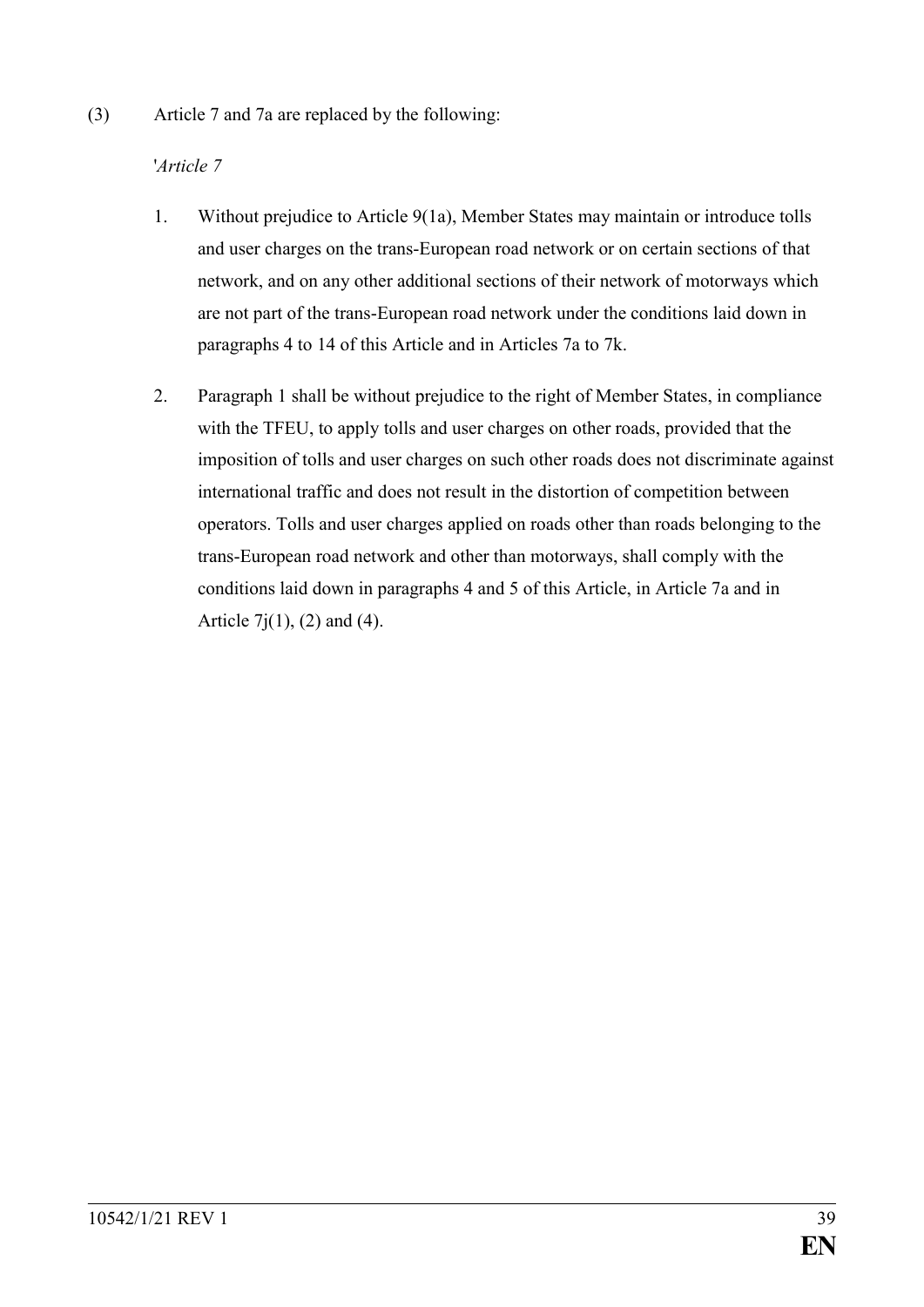(3) Article 7 and 7a are replaced by the following:

'*Article 7*

1. Without prejudice to Article 9(1a), Member States may maintain or introduce tolls and user charges on the trans-European road network or on certain sections of that network, and on any other additional sections of their network of motorways which are not part of the trans-European road network under the conditions laid down in paragraphs 4 to 14 of this Article and in Articles 7a to 7k.

2. Paragraph 1 shall be without prejudice to the right of Member States, in compliance with the TFEU, to apply tolls and user charges on other roads, provided that the imposition of tolls and user charges on such other roads does not discriminate against international traffic and does not result in the distortion of competition between operators. Tolls and user charges applied on roads other than roads belonging to the trans-European road network and other than motorways, shall comply with the conditions laid down in paragraphs 4 and 5 of this Article, in Article 7a and in Article 7j(1), (2) and (4).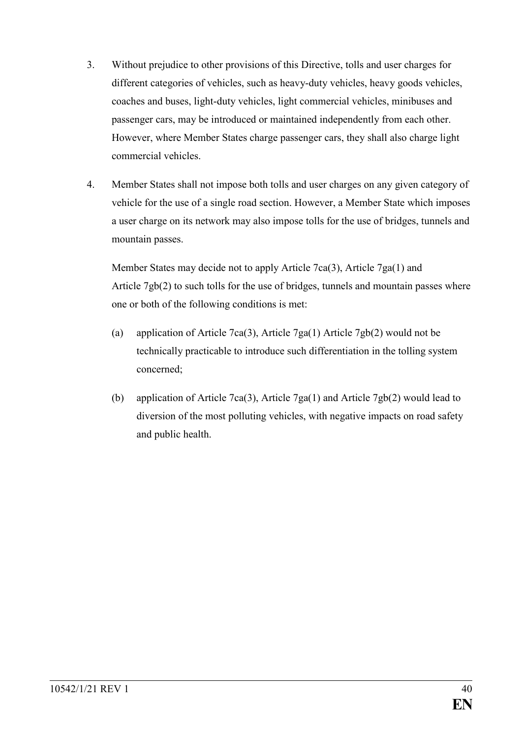3. Without prejudice to other provisions of this Directive, tolls and user charges for different categories of vehicles, such as heavy-duty vehicles, heavy goods vehicles, coaches and buses, light-duty vehicles, light commercial vehicles, minibuses and passenger cars, may be introduced or maintained independently from each other. However, where Member States charge passenger cars, they shall also charge light commercial vehicles.

4. Member States shall not impose both tolls and user charges on any given category of vehicle for the use of a single road section. However, a Member State which imposes a user charge on its network may also impose tolls for the use of bridges, tunnels and mountain passes.

   Member States may decide not to apply Article 7ca(3), Article 7ga(1) and Article 7gb(2) to such tolls for the use of bridges, tunnels and mountain passes where one or both of the following conditions is met:

   (a) application of Article 7ca(3), Article 7ga(1) Article 7gb(2) would not be technically practicable to introduce such differentiation in the tolling system concerned;

   (b) application of Article 7ca(3), Article 7ga(1) and Article 7gb(2) would lead to diversion of the most polluting vehicles, with negative impacts on road safety and public health.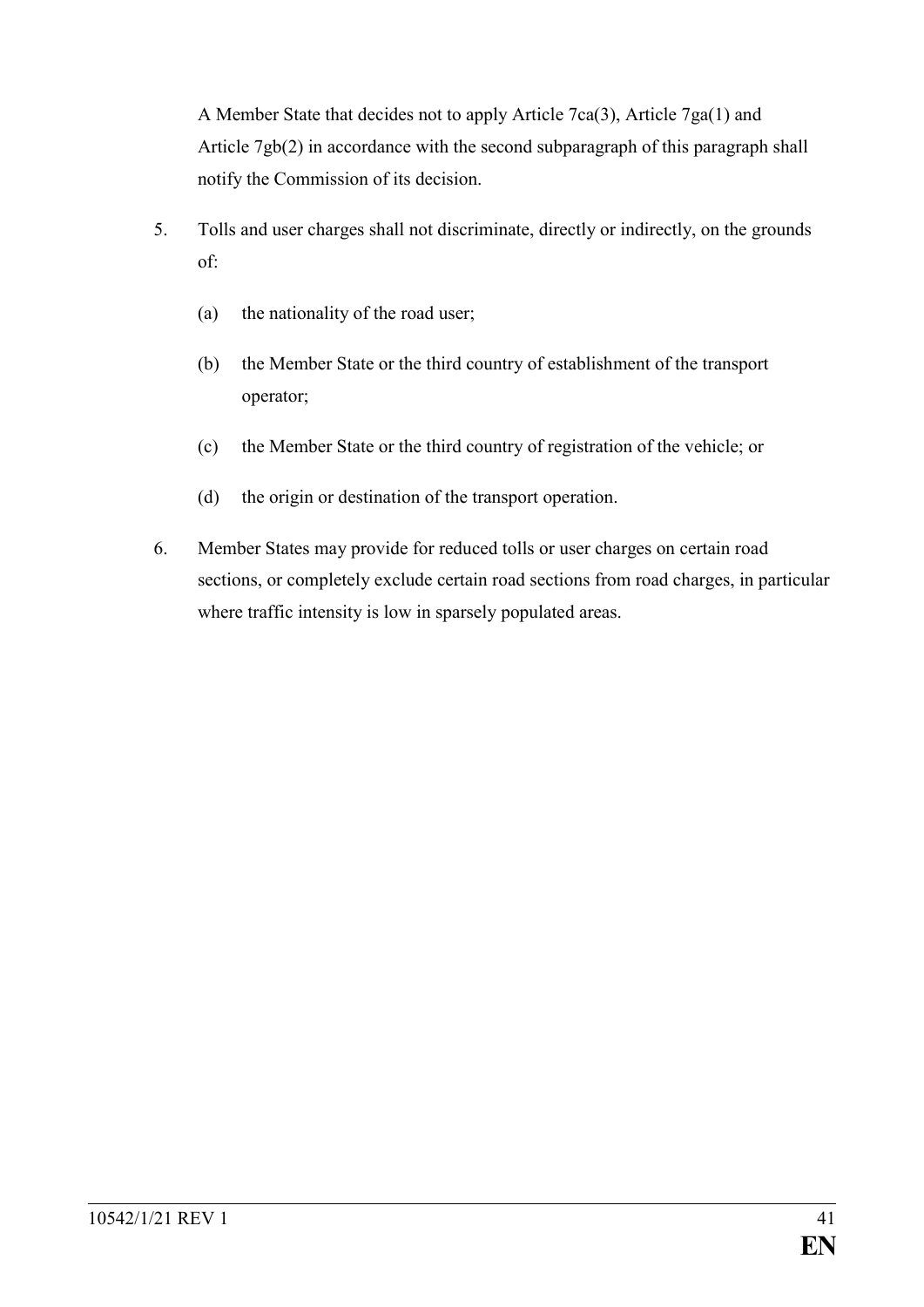A Member State that decides not to apply Article 7ca(3), Article 7ga(1) and Article 7gb(2) in accordance with the second subparagraph of this paragraph shall notify the Commission of its decision.

5. Tolls and user charges shall not discriminate, directly or indirectly, on the grounds of:

   (a) the nationality of the road user;

   (b) the Member State or the third country of establishment of the transport operator;

   (c) the Member State or the third country of registration of the vehicle; or

   (d) the origin or destination of the transport operation.

6. Member States may provide for reduced tolls or user charges on certain road sections, or completely exclude certain road sections from road charges, in particular where traffic intensity is low in sparsely populated areas.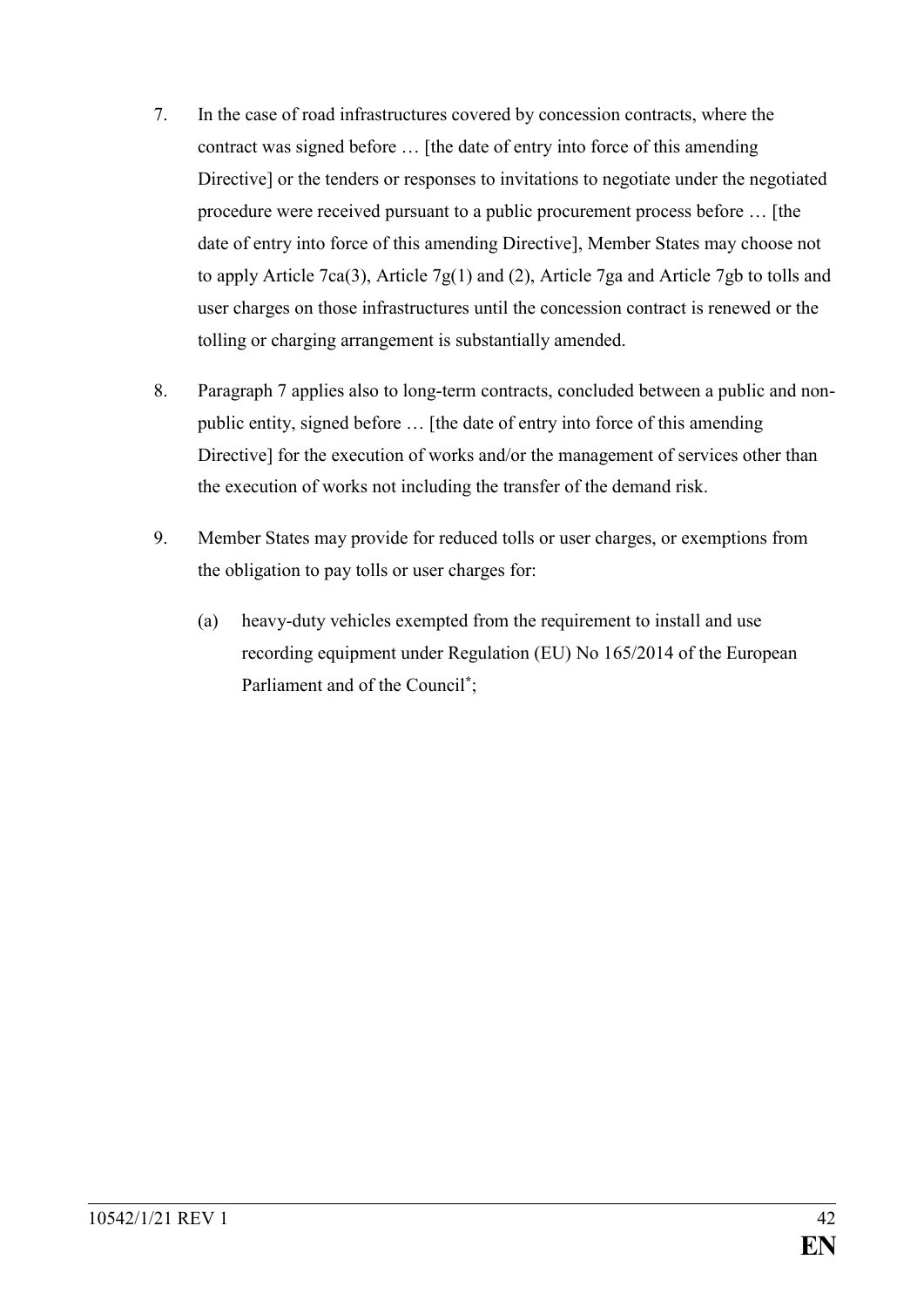7. In the case of road infrastructures covered by concession contracts, where the contract was signed before … [the date of entry into force of this amending Directive] or the tenders or responses to invitations to negotiate under the negotiated procedure were received pursuant to a public procurement process before … [the date of entry into force of this amending Directive], Member States may choose not to apply Article 7ca(3), Article 7g(1) and (2), Article 7ga and Article 7gb to tolls and user charges on those infrastructures until the concession contract is renewed or the tolling or charging arrangement is substantially amended.

8. Paragraph 7 applies also to long-term contracts, concluded between a public and non-public entity, signed before … [the date of entry into force of this amending Directive] for the execution of works and/or the management of services other than the execution of works not including the transfer of the demand risk.

9. Member States may provide for reduced tolls or user charges, or exemptions from the obligation to pay tolls or user charges for:

   (a) heavy-duty vehicles exempted from the requirement to install and use recording equipment under Regulation (EU) No 165/2014 of the European Parliament and of the Council[*];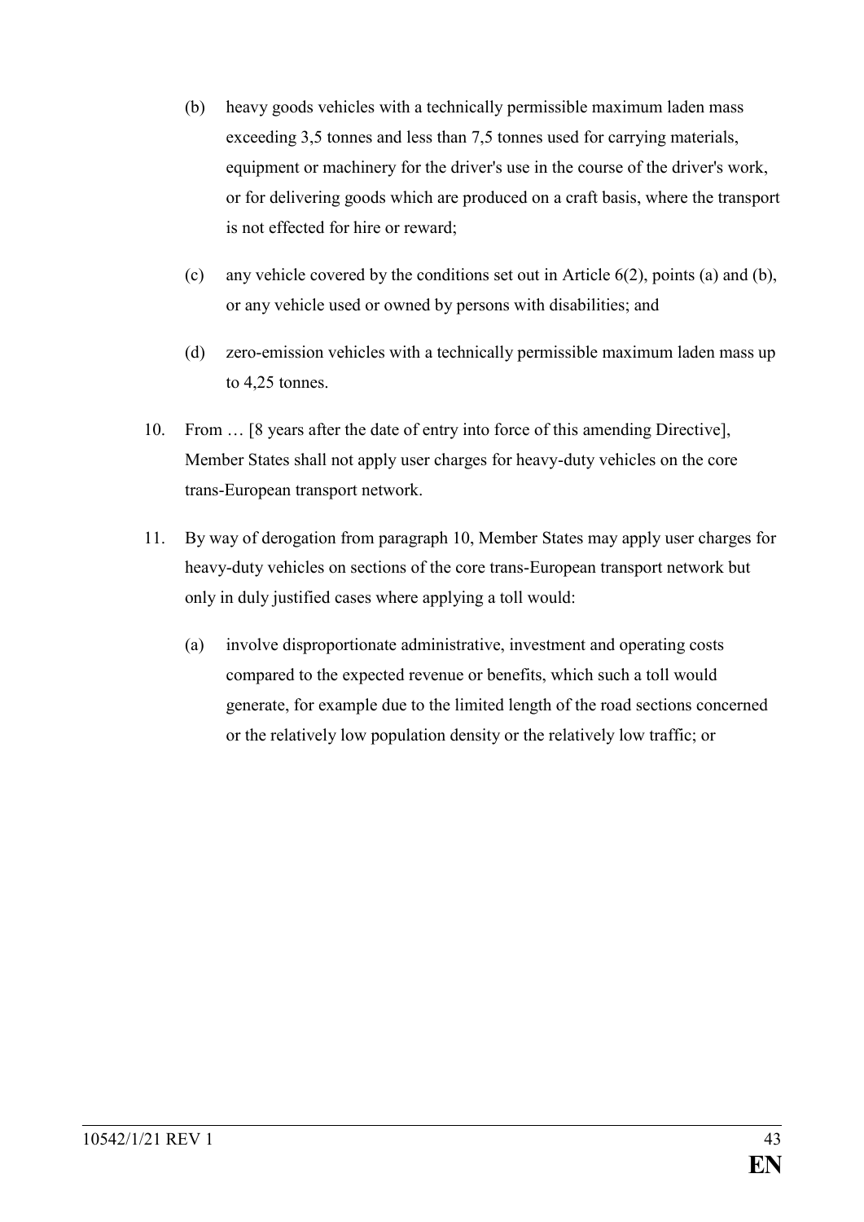(b) heavy goods vehicles with a technically permissible maximum laden mass exceeding 3,5 tonnes and less than 7,5 tonnes used for carrying materials, equipment or machinery for the driver's use in the course of the driver's work, or for delivering goods which are produced on a craft basis, where the transport is not effected for hire or reward;

(c) any vehicle covered by the conditions set out in Article 6(2), points (a) and (b), or any vehicle used or owned by persons with disabilities; and

(d) zero-emission vehicles with a technically permissible maximum laden mass up to 4,25 tonnes.

10. From … [8 years after the date of entry into force of this amending Directive], Member States shall not apply user charges for heavy-duty vehicles on the core trans-European transport network.

11. By way of derogation from paragraph 10, Member States may apply user charges for heavy-duty vehicles on sections of the core trans-European transport network but only in duly justified cases where applying a toll would:

   (a) involve disproportionate administrative, investment and operating costs compared to the expected revenue or benefits, which such a toll would generate, for example due to the limited length of the road sections concerned or the relatively low population density or the relatively low traffic; or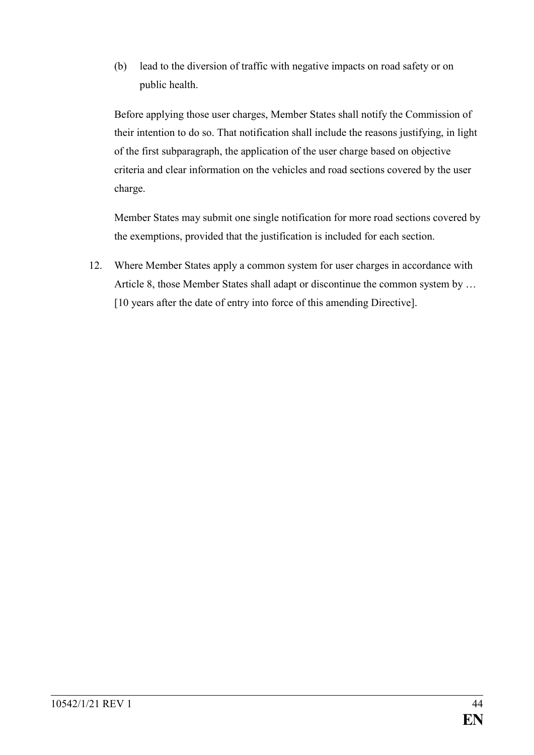(b) lead to the diversion of traffic with negative impacts on road safety or on public health.

Before applying those user charges, Member States shall notify the Commission of their intention to do so. That notification shall include the reasons justifying, in light of the first subparagraph, the application of the user charge based on objective criteria and clear information on the vehicles and road sections covered by the user charge.

Member States may submit one single notification for more road sections covered by the exemptions, provided that the justification is included for each section.

12. Where Member States apply a common system for user charges in accordance with Article 8, those Member States shall adapt or discontinue the common system by … [10 years after the date of entry into force of this amending Directive].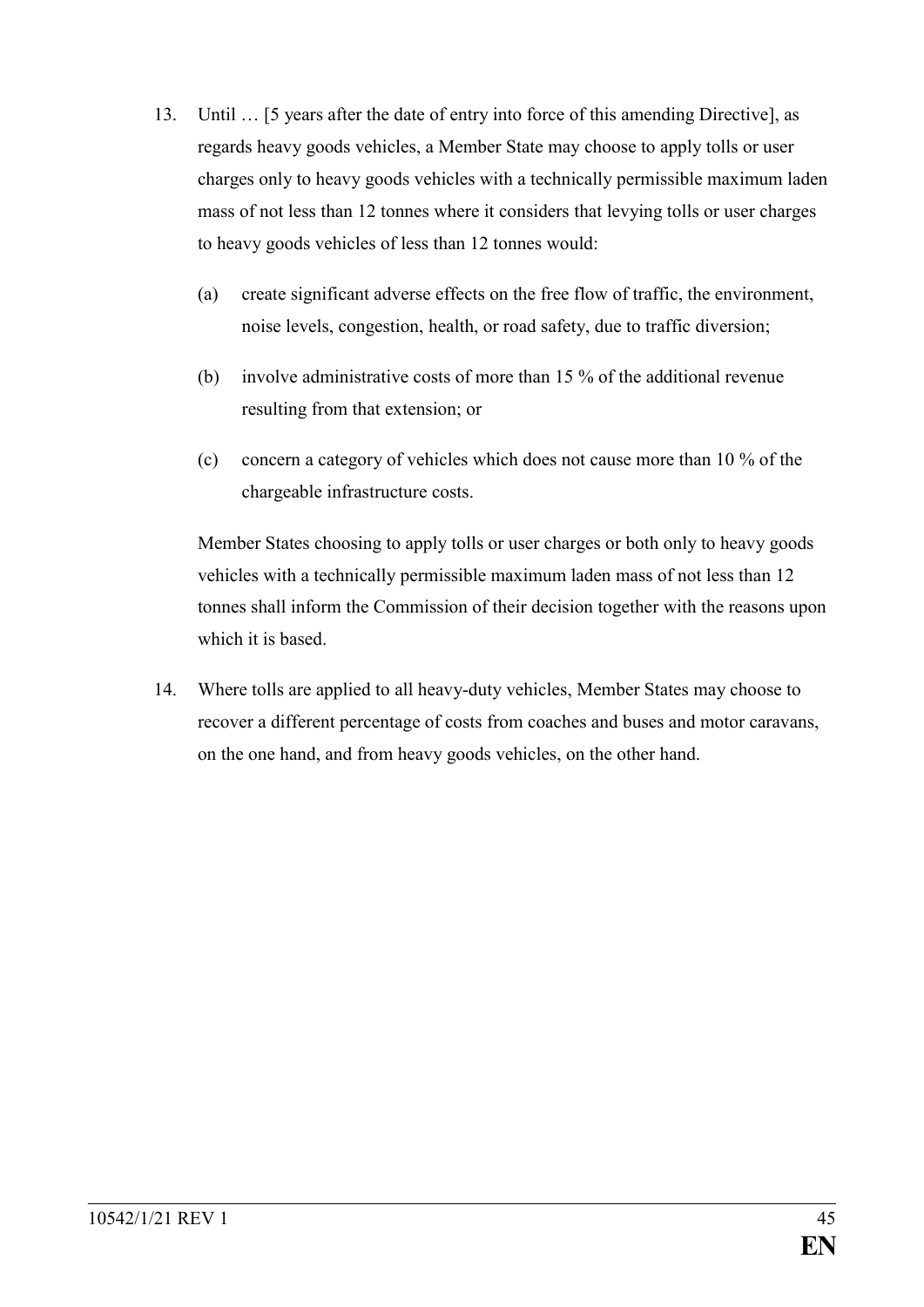13. Until … [5 years after the date of entry into force of this amending Directive], as regards heavy goods vehicles, a Member State may choose to apply tolls or user charges only to heavy goods vehicles with a technically permissible maximum laden mass of not less than 12 tonnes where it considers that levying tolls or user charges to heavy goods vehicles of less than 12 tonnes would:

    (a) create significant adverse effects on the free flow of traffic, the environment, noise levels, congestion, health, or road safety, due to traffic diversion;

    (b) involve administrative costs of more than 15 % of the additional revenue resulting from that extension; or

    (c) concern a category of vehicles which does not cause more than 10 % of the chargeable infrastructure costs.

    Member States choosing to apply tolls or user charges or both only to heavy goods vehicles with a technically permissible maximum laden mass of not less than 12 tonnes shall inform the Commission of their decision together with the reasons upon which it is based.

14. Where tolls are applied to all heavy-duty vehicles, Member States may choose to recover a different percentage of costs from coaches and buses and motor caravans, on the one hand, and from heavy goods vehicles, on the other hand.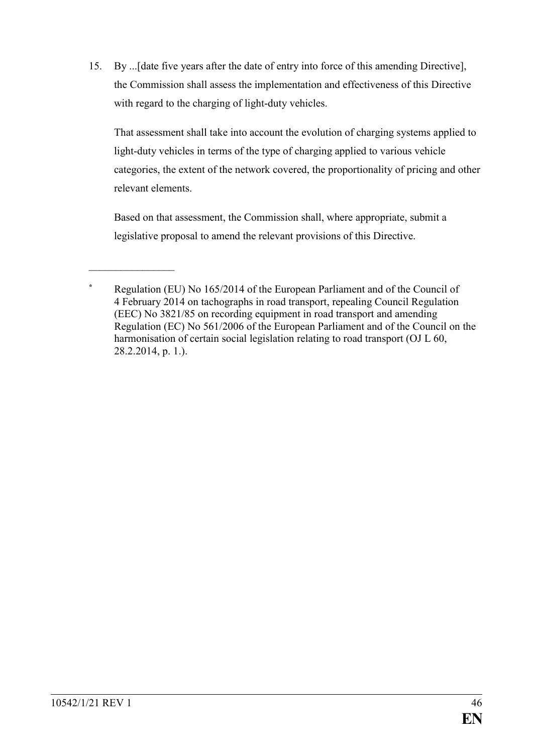15. By ...[date five years after the date of entry into force of this amending Directive], the Commission shall assess the implementation and effectiveness of this Directive with regard to the charging of light-duty vehicles.

    That assessment shall take into account the evolution of charging systems applied to light-duty vehicles in terms of the type of charging applied to various vehicle categories, the extent of the network covered, the proportionality of pricing and other relevant elements.

    Based on that assessment, the Commission shall, where appropriate, submit a legislative proposal to amend the relevant provisions of this Directive.

---

[*] Regulation (EU) No 165/2014 of the European Parliament and of the Council of 4 February 2014 on tachographs in road transport, repealing Council Regulation (EEC) No 3821/85 on recording equipment in road transport and amending Regulation (EC) No 561/2006 of the European Parliament and of the Council on the harmonisation of certain social legislation relating to road transport (OJ L 60, 28.2.2014, p. 1.).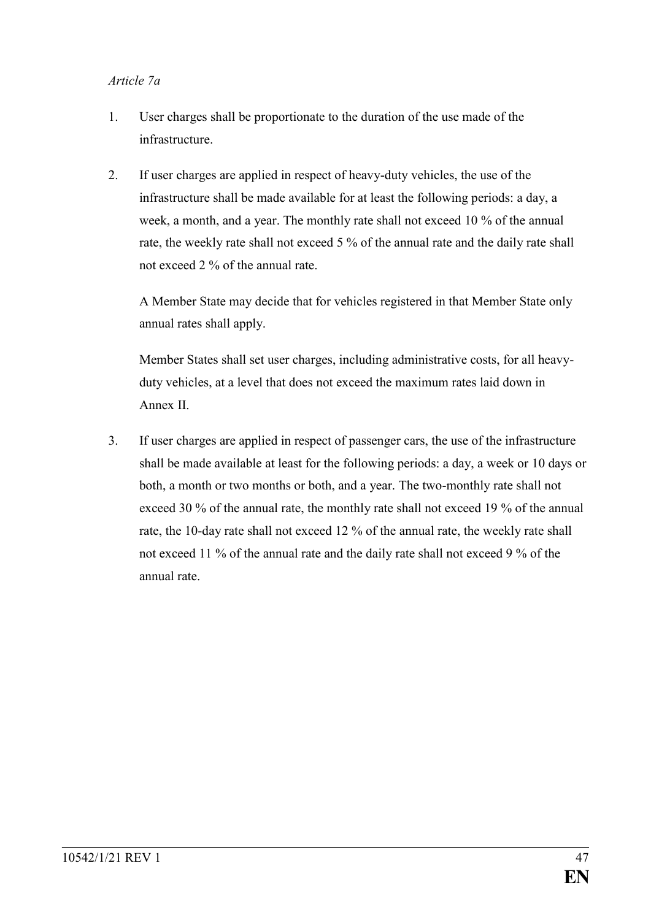*Article 7a*

1. User charges shall be proportionate to the duration of the use made of the infrastructure.

2. If user charges are applied in respect of heavy-duty vehicles, the use of the infrastructure shall be made available for at least the following periods: a day, a week, a month, and a year. The monthly rate shall not exceed 10 % of the annual rate, the weekly rate shall not exceed 5 % of the annual rate and the daily rate shall not exceed 2 % of the annual rate.

   A Member State may decide that for vehicles registered in that Member State only annual rates shall apply.

   Member States shall set user charges, including administrative costs, for all heavy-duty vehicles, at a level that does not exceed the maximum rates laid down in Annex II.

3. If user charges are applied in respect of passenger cars, the use of the infrastructure shall be made available at least for the following periods: a day, a week or 10 days or both, a month or two months or both, and a year. The two-monthly rate shall not exceed 30 % of the annual rate, the monthly rate shall not exceed 19 % of the annual rate, the 10-day rate shall not exceed 12 % of the annual rate, the weekly rate shall not exceed 11 % of the annual rate and the daily rate shall not exceed 9 % of the annual rate.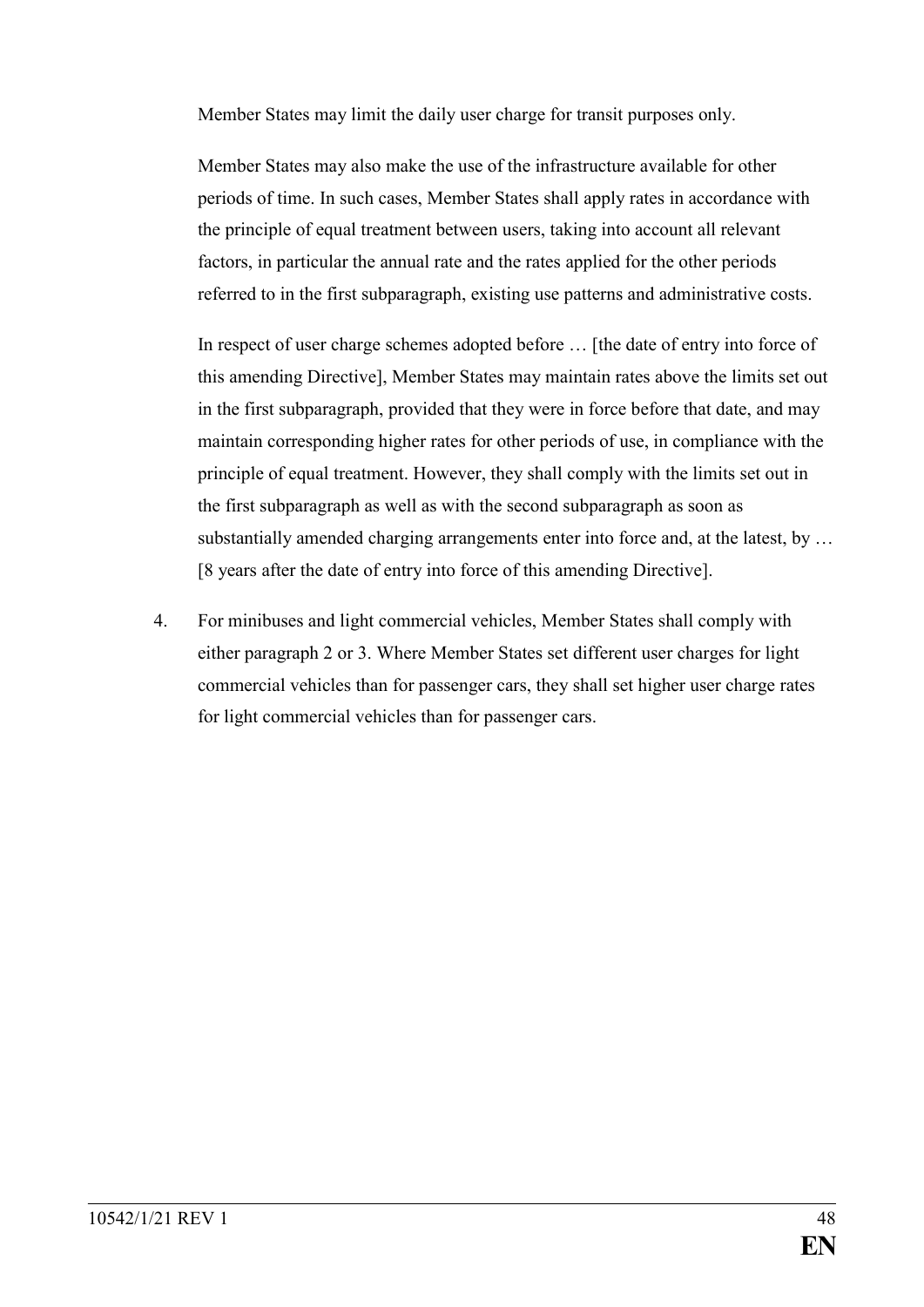Member States may limit the daily user charge for transit purposes only.

Member States may also make the use of the infrastructure available for other periods of time. In such cases, Member States shall apply rates in accordance with the principle of equal treatment between users, taking into account all relevant factors, in particular the annual rate and the rates applied for the other periods referred to in the first subparagraph, existing use patterns and administrative costs.

In respect of user charge schemes adopted before … [the date of entry into force of this amending Directive], Member States may maintain rates above the limits set out in the first subparagraph, provided that they were in force before that date, and may maintain corresponding higher rates for other periods of use, in compliance with the principle of equal treatment. However, they shall comply with the limits set out in the first subparagraph as well as with the second subparagraph as soon as substantially amended charging arrangements enter into force and, at the latest, by … [8 years after the date of entry into force of this amending Directive].

4. For minibuses and light commercial vehicles, Member States shall comply with either paragraph 2 or 3. Where Member States set different user charges for light commercial vehicles than for passenger cars, they shall set higher user charge rates for light commercial vehicles than for passenger cars.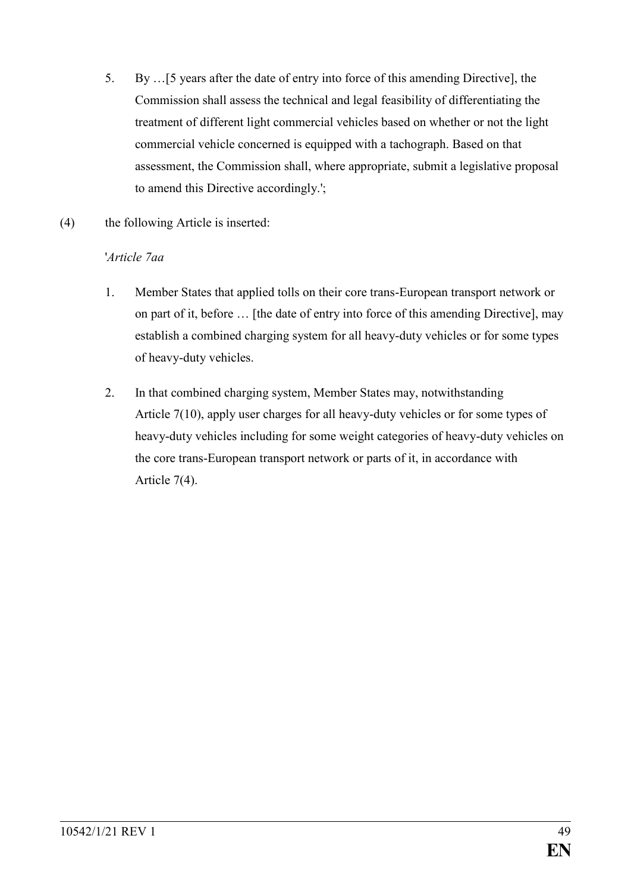5. By …[5 years after the date of entry into force of this amending Directive], the Commission shall assess the technical and legal feasibility of differentiating the treatment of different light commercial vehicles based on whether or not the light commercial vehicle concerned is equipped with a tachograph. Based on that assessment, the Commission shall, where appropriate, submit a legislative proposal to amend this Directive accordingly.';

(4) the following Article is inserted:

'*Article 7aa*

1. Member States that applied tolls on their core trans-European transport network or on part of it, before … [the date of entry into force of this amending Directive], may establish a combined charging system for all heavy-duty vehicles or for some types of heavy-duty vehicles.

2. In that combined charging system, Member States may, notwithstanding Article 7(10), apply user charges for all heavy-duty vehicles or for some types of heavy-duty vehicles including for some weight categories of heavy-duty vehicles on the core trans-European transport network or parts of it, in accordance with Article 7(4).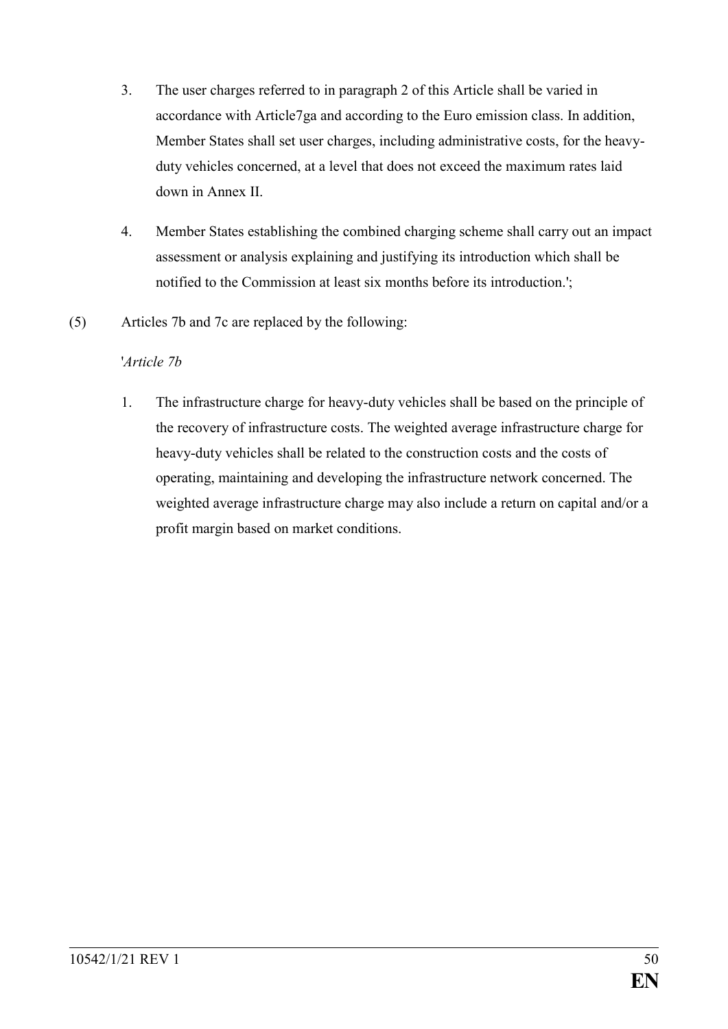3. The user charges referred to in paragraph 2 of this Article shall be varied in accordance with Article7ga and according to the Euro emission class. In addition, Member States shall set user charges, including administrative costs, for the heavy-duty vehicles concerned, at a level that does not exceed the maximum rates laid down in Annex II.

4. Member States establishing the combined charging scheme shall carry out an impact assessment or analysis explaining and justifying its introduction which shall be notified to the Commission at least six months before its introduction.';

(5) Articles 7b and 7c are replaced by the following:

'*Article 7b*

1. The infrastructure charge for heavy-duty vehicles shall be based on the principle of the recovery of infrastructure costs. The weighted average infrastructure charge for heavy-duty vehicles shall be related to the construction costs and the costs of operating, maintaining and developing the infrastructure network concerned. The weighted average infrastructure charge may also include a return on capital and/or a profit margin based on market conditions.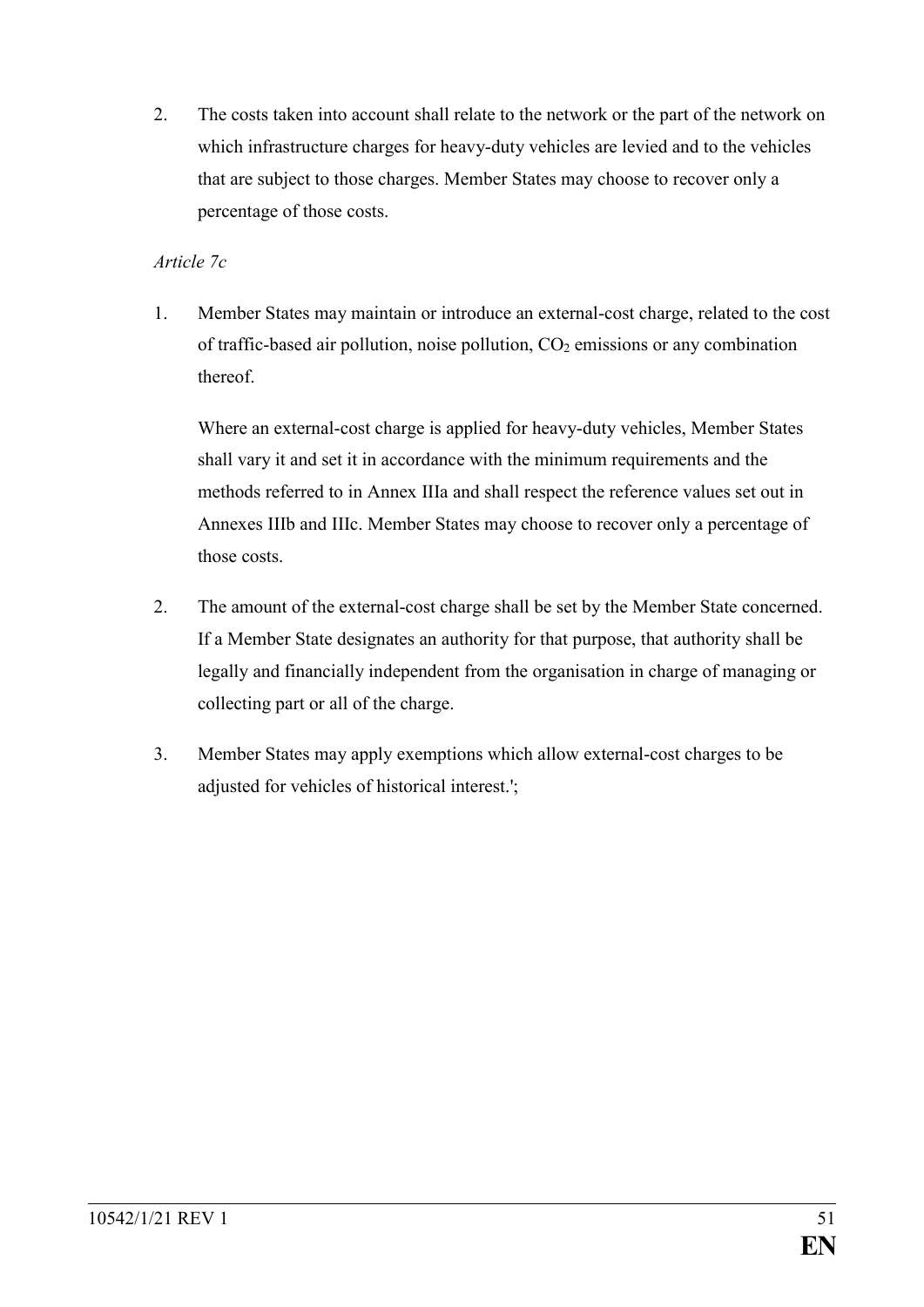2. The costs taken into account shall relate to the network or the part of the network on which infrastructure charges for heavy-duty vehicles are levied and to the vehicles that are subject to those charges. Member States may choose to recover only a percentage of those costs.

*Article 7c*

1. Member States may maintain or introduce an external-cost charge, related to the cost of traffic-based air pollution, noise pollution, $CO_2$ emissions or any combination thereof.

   Where an external-cost charge is applied for heavy-duty vehicles, Member States shall vary it and set it in accordance with the minimum requirements and the methods referred to in Annex IIIa and shall respect the reference values set out in Annexes IIIb and IIIc. Member States may choose to recover only a percentage of those costs.

2. The amount of the external-cost charge shall be set by the Member State concerned. If a Member State designates an authority for that purpose, that authority shall be legally and financially independent from the organisation in charge of managing or collecting part or all of the charge.

3. Member States may apply exemptions which allow external-cost charges to be adjusted for vehicles of historical interest.';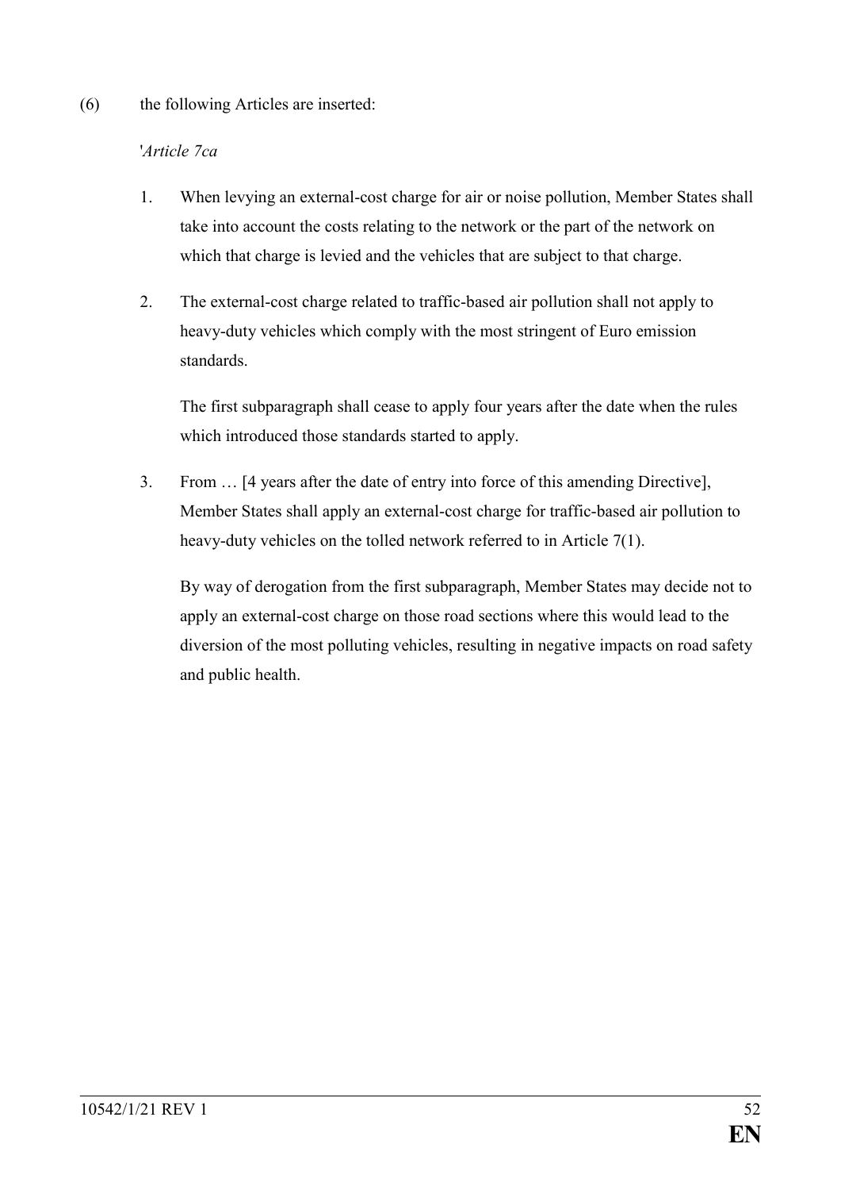(6) the following Articles are inserted:

'*Article 7ca*

1. When levying an external-cost charge for air or noise pollution, Member States shall take into account the costs relating to the network or the part of the network on which that charge is levied and the vehicles that are subject to that charge.

2. The external-cost charge related to traffic-based air pollution shall not apply to heavy-duty vehicles which comply with the most stringent of Euro emission standards.

   The first subparagraph shall cease to apply four years after the date when the rules which introduced those standards started to apply.

3. From … [4 years after the date of entry into force of this amending Directive], Member States shall apply an external-cost charge for traffic-based air pollution to heavy-duty vehicles on the tolled network referred to in Article 7(1).

   By way of derogation from the first subparagraph, Member States may decide not to apply an external-cost charge on those road sections where this would lead to the diversion of the most polluting vehicles, resulting in negative impacts on road safety and public health.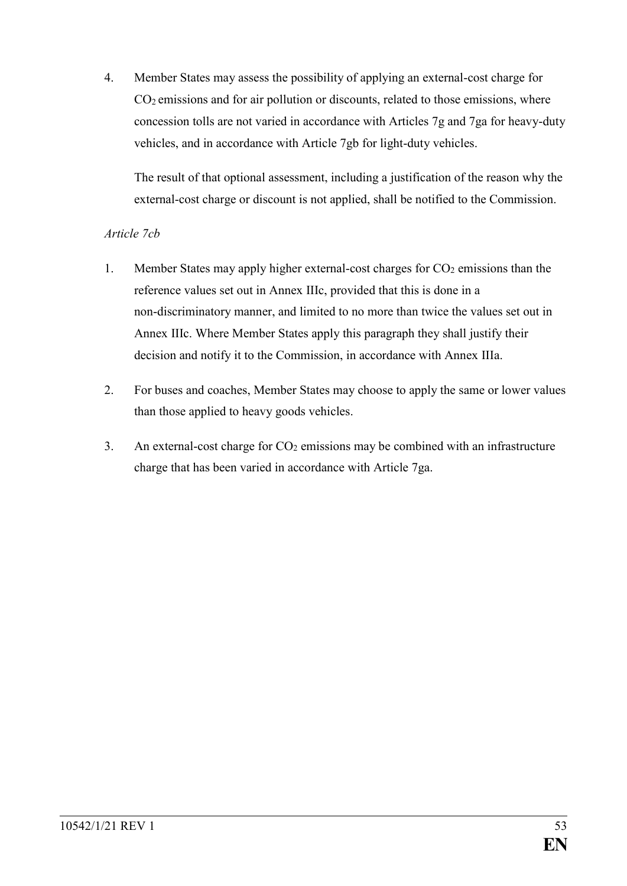4. Member States may assess the possibility of applying an external-cost charge for $CO_2$ emissions and for air pollution or discounts, related to those emissions, where concession tolls are not varied in accordance with Articles 7g and 7ga for heavy-duty vehicles, and in accordance with Article 7gb for light-duty vehicles.

   The result of that optional assessment, including a justification of the reason why the external-cost charge or discount is not applied, shall be notified to the Commission.

*Article 7cb*

1. Member States may apply higher external-cost charges for $CO_2$ emissions than the reference values set out in Annex IIIc, provided that this is done in a non-discriminatory manner, and limited to no more than twice the values set out in Annex IIIc. Where Member States apply this paragraph they shall justify their decision and notify it to the Commission, in accordance with Annex IIIa.

2. For buses and coaches, Member States may choose to apply the same or lower values than those applied to heavy goods vehicles.

3. An external-cost charge for $CO_2$ emissions may be combined with an infrastructure charge that has been varied in accordance with Article 7ga.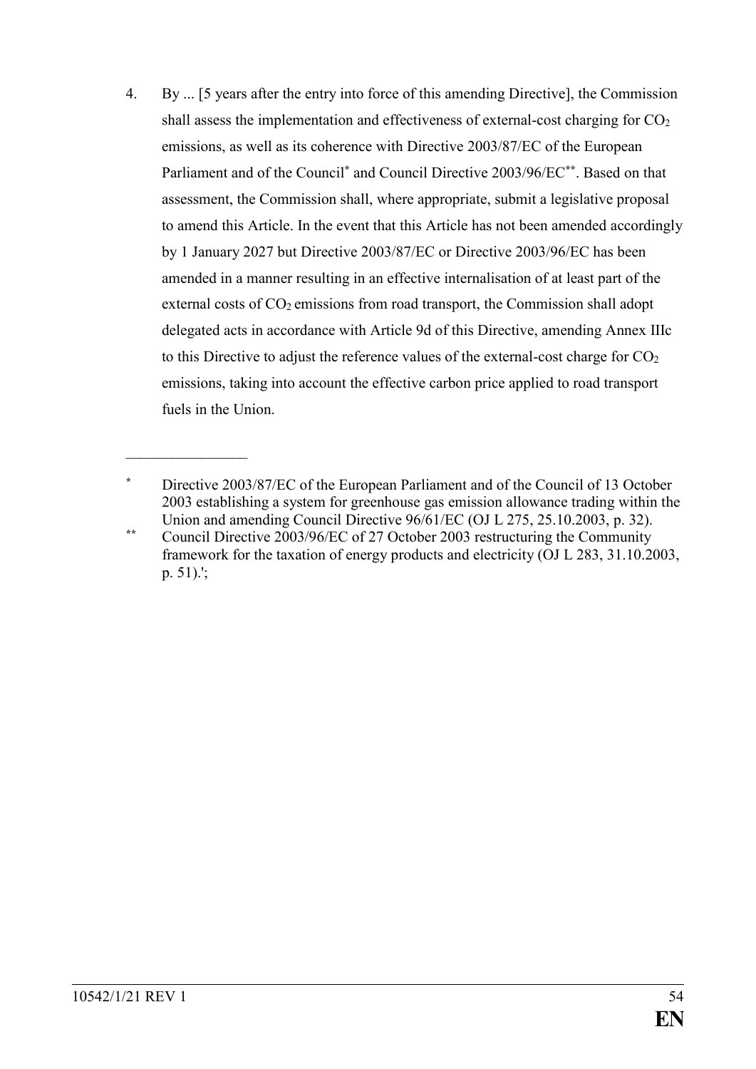4. By ... [5 years after the entry into force of this amending Directive], the Commission shall assess the implementation and effectiveness of external-cost charging for $CO_2$ emissions, as well as its coherence with Directive 2003/87/EC of the European Parliament and of the Council[*] and Council Directive 2003/96/EC[**]. Based on that assessment, the Commission shall, where appropriate, submit a legislative proposal to amend this Article. In the event that this Article has not been amended accordingly by 1 January 2027 but Directive 2003/87/EC or Directive 2003/96/EC has been amended in a manner resulting in an effective internalisation of at least part of the external costs of $CO_2$ emissions from road transport, the Commission shall adopt delegated acts in accordance with Article 9d of this Directive, amending Annex IIIc to this Directive to adjust the reference values of the external-cost charge for $CO_2$ emissions, taking into account the effective carbon price applied to road transport fuels in the Union.

\_\_\_\_\_\_\_\_\_\_\_\_\_\_\_\_\_\_

[*] Directive 2003/87/EC of the European Parliament and of the Council of 13 October 2003 establishing a system for greenhouse gas emission allowance trading within the Union and amending Council Directive 96/61/EC (OJ L 275, 25.10.2003, p. 32).

[**] Council Directive 2003/96/EC of 27 October 2003 restructuring the Community framework for the taxation of energy products and electricity (OJ L 283, 31.10.2003, p. 51).';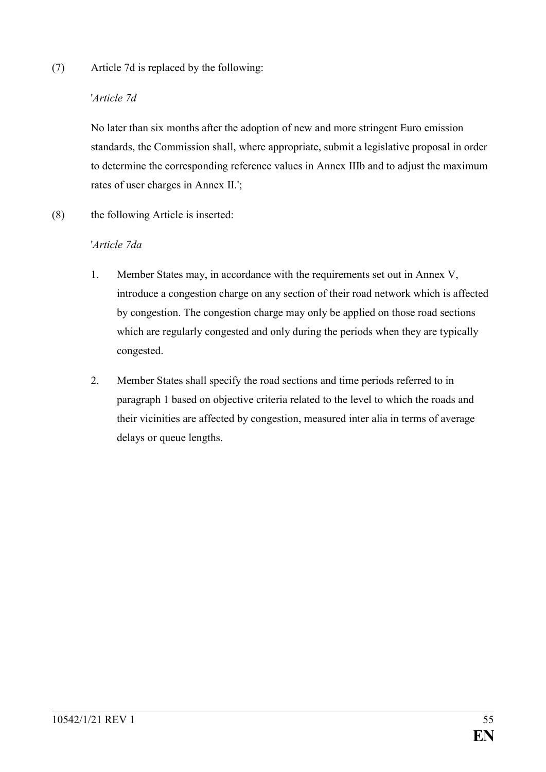(7) Article 7d is replaced by the following:

'*Article 7d*

No later than six months after the adoption of new and more stringent Euro emission standards, the Commission shall, where appropriate, submit a legislative proposal in order to determine the corresponding reference values in Annex IIIb and to adjust the maximum rates of user charges in Annex II.';

(8) the following Article is inserted:

'*Article 7da*

1. Member States may, in accordance with the requirements set out in Annex V, introduce a congestion charge on any section of their road network which is affected by congestion. The congestion charge may only be applied on those road sections which are regularly congested and only during the periods when they are typically congested.

2. Member States shall specify the road sections and time periods referred to in paragraph 1 based on objective criteria related to the level to which the roads and their vicinities are affected by congestion, measured inter alia in terms of average delays or queue lengths.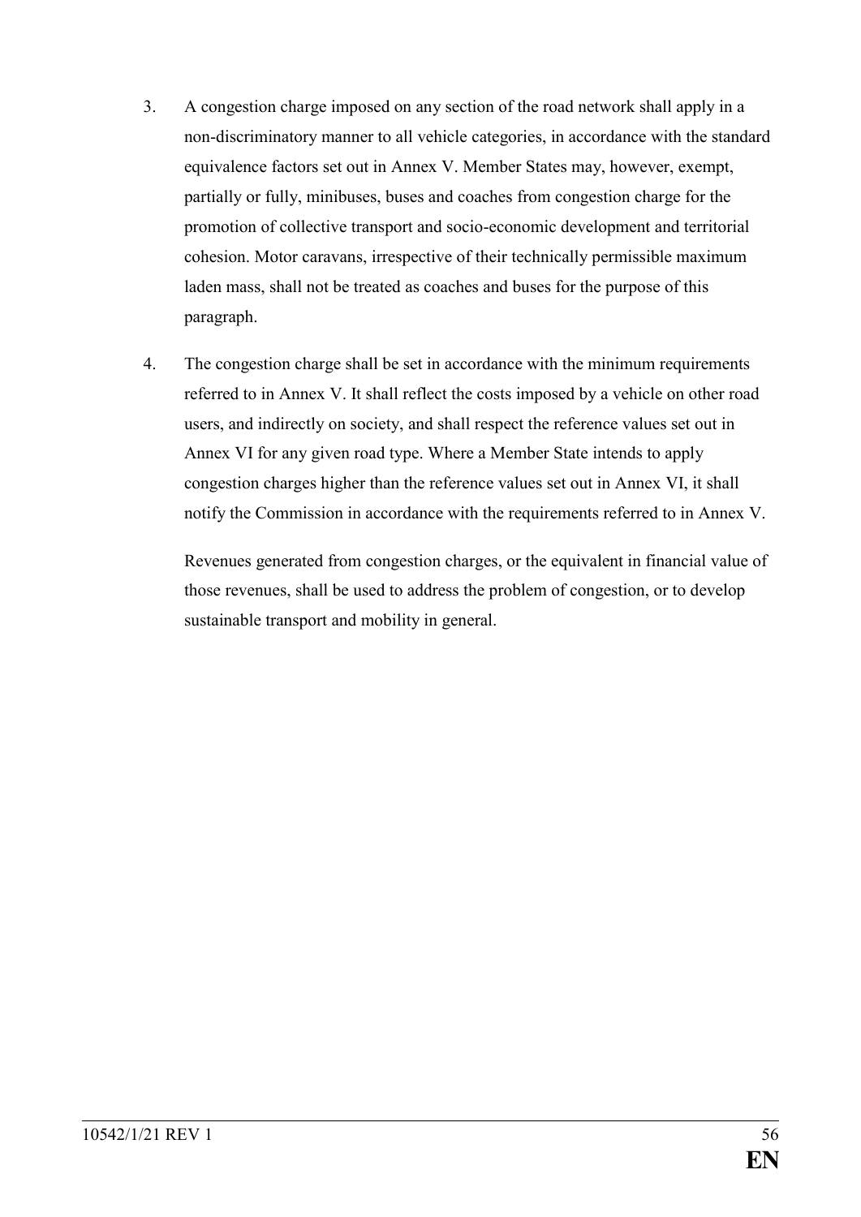3. A congestion charge imposed on any section of the road network shall apply in a non-discriminatory manner to all vehicle categories, in accordance with the standard equivalence factors set out in Annex V. Member States may, however, exempt, partially or fully, minibuses, buses and coaches from congestion charge for the promotion of collective transport and socio-economic development and territorial cohesion. Motor caravans, irrespective of their technically permissible maximum laden mass, shall not be treated as coaches and buses for the purpose of this paragraph.

4. The congestion charge shall be set in accordance with the minimum requirements referred to in Annex V. It shall reflect the costs imposed by a vehicle on other road users, and indirectly on society, and shall respect the reference values set out in Annex VI for any given road type. Where a Member State intends to apply congestion charges higher than the reference values set out in Annex VI, it shall notify the Commission in accordance with the requirements referred to in Annex V.

   Revenues generated from congestion charges, or the equivalent in financial value of those revenues, shall be used to address the problem of congestion, or to develop sustainable transport and mobility in general.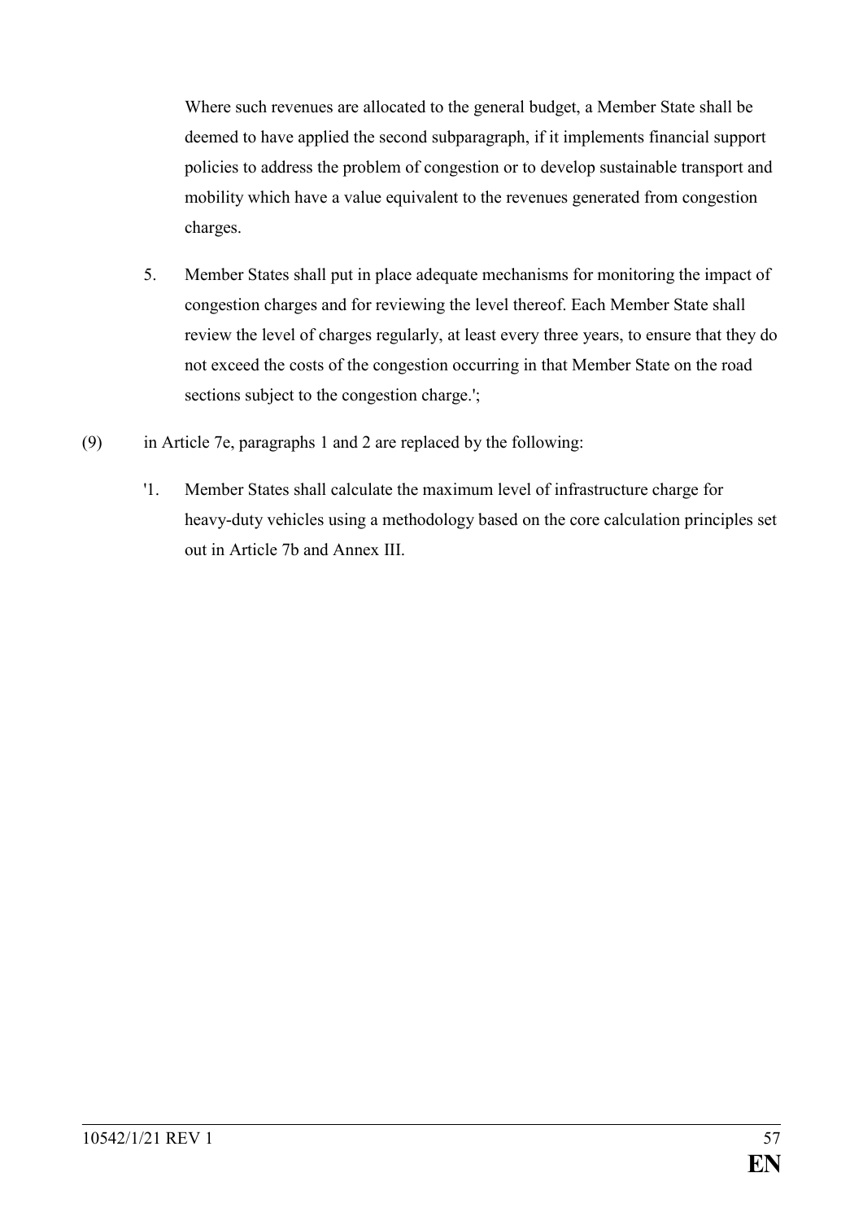Where such revenues are allocated to the general budget, a Member State shall be deemed to have applied the second subparagraph, if it implements financial support policies to address the problem of congestion or to develop sustainable transport and mobility which have a value equivalent to the revenues generated from congestion charges.

5. Member States shall put in place adequate mechanisms for monitoring the impact of congestion charges and for reviewing the level thereof. Each Member State shall review the level of charges regularly, at least every three years, to ensure that they do not exceed the costs of the congestion occurring in that Member State on the road sections subject to the congestion charge.';

(9) in Article 7e, paragraphs 1 and 2 are replaced by the following:

'1. Member States shall calculate the maximum level of infrastructure charge for heavy-duty vehicles using a methodology based on the core calculation principles set out in Article 7b and Annex III.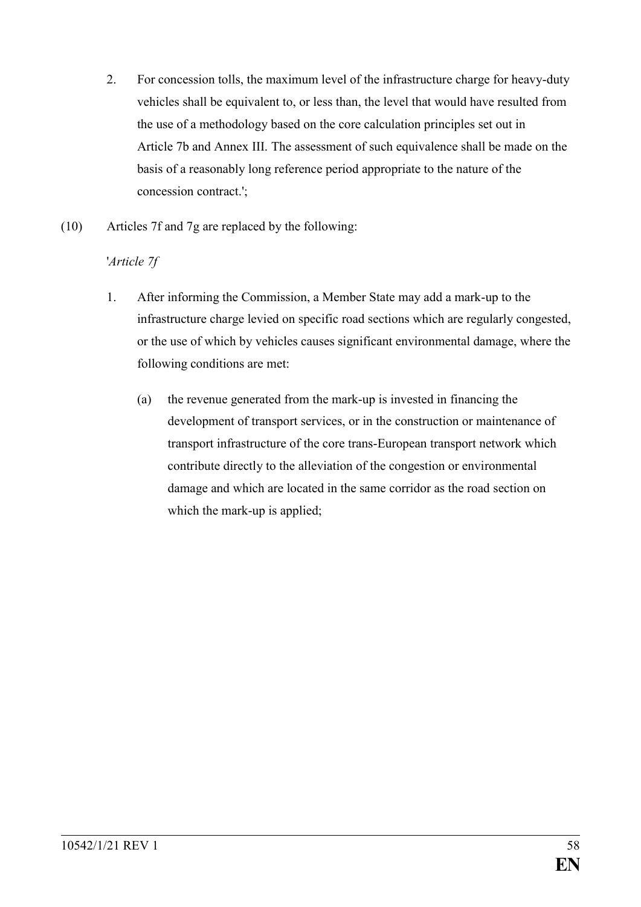2. For concession tolls, the maximum level of the infrastructure charge for heavy-duty vehicles shall be equivalent to, or less than, the level that would have resulted from the use of a methodology based on the core calculation principles set out in Article 7b and Annex III. The assessment of such equivalence shall be made on the basis of a reasonably long reference period appropriate to the nature of the concession contract.';

(10) Articles 7f and 7g are replaced by the following:

'*Article 7f*

1. After informing the Commission, a Member State may add a mark-up to the infrastructure charge levied on specific road sections which are regularly congested, or the use of which by vehicles causes significant environmental damage, where the following conditions are met:

   (a) the revenue generated from the mark-up is invested in financing the development of transport services, or in the construction or maintenance of transport infrastructure of the core trans-European transport network which contribute directly to the alleviation of the congestion or environmental damage and which are located in the same corridor as the road section on which the mark-up is applied;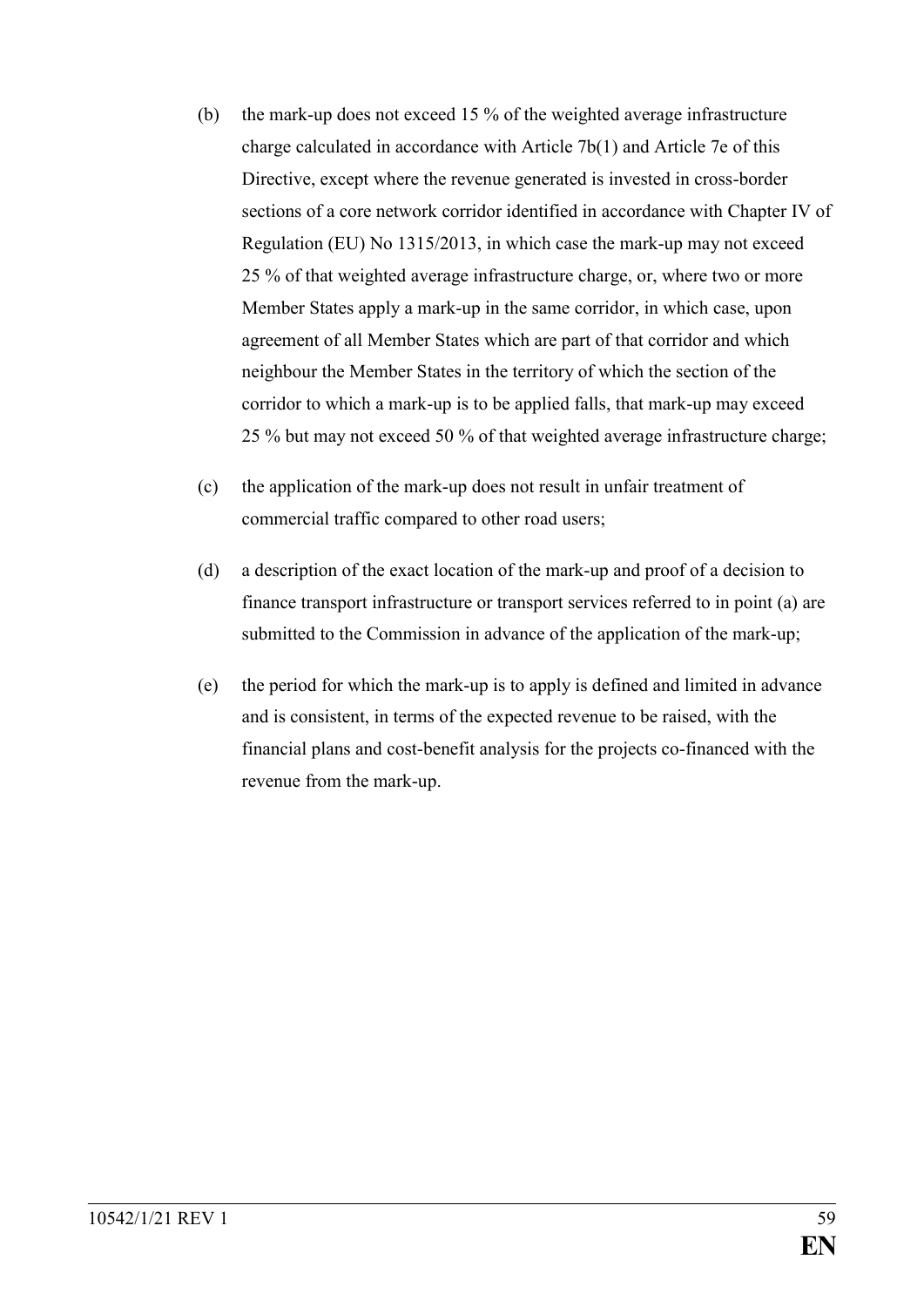(b) the mark-up does not exceed 15 % of the weighted average infrastructure charge calculated in accordance with Article 7b(1) and Article 7e of this Directive, except where the revenue generated is invested in cross-border sections of a core network corridor identified in accordance with Chapter IV of Regulation (EU) No 1315/2013, in which case the mark-up may not exceed 25 % of that weighted average infrastructure charge, or, where two or more Member States apply a mark-up in the same corridor, in which case, upon agreement of all Member States which are part of that corridor and which neighbour the Member States in the territory of which the section of the corridor to which a mark-up is to be applied falls, that mark-up may exceed 25 % but may not exceed 50 % of that weighted average infrastructure charge;

(c) the application of the mark-up does not result in unfair treatment of commercial traffic compared to other road users;

(d) a description of the exact location of the mark-up and proof of a decision to finance transport infrastructure or transport services referred to in point (a) are submitted to the Commission in advance of the application of the mark-up;

(e) the period for which the mark-up is to apply is defined and limited in advance and is consistent, in terms of the expected revenue to be raised, with the financial plans and cost-benefit analysis for the projects co-financed with the revenue from the mark-up.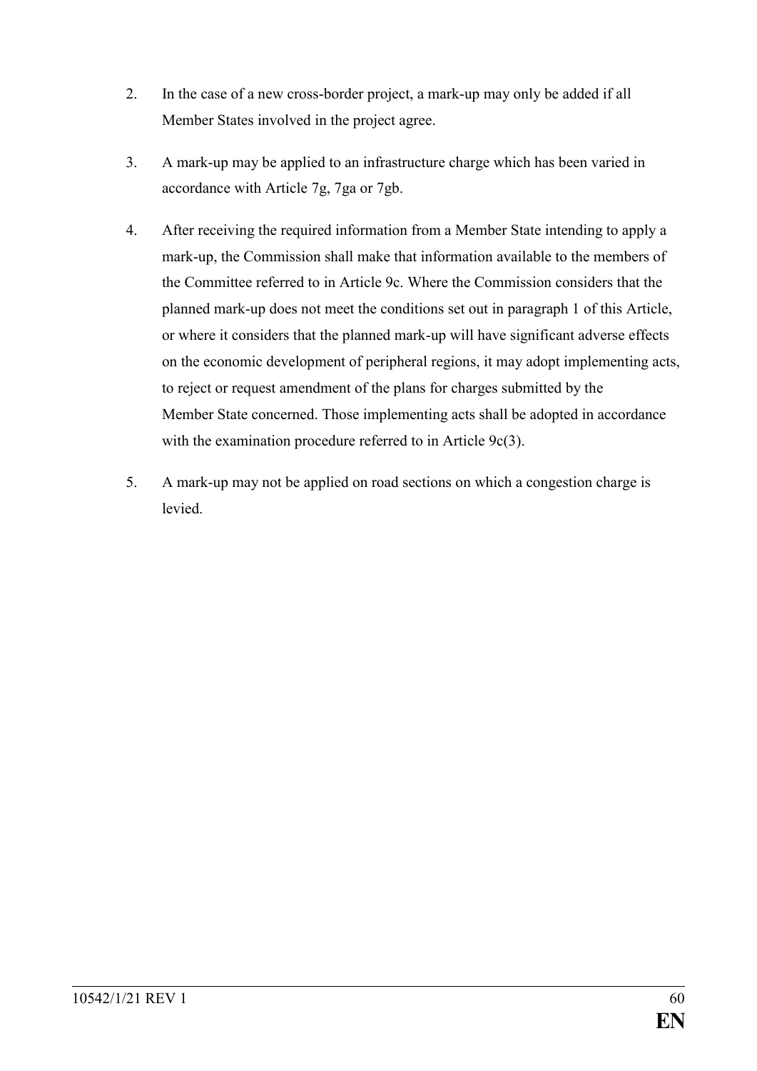2. In the case of a new cross-border project, a mark-up may only be added if all Member States involved in the project agree.

3. A mark-up may be applied to an infrastructure charge which has been varied in accordance with Article 7g, 7ga or 7gb.

4. After receiving the required information from a Member State intending to apply a mark-up, the Commission shall make that information available to the members of the Committee referred to in Article 9c. Where the Commission considers that the planned mark-up does not meet the conditions set out in paragraph 1 of this Article, or where it considers that the planned mark-up will have significant adverse effects on the economic development of peripheral regions, it may adopt implementing acts, to reject or request amendment of the plans for charges submitted by the Member State concerned. Those implementing acts shall be adopted in accordance with the examination procedure referred to in Article 9c(3).

5. A mark-up may not be applied on road sections on which a congestion charge is levied.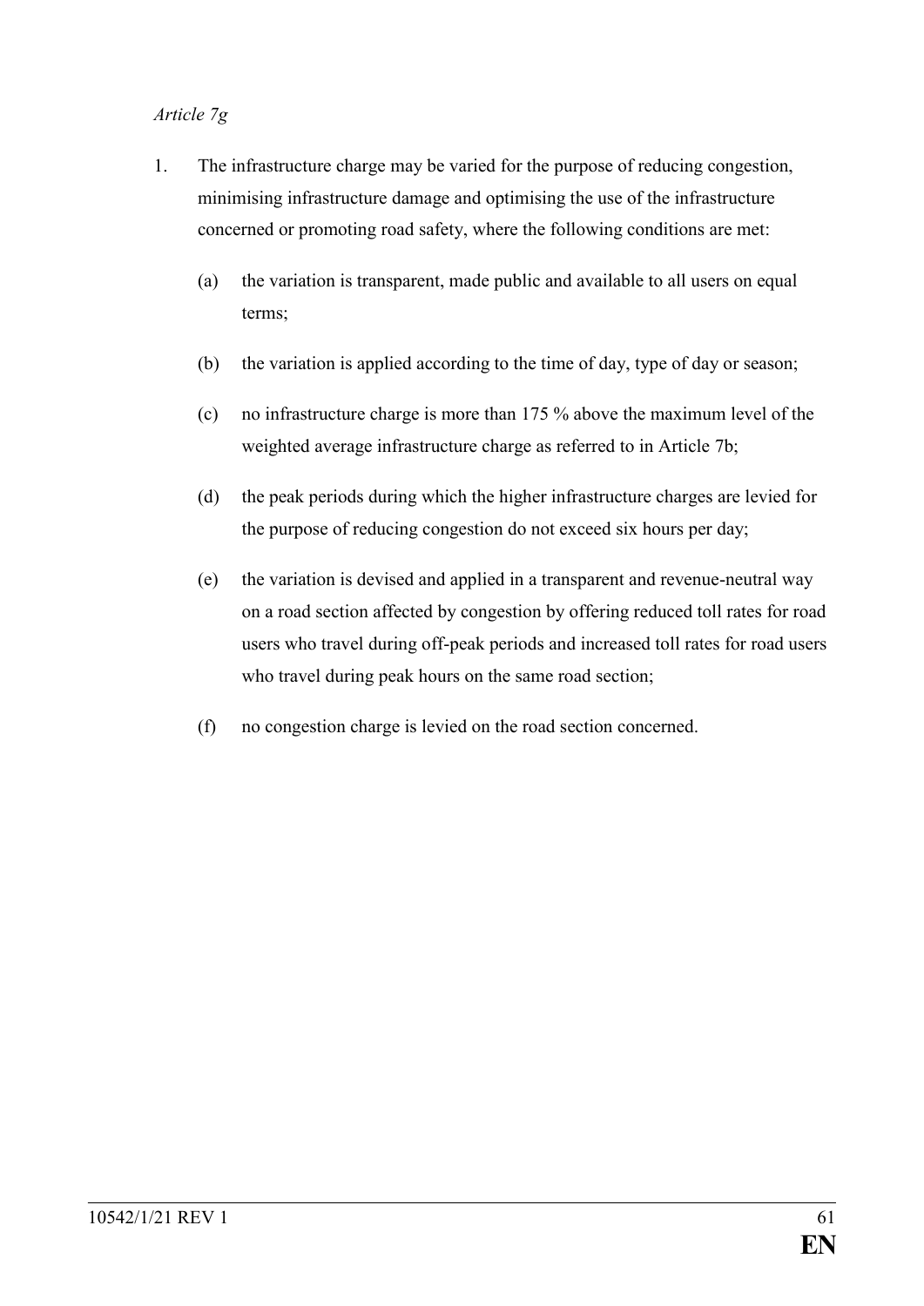*Article 7g*

1. The infrastructure charge may be varied for the purpose of reducing congestion, minimising infrastructure damage and optimising the use of the infrastructure concerned or promoting road safety, where the following conditions are met:

   (a) the variation is transparent, made public and available to all users on equal terms;

   (b) the variation is applied according to the time of day, type of day or season;

   (c) no infrastructure charge is more than 175 % above the maximum level of the weighted average infrastructure charge as referred to in Article 7b;

   (d) the peak periods during which the higher infrastructure charges are levied for the purpose of reducing congestion do not exceed six hours per day;

   (e) the variation is devised and applied in a transparent and revenue-neutral way on a road section affected by congestion by offering reduced toll rates for road users who travel during off-peak periods and increased toll rates for road users who travel during peak hours on the same road section;

   (f) no congestion charge is levied on the road section concerned.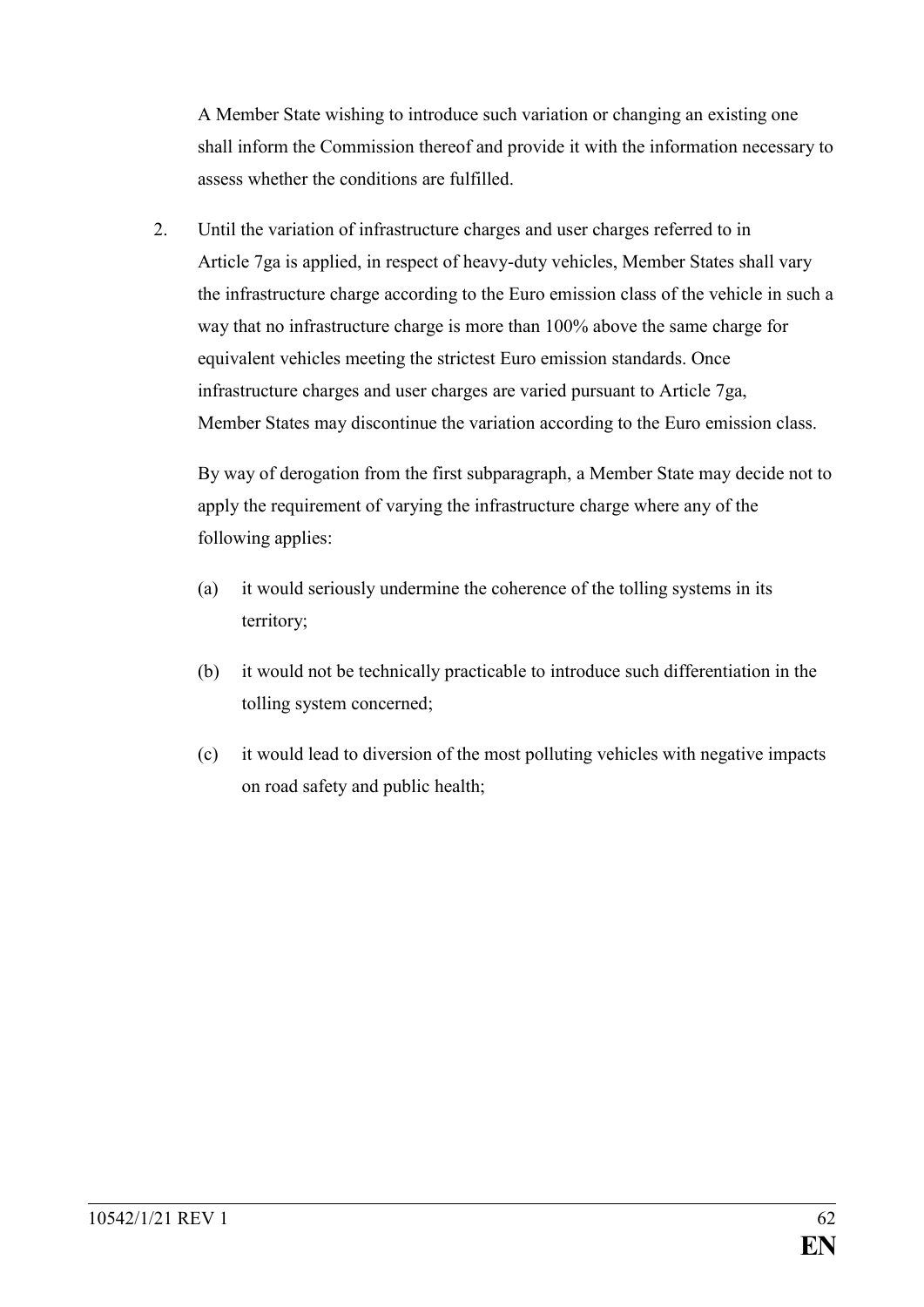A Member State wishing to introduce such variation or changing an existing one shall inform the Commission thereof and provide it with the information necessary to assess whether the conditions are fulfilled.

2. Until the variation of infrastructure charges and user charges referred to in Article 7ga is applied, in respect of heavy-duty vehicles, Member States shall vary the infrastructure charge according to the Euro emission class of the vehicle in such a way that no infrastructure charge is more than 100% above the same charge for equivalent vehicles meeting the strictest Euro emission standards. Once infrastructure charges and user charges are varied pursuant to Article 7ga, Member States may discontinue the variation according to the Euro emission class.

   By way of derogation from the first subparagraph, a Member State may decide not to apply the requirement of varying the infrastructure charge where any of the following applies:

   (a) it would seriously undermine the coherence of the tolling systems in its territory;

   (b) it would not be technically practicable to introduce such differentiation in the tolling system concerned;

   (c) it would lead to diversion of the most polluting vehicles with negative impacts on road safety and public health;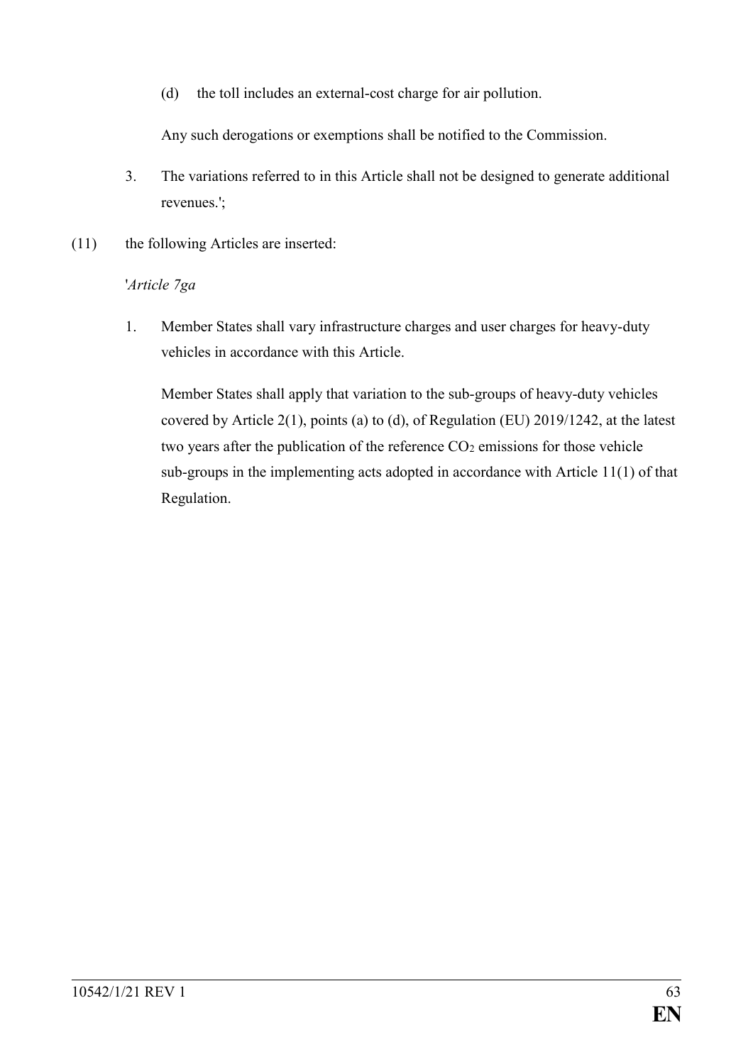(d) the toll includes an external-cost charge for air pollution.

Any such derogations or exemptions shall be notified to the Commission.

3. The variations referred to in this Article shall not be designed to generate additional revenues.';

(11) the following Articles are inserted:

'*Article 7ga*

1. Member States shall vary infrastructure charges and user charges for heavy-duty vehicles in accordance with this Article.

   Member States shall apply that variation to the sub-groups of heavy-duty vehicles covered by Article 2(1), points (a) to (d), of Regulation (EU) 2019/1242, at the latest two years after the publication of the reference $CO_2$ emissions for those vehicle sub-groups in the implementing acts adopted in accordance with Article 11(1) of that Regulation.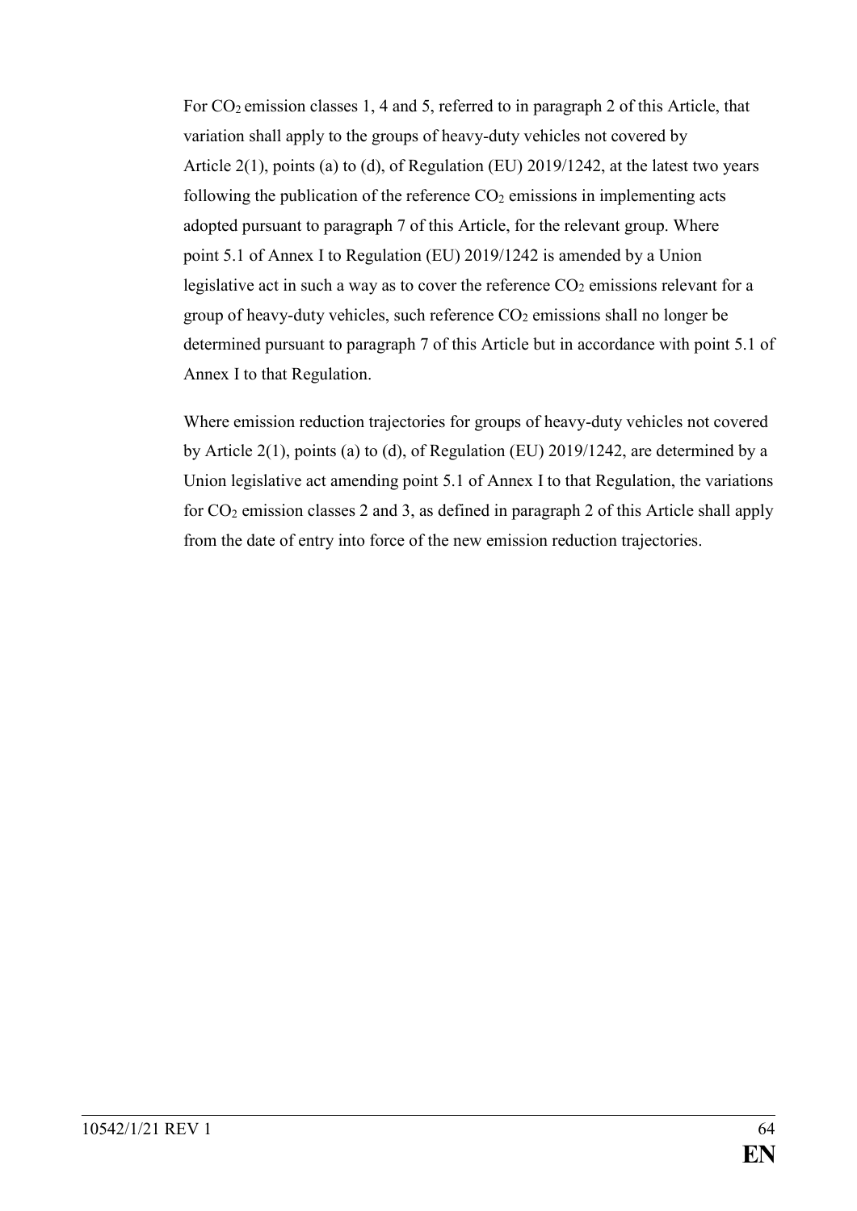For $CO_2$ emission classes 1, 4 and 5, referred to in paragraph 2 of this Article, that variation shall apply to the groups of heavy-duty vehicles not covered by Article 2(1), points (a) to (d), of Regulation (EU) 2019/1242, at the latest two years following the publication of the reference $CO_2$ emissions in implementing acts adopted pursuant to paragraph 7 of this Article, for the relevant group. Where point 5.1 of Annex I to Regulation (EU) 2019/1242 is amended by a Union legislative act in such a way as to cover the reference $CO_2$ emissions relevant for a group of heavy-duty vehicles, such reference $CO_2$ emissions shall no longer be determined pursuant to paragraph 7 of this Article but in accordance with point 5.1 of Annex I to that Regulation.

Where emission reduction trajectories for groups of heavy-duty vehicles not covered by Article 2(1), points (a) to (d), of Regulation (EU) 2019/1242, are determined by a Union legislative act amending point 5.1 of Annex I to that Regulation, the variations for $CO_2$ emission classes 2 and 3, as defined in paragraph 2 of this Article shall apply from the date of entry into force of the new emission reduction trajectories.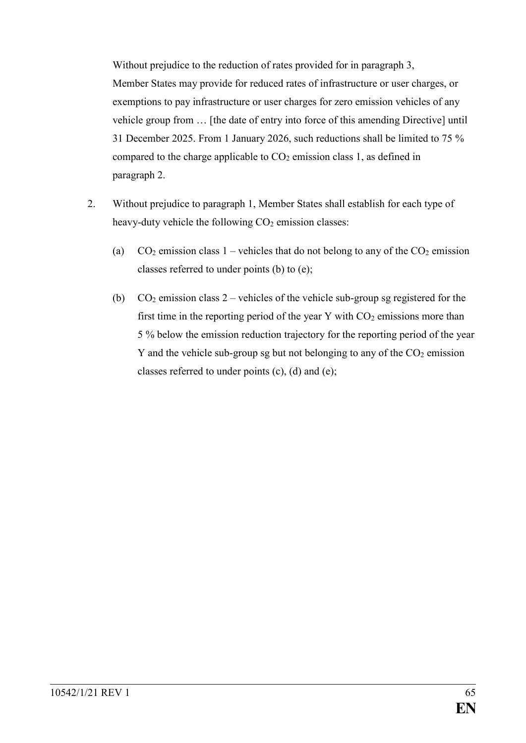Without prejudice to the reduction of rates provided for in paragraph 3, Member States may provide for reduced rates of infrastructure or user charges, or exemptions to pay infrastructure or user charges for zero emission vehicles of any vehicle group from … [the date of entry into force of this amending Directive] until 31 December 2025. From 1 January 2026, such reductions shall be limited to 75 % compared to the charge applicable to $CO_2$ emission class 1, as defined in paragraph 2.

2. Without prejudice to paragraph 1, Member States shall establish for each type of heavy-duty vehicle the following $CO_2$ emission classes:

   (a) $CO_2$ emission class 1 – vehicles that do not belong to any of the $CO_2$ emission classes referred to under points (b) to (e);

   (b) $CO_2$ emission class 2 – vehicles of the vehicle sub-group sg registered for the first time in the reporting period of the year Y with $CO_2$ emissions more than 5 % below the emission reduction trajectory for the reporting period of the year Y and the vehicle sub-group sg but not belonging to any of the $CO_2$ emission classes referred to under points (c), (d) and (e);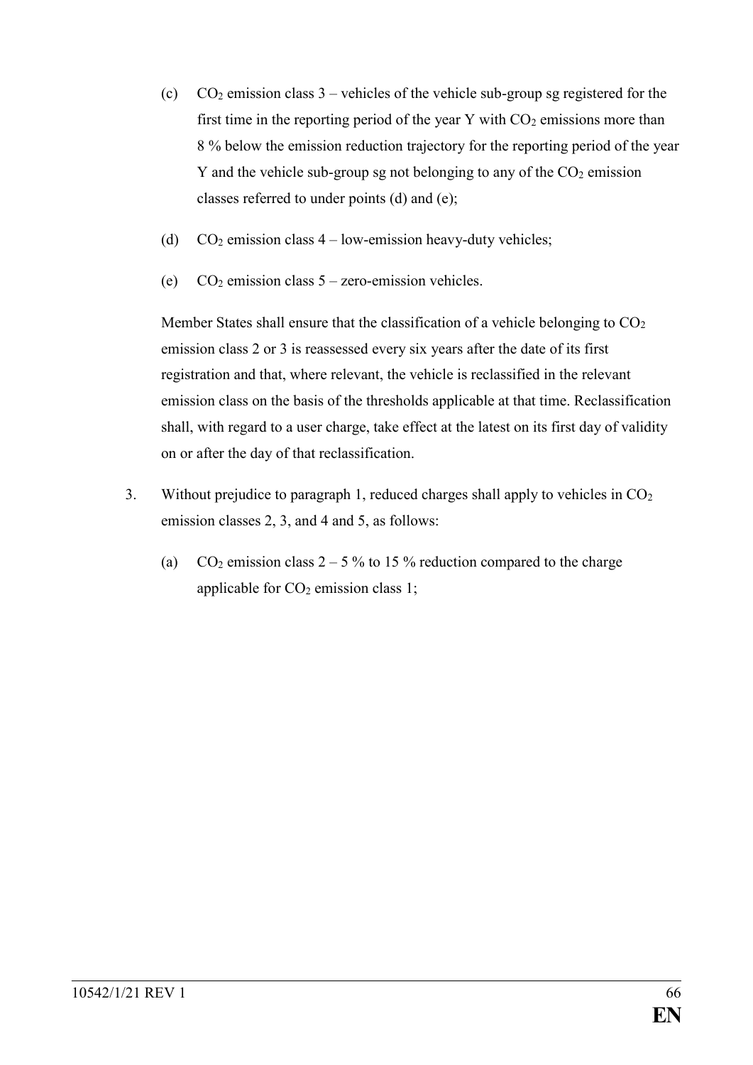(c) $CO_2$ emission class 3 – vehicles of the vehicle sub-group sg registered for the first time in the reporting period of the year Y with $CO_2$ emissions more than 8 % below the emission reduction trajectory for the reporting period of the year Y and the vehicle sub-group sg not belonging to any of the $CO_2$ emission classes referred to under points (d) and (e);

(d) $CO_2$ emission class 4 – low-emission heavy-duty vehicles;

(e) $CO_2$ emission class 5 – zero-emission vehicles.

Member States shall ensure that the classification of a vehicle belonging to $CO_2$ emission class 2 or 3 is reassessed every six years after the date of its first registration and that, where relevant, the vehicle is reclassified in the relevant emission class on the basis of the thresholds applicable at that time. Reclassification shall, with regard to a user charge, take effect at the latest on its first day of validity on or after the day of that reclassification.

3. Without prejudice to paragraph 1, reduced charges shall apply to vehicles in $CO_2$ emission classes 2, 3, and 4 and 5, as follows:

(a) $CO_2$ emission class 2 – 5 % to 15 % reduction compared to the charge applicable for $CO_2$ emission class 1;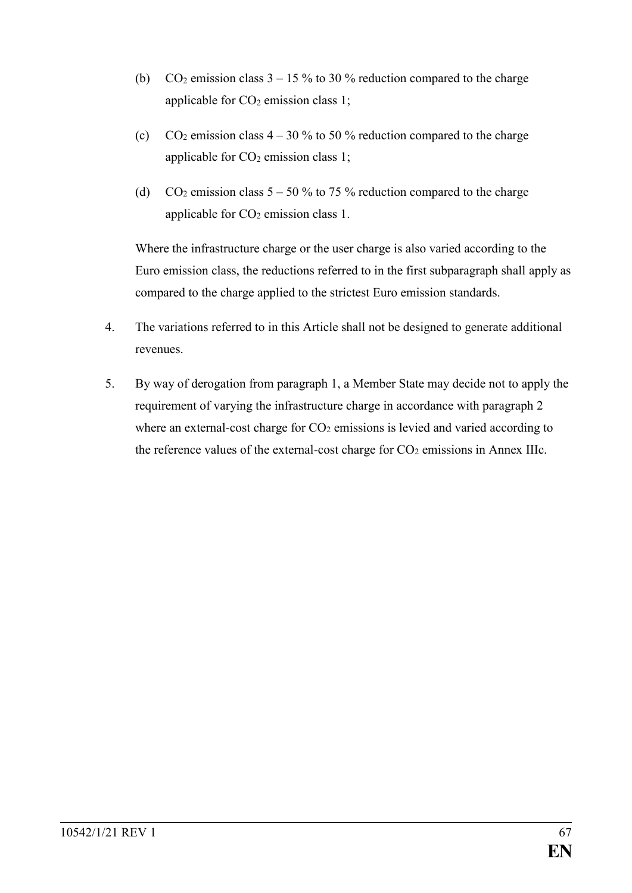(b) $CO_2$ emission class 3 – 15 % to 30 % reduction compared to the charge applicable for $CO_2$ emission class 1;

(c) $CO_2$ emission class 4 – 30 % to 50 % reduction compared to the charge applicable for $CO_2$ emission class 1;

(d) $CO_2$ emission class 5 – 50 % to 75 % reduction compared to the charge applicable for $CO_2$ emission class 1.

Where the infrastructure charge or the user charge is also varied according to the Euro emission class, the reductions referred to in the first subparagraph shall apply as compared to the charge applied to the strictest Euro emission standards.

4. The variations referred to in this Article shall not be designed to generate additional revenues.

5. By way of derogation from paragraph 1, a Member State may decide not to apply the requirement of varying the infrastructure charge in accordance with paragraph 2 where an external-cost charge for $CO_2$ emissions is levied and varied according to the reference values of the external-cost charge for $CO_2$ emissions in Annex IIIc.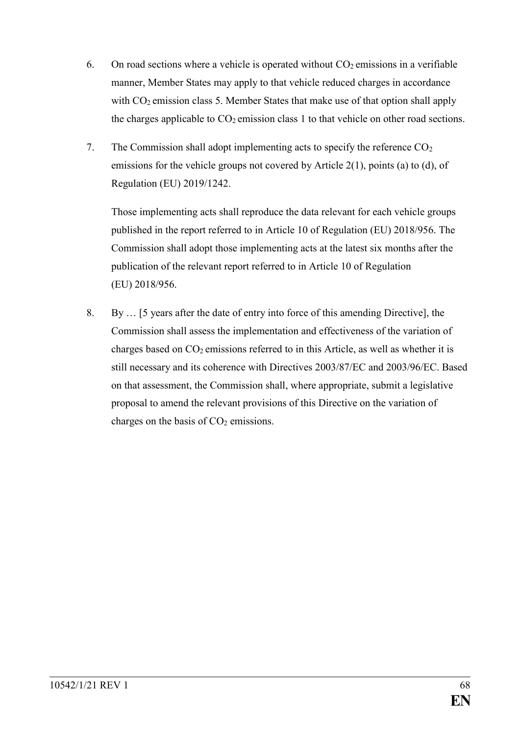6. On road sections where a vehicle is operated without $CO_2$ emissions in a verifiable manner, Member States may apply to that vehicle reduced charges in accordance with $CO_2$ emission class 5. Member States that make use of that option shall apply the charges applicable to $CO_2$ emission class 1 to that vehicle on other road sections.

7. The Commission shall adopt implementing acts to specify the reference $CO_2$ emissions for the vehicle groups not covered by Article 2(1), points (a) to (d), of Regulation (EU) 2019/1242.

   Those implementing acts shall reproduce the data relevant for each vehicle groups published in the report referred to in Article 10 of Regulation (EU) 2018/956. The Commission shall adopt those implementing acts at the latest six months after the publication of the relevant report referred to in Article 10 of Regulation (EU) 2018/956.

8. By … [5 years after the date of entry into force of this amending Directive], the Commission shall assess the implementation and effectiveness of the variation of charges based on $CO_2$ emissions referred to in this Article, as well as whether it is still necessary and its coherence with Directives 2003/87/EC and 2003/96/EC. Based on that assessment, the Commission shall, where appropriate, submit a legislative proposal to amend the relevant provisions of this Directive on the variation of charges on the basis of $CO_2$ emissions.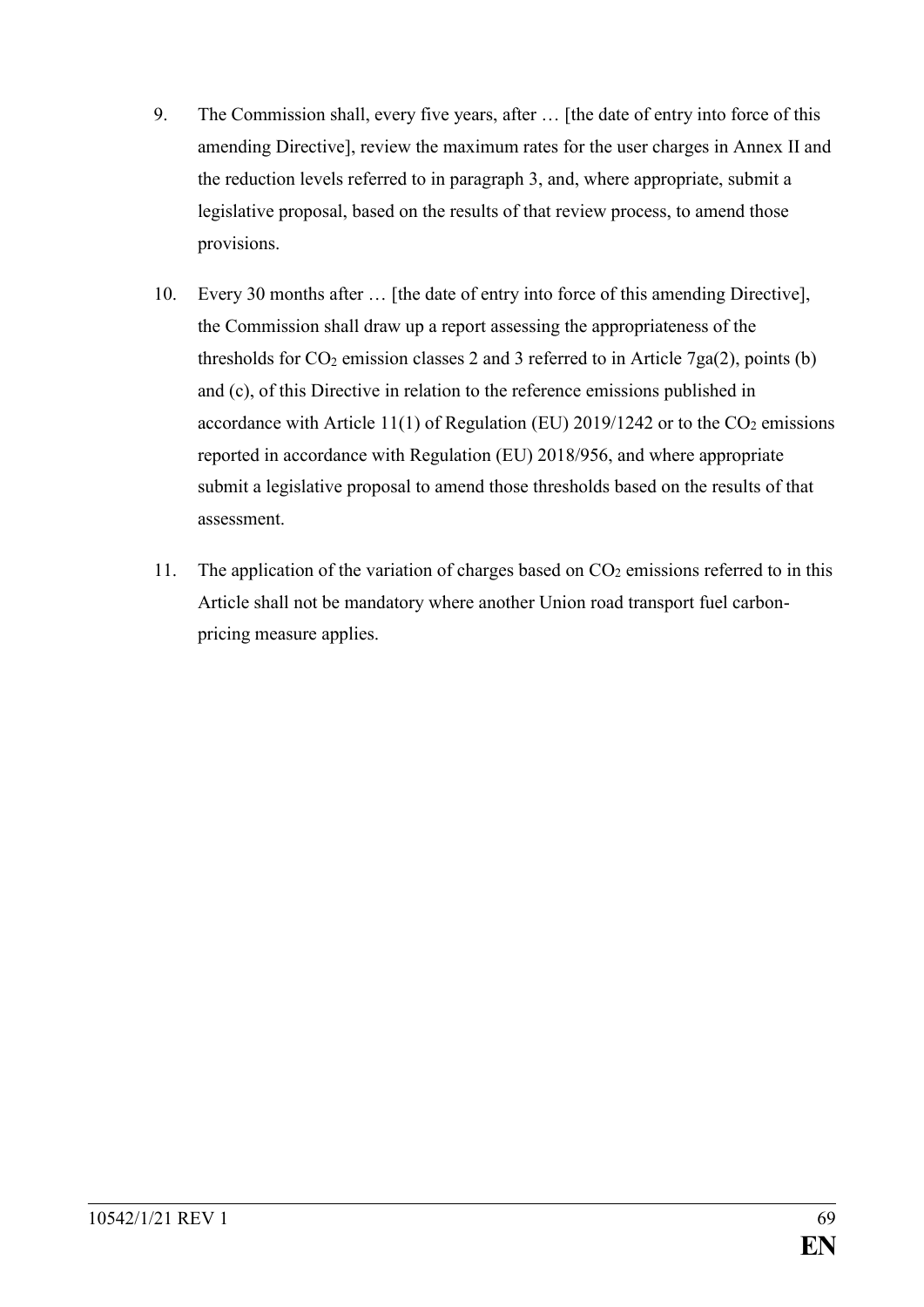9. The Commission shall, every five years, after … [the date of entry into force of this amending Directive], review the maximum rates for the user charges in Annex II and the reduction levels referred to in paragraph 3, and, where appropriate, submit a legislative proposal, based on the results of that review process, to amend those provisions.

10. Every 30 months after … [the date of entry into force of this amending Directive], the Commission shall draw up a report assessing the appropriateness of the thresholds for $CO_2$ emission classes 2 and 3 referred to in Article 7ga(2), points (b) and (c), of this Directive in relation to the reference emissions published in accordance with Article 11(1) of Regulation (EU) 2019/1242 or to the $CO_2$ emissions reported in accordance with Regulation (EU) 2018/956, and where appropriate submit a legislative proposal to amend those thresholds based on the results of that assessment.

11. The application of the variation of charges based on $CO_2$ emissions referred to in this Article shall not be mandatory where another Union road transport fuel carbon-pricing measure applies.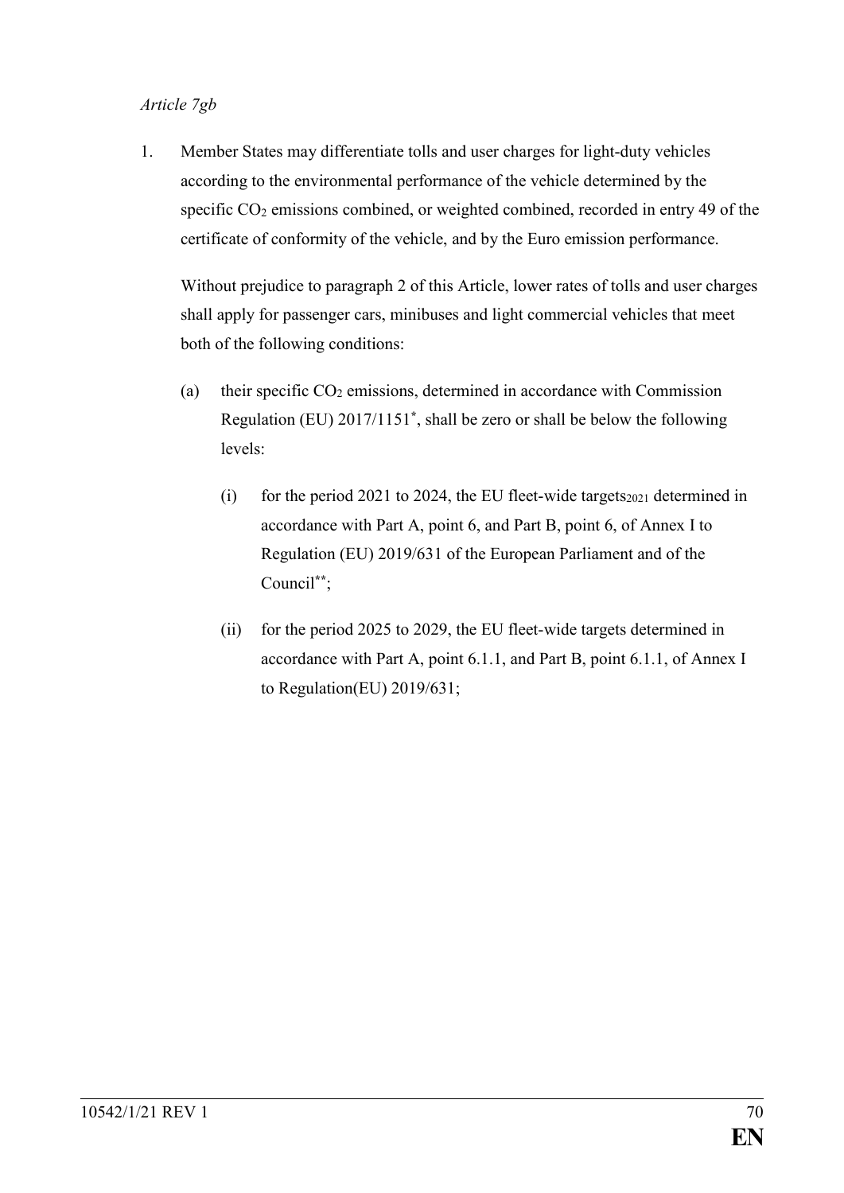*Article 7gb*

1. Member States may differentiate tolls and user charges for light-duty vehicles according to the environmental performance of the vehicle determined by the specific $CO_2$ emissions combined, or weighted combined, recorded in entry 49 of the certificate of conformity of the vehicle, and by the Euro emission performance.

   Without prejudice to paragraph 2 of this Article, lower rates of tolls and user charges shall apply for passenger cars, minibuses and light commercial vehicles that meet both of the following conditions:

   (a) their specific $CO_2$ emissions, determined in accordance with Commission Regulation (EU) 2017/1151[*], shall be zero or shall be below the following levels:

      (i) for the period 2021 to 2024, the EU fleet-wide targets$_{2021}$ determined in accordance with Part A, point 6, and Part B, point 6, of Annex I to Regulation (EU) 2019/631 of the European Parliament and of the Council[**];

      (ii) for the period 2025 to 2029, the EU fleet-wide targets determined in accordance with Part A, point 6.1.1, and Part B, point 6.1.1, of Annex I to Regulation(EU) 2019/631;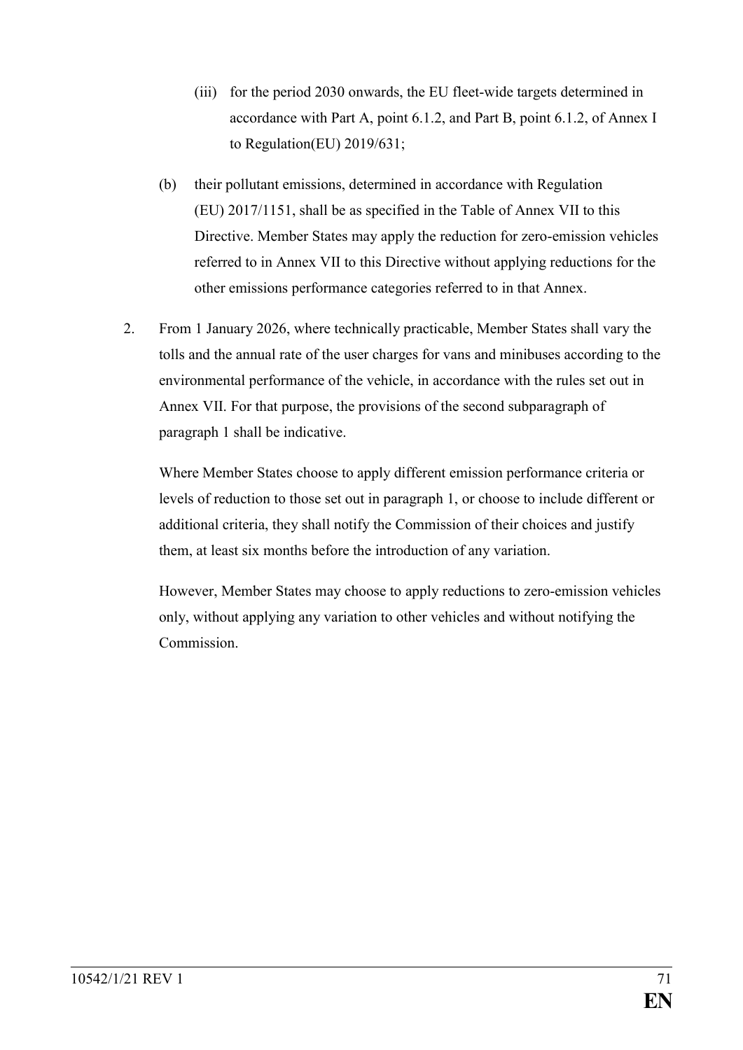(iii) for the period 2030 onwards, the EU fleet-wide targets determined in accordance with Part A, point 6.1.2, and Part B, point 6.1.2, of Annex I to Regulation(EU) 2019/631;

(b) their pollutant emissions, determined in accordance with Regulation (EU) 2017/1151, shall be as specified in the Table of Annex VII to this Directive. Member States may apply the reduction for zero-emission vehicles referred to in Annex VII to this Directive without applying reductions for the other emissions performance categories referred to in that Annex.

2. From 1 January 2026, where technically practicable, Member States shall vary the tolls and the annual rate of the user charges for vans and minibuses according to the environmental performance of the vehicle, in accordance with the rules set out in Annex VII. For that purpose, the provisions of the second subparagraph of paragraph 1 shall be indicative.

Where Member States choose to apply different emission performance criteria or levels of reduction to those set out in paragraph 1, or choose to include different or additional criteria, they shall notify the Commission of their choices and justify them, at least six months before the introduction of any variation.

However, Member States may choose to apply reductions to zero-emission vehicles only, without applying any variation to other vehicles and without notifying the Commission.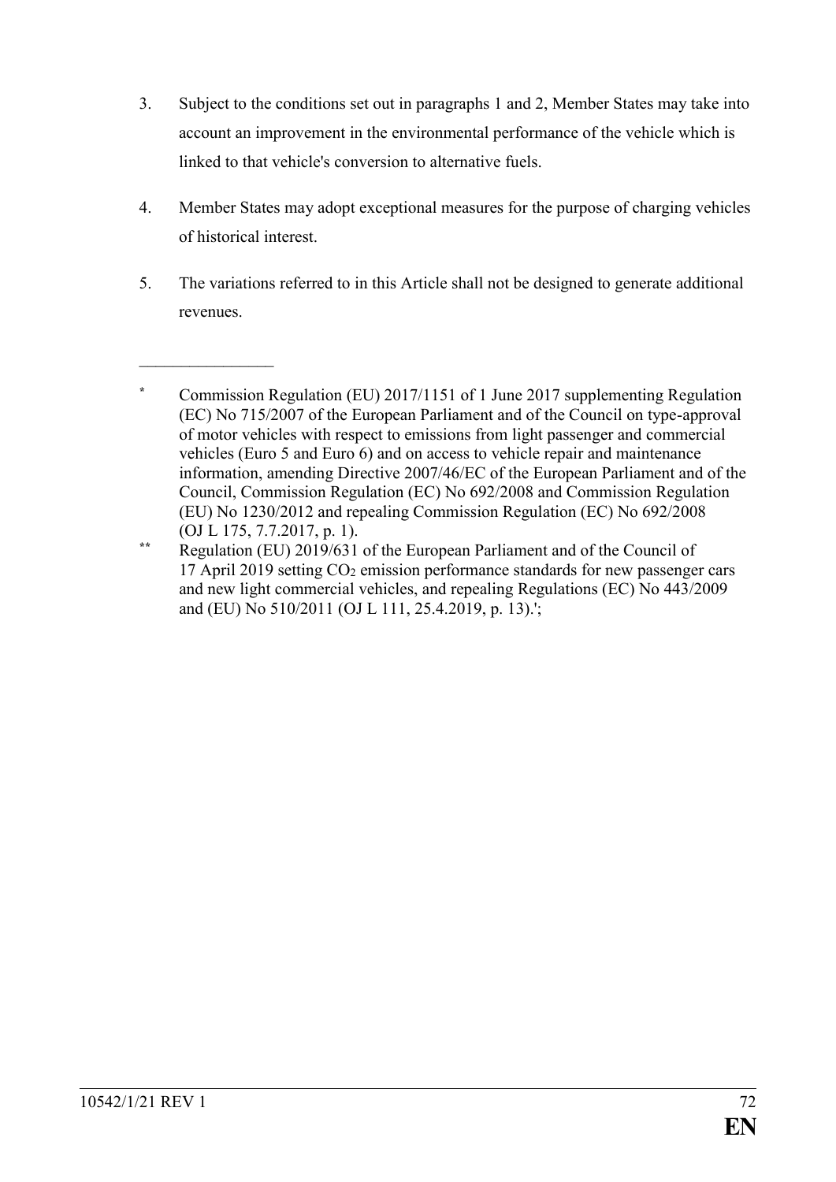3. Subject to the conditions set out in paragraphs 1 and 2, Member States may take into account an improvement in the environmental performance of the vehicle which is linked to that vehicle's conversion to alternative fuels.

4. Member States may adopt exceptional measures for the purpose of charging vehicles of historical interest.

5. The variations referred to in this Article shall not be designed to generate additional revenues.

---

\* Commission Regulation (EU) 2017/1151 of 1 June 2017 supplementing Regulation (EC) No 715/2007 of the European Parliament and of the Council on type-approval of motor vehicles with respect to emissions from light passenger and commercial vehicles (Euro 5 and Euro 6) and on access to vehicle repair and maintenance information, amending Directive 2007/46/EC of the European Parliament and of the Council, Commission Regulation (EC) No 692/2008 and Commission Regulation (EU) No 1230/2012 and repealing Commission Regulation (EC) No 692/2008 (OJ L 175, 7.7.2017, p. 1).

\*\* Regulation (EU) 2019/631 of the European Parliament and of the Council of 17 April 2019 setting $CO_2$ emission performance standards for new passenger cars and new light commercial vehicles, and repealing Regulations (EC) No 443/2009 and (EU) No 510/2011 (OJ L 111, 25.4.2019, p. 13).';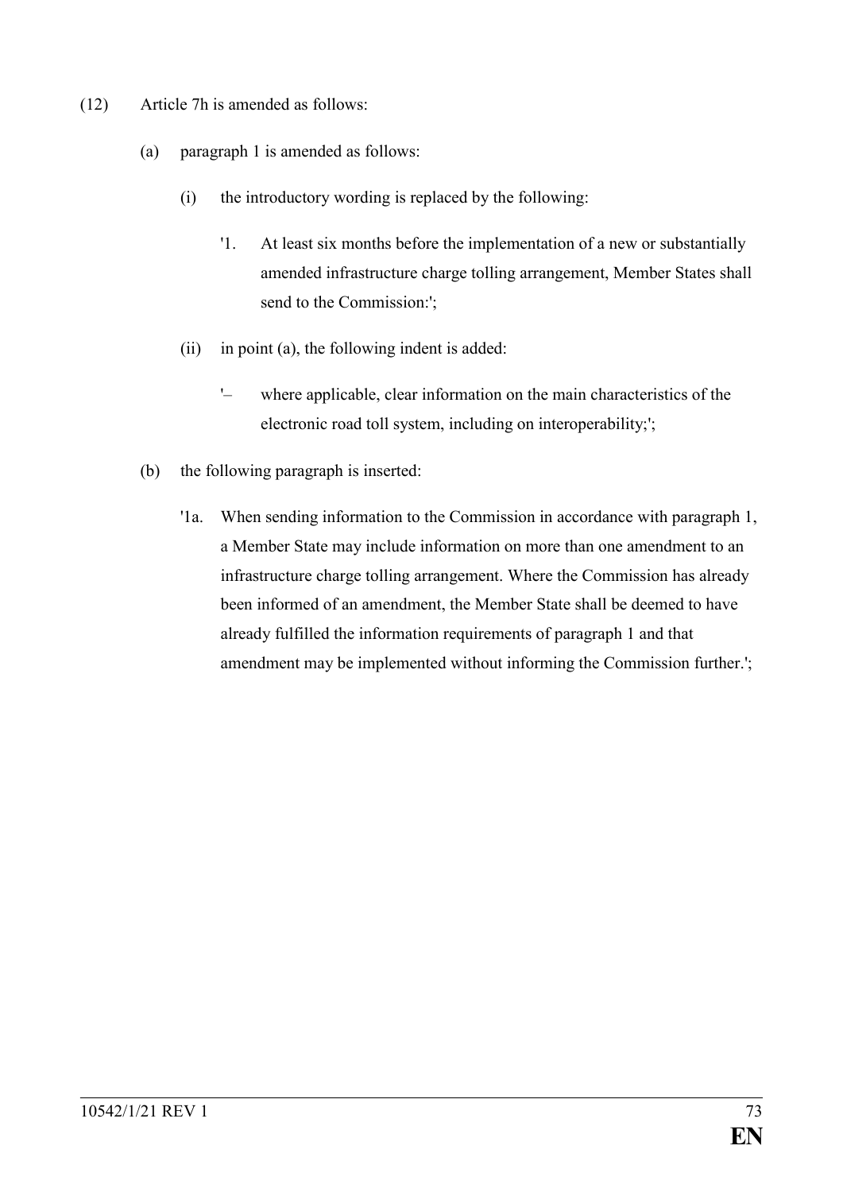(12) Article 7h is amended as follows:

(a) paragraph 1 is amended as follows:

(i) the introductory wording is replaced by the following:

'1. At least six months before the implementation of a new or substantially amended infrastructure charge tolling arrangement, Member States shall send to the Commission:';

(ii) in point (a), the following indent is added:

'– where applicable, clear information on the main characteristics of the electronic road toll system, including on interoperability;';

(b) the following paragraph is inserted:

'1a. When sending information to the Commission in accordance with paragraph 1, a Member State may include information on more than one amendment to an infrastructure charge tolling arrangement. Where the Commission has already been informed of an amendment, the Member State shall be deemed to have already fulfilled the information requirements of paragraph 1 and that amendment may be implemented without informing the Commission further.';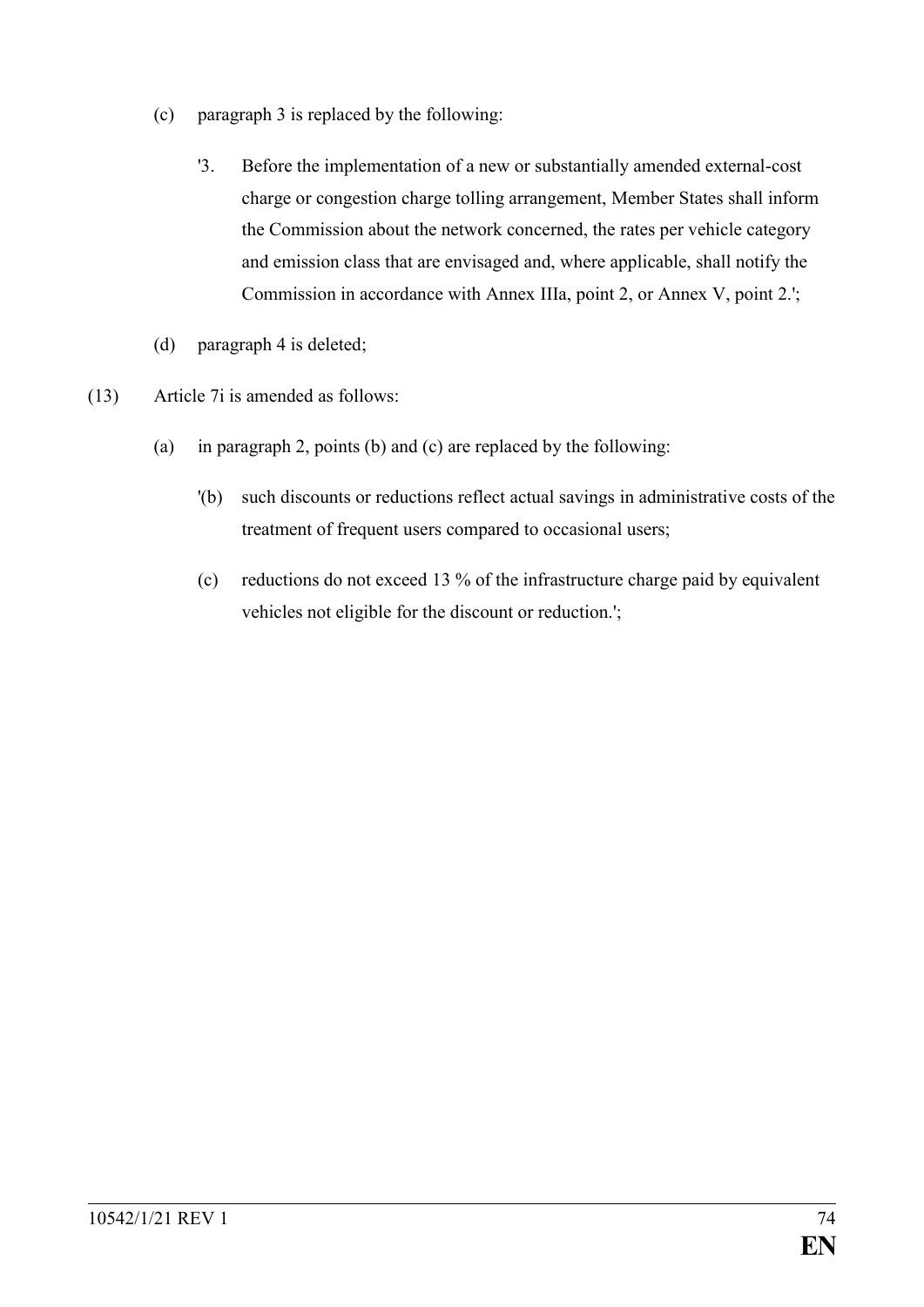(c) paragraph 3 is replaced by the following:

'3. Before the implementation of a new or substantially amended external-cost charge or congestion charge tolling arrangement, Member States shall inform the Commission about the network concerned, the rates per vehicle category and emission class that are envisaged and, where applicable, shall notify the Commission in accordance with Annex IIIa, point 2, or Annex V, point 2.';

(d) paragraph 4 is deleted;

(13) Article 7i is amended as follows:

(a) in paragraph 2, points (b) and (c) are replaced by the following:

'(b) such discounts or reductions reflect actual savings in administrative costs of the treatment of frequent users compared to occasional users;

(c) reductions do not exceed 13 % of the infrastructure charge paid by equivalent vehicles not eligible for the discount or reduction.';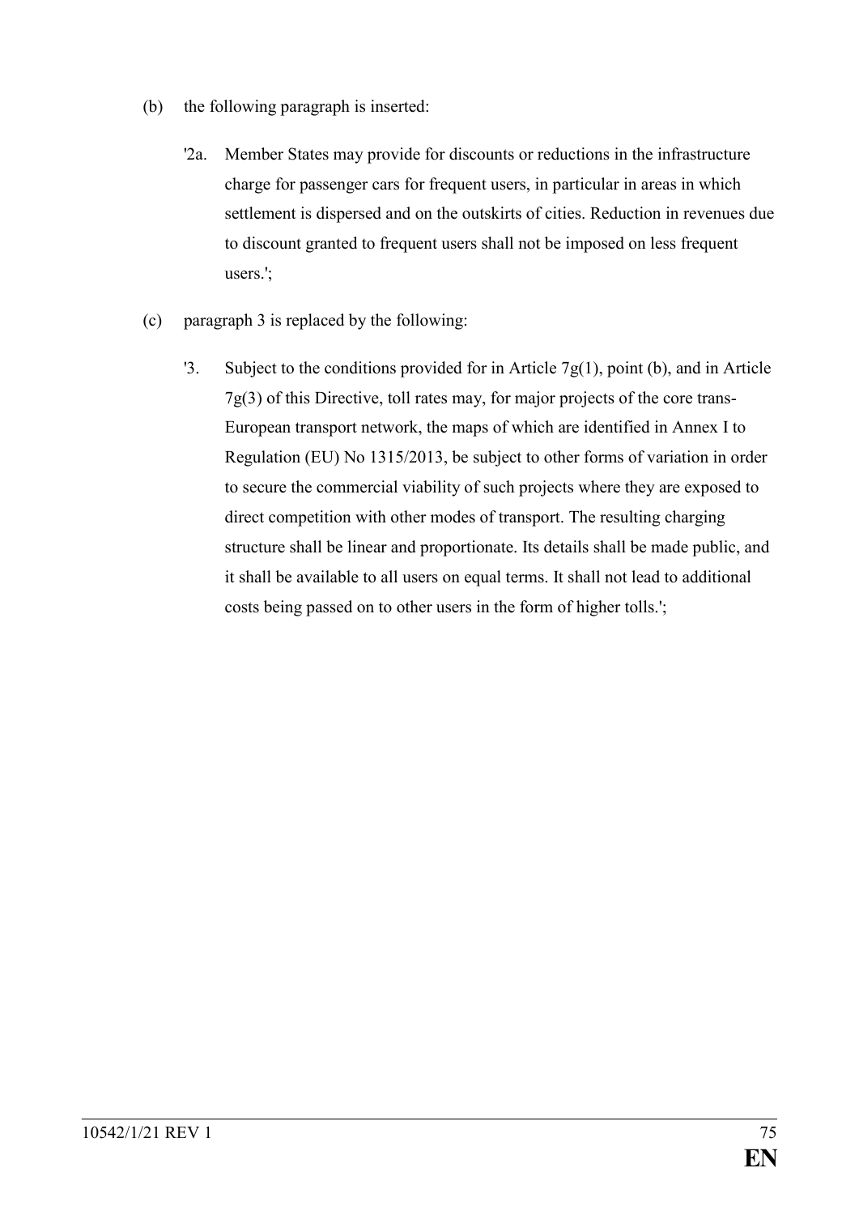(b) the following paragraph is inserted:

> '2a. Member States may provide for discounts or reductions in the infrastructure charge for passenger cars for frequent users, in particular in areas in which settlement is dispersed and on the outskirts of cities. Reduction in revenues due to discount granted to frequent users shall not be imposed on less frequent users.';

(c) paragraph 3 is replaced by the following:

> '3. Subject to the conditions provided for in Article 7g(1), point (b), and in Article 7g(3) of this Directive, toll rates may, for major projects of the core trans-European transport network, the maps of which are identified in Annex I to Regulation (EU) No 1315/2013, be subject to other forms of variation in order to secure the commercial viability of such projects where they are exposed to direct competition with other modes of transport. The resulting charging structure shall be linear and proportionate. Its details shall be made public, and it shall be available to all users on equal terms. It shall not lead to additional costs being passed on to other users in the form of higher tolls.';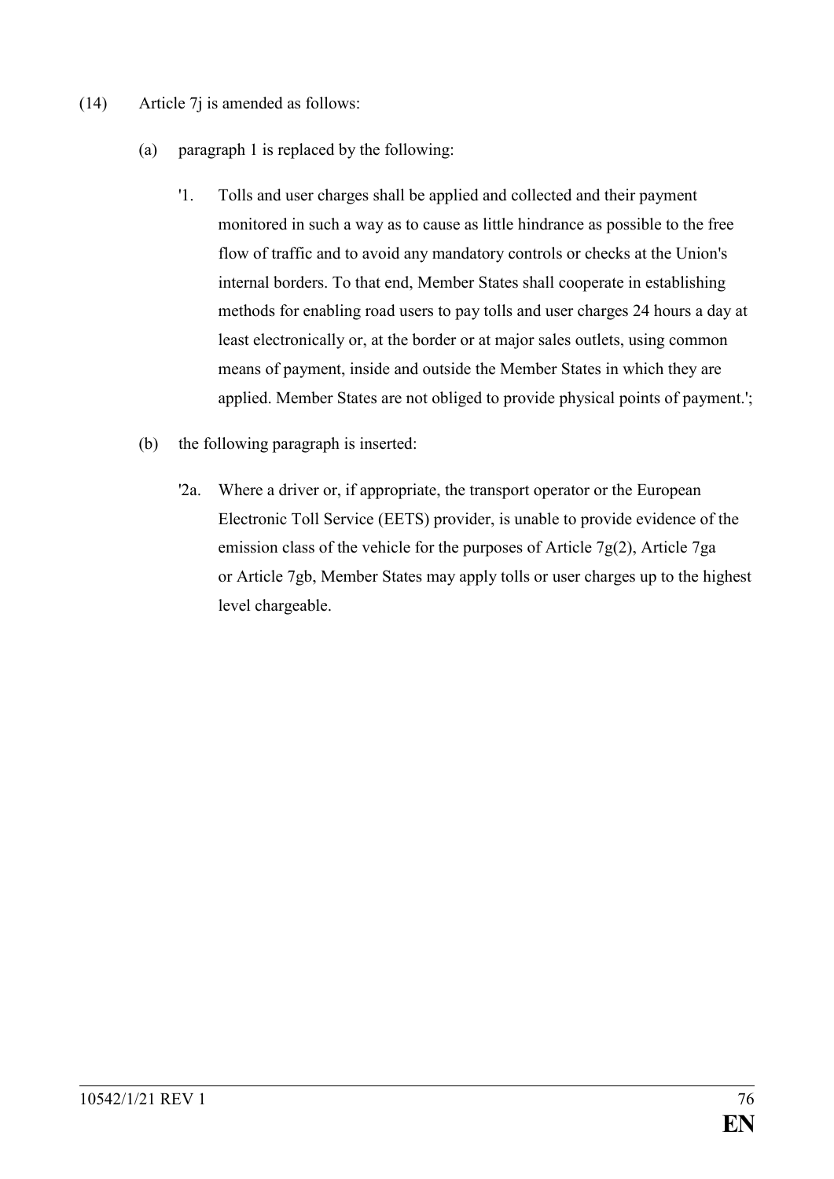(14) Article 7j is amended as follows:

(a) paragraph 1 is replaced by the following:

'1. Tolls and user charges shall be applied and collected and their payment monitored in such a way as to cause as little hindrance as possible to the free flow of traffic and to avoid any mandatory controls or checks at the Union's internal borders. To that end, Member States shall cooperate in establishing methods for enabling road users to pay tolls and user charges 24 hours a day at least electronically or, at the border or at major sales outlets, using common means of payment, inside and outside the Member States in which they are applied. Member States are not obliged to provide physical points of payment.';

(b) the following paragraph is inserted:

'2a. Where a driver or, if appropriate, the transport operator or the European Electronic Toll Service (EETS) provider, is unable to provide evidence of the emission class of the vehicle for the purposes of Article 7g(2), Article 7ga or Article 7gb, Member States may apply tolls or user charges up to the highest level chargeable.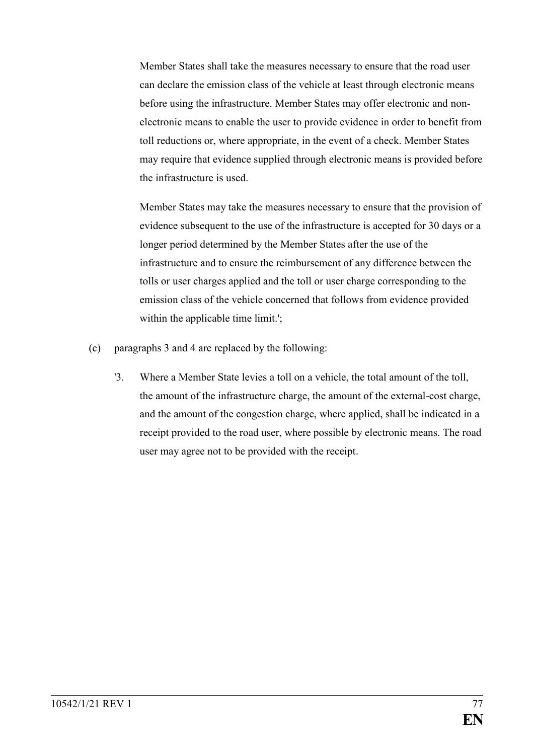Member States shall take the measures necessary to ensure that the road user can declare the emission class of the vehicle at least through electronic means before using the infrastructure. Member States may offer electronic and non-electronic means to enable the user to provide evidence in order to benefit from toll reductions or, where appropriate, in the event of a check. Member States may require that evidence supplied through electronic means is provided before the infrastructure is used.

Member States may take the measures necessary to ensure that the provision of evidence subsequent to the use of the infrastructure is accepted for 30 days or a longer period determined by the Member States after the use of the infrastructure and to ensure the reimbursement of any difference between the tolls or user charges applied and the toll or user charge corresponding to the emission class of the vehicle concerned that follows from evidence provided within the applicable time limit.';

(c) paragraphs 3 and 4 are replaced by the following:

'3. Where a Member State levies a toll on a vehicle, the total amount of the toll, the amount of the infrastructure charge, the amount of the external-cost charge, and the amount of the congestion charge, where applied, shall be indicated in a receipt provided to the road user, where possible by electronic means. The road user may agree not to be provided with the receipt.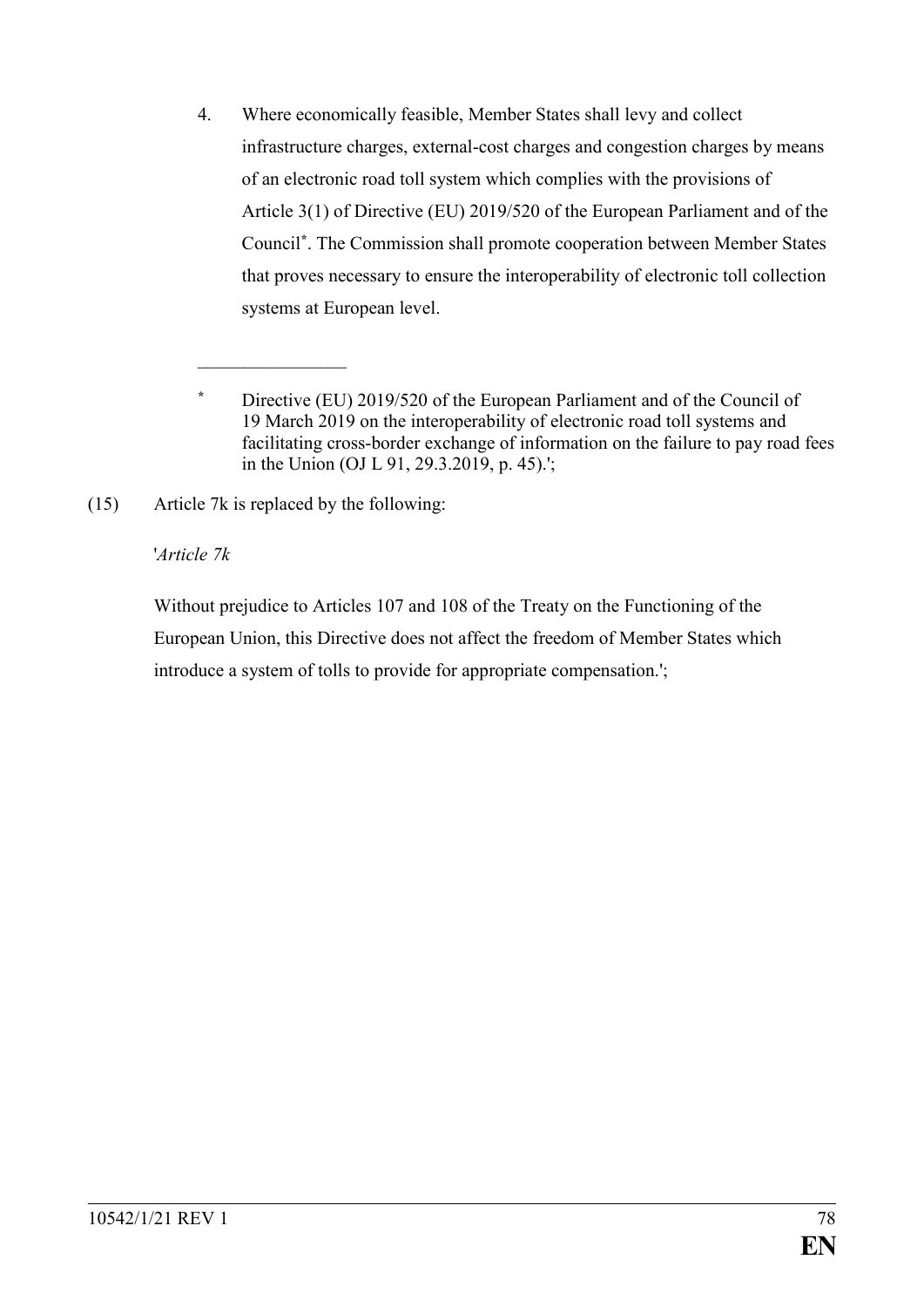4. Where economically feasible, Member States shall levy and collect infrastructure charges, external-cost charges and congestion charges by means of an electronic road toll system which complies with the provisions of Article 3(1) of Directive (EU) 2019/520 of the European Parliament and of the Council[*]. The Commission shall promote cooperation between Member States that proves necessary to ensure the interoperability of electronic toll collection systems at European level.

______________

[*] Directive (EU) 2019/520 of the European Parliament and of the Council of 19 March 2019 on the interoperability of electronic road toll systems and facilitating cross-border exchange of information on the failure to pay road fees in the Union (OJ L 91, 29.3.2019, p. 45).';

(15) Article 7k is replaced by the following:

'*Article 7k*

Without prejudice to Articles 107 and 108 of the Treaty on the Functioning of the European Union, this Directive does not affect the freedom of Member States which introduce a system of tolls to provide for appropriate compensation.';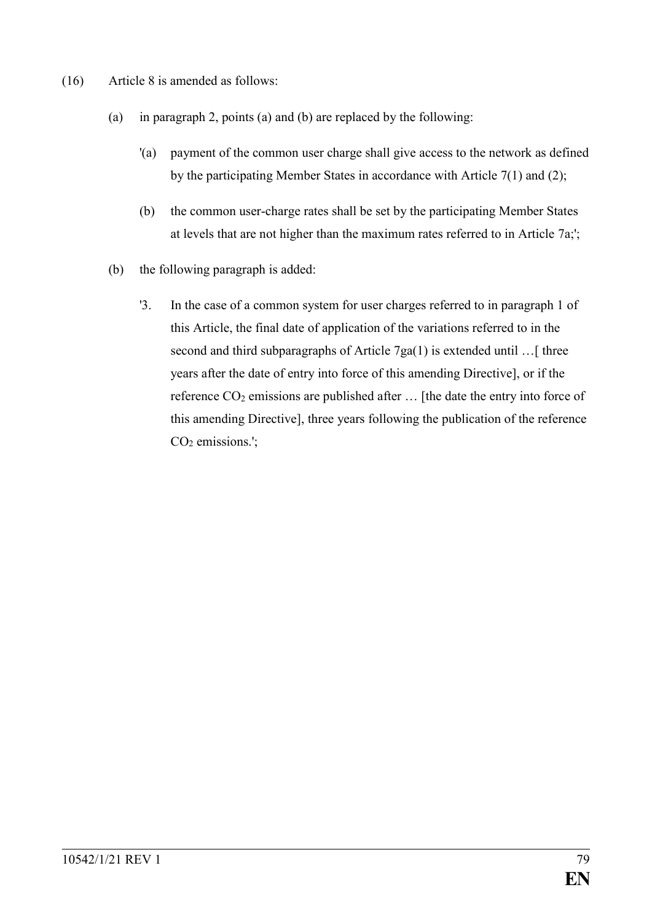(16) Article 8 is amended as follows:

(a) in paragraph 2, points (a) and (b) are replaced by the following:

'(a) payment of the common user charge shall give access to the network as defined by the participating Member States in accordance with Article 7(1) and (2);

(b) the common user-charge rates shall be set by the participating Member States at levels that are not higher than the maximum rates referred to in Article 7a;';

(b) the following paragraph is added:

'3. In the case of a common system for user charges referred to in paragraph 1 of this Article, the final date of application of the variations referred to in the second and third subparagraphs of Article 7ga(1) is extended until …[ three years after the date of entry into force of this amending Directive], or if the reference $CO_2$ emissions are published after … [the date the entry into force of this amending Directive], three years following the publication of the reference $CO_2$ emissions.';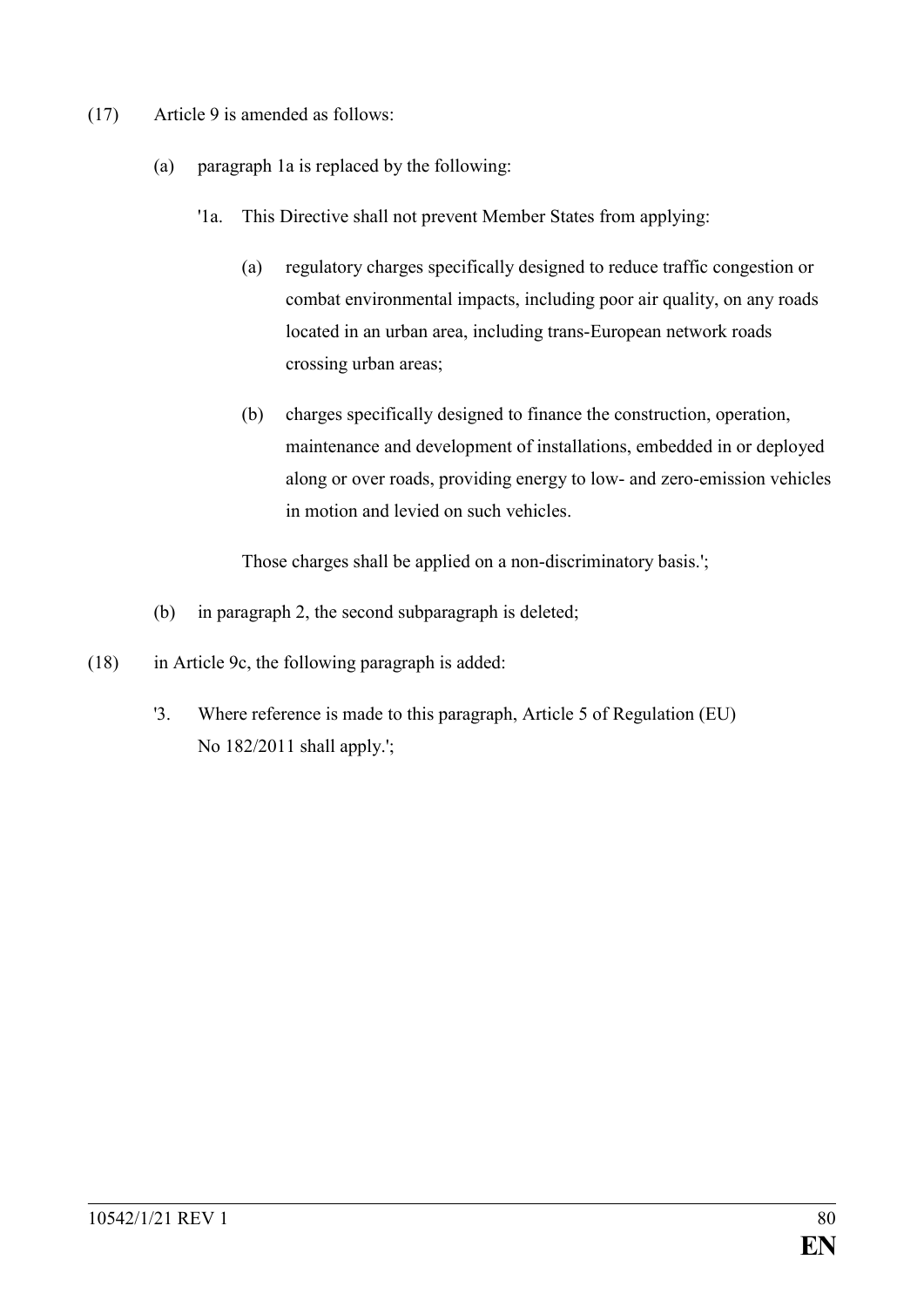(17) Article 9 is amended as follows:

(a) paragraph 1a is replaced by the following:

'1a. This Directive shall not prevent Member States from applying:

(a) regulatory charges specifically designed to reduce traffic congestion or combat environmental impacts, including poor air quality, on any roads located in an urban area, including trans-European network roads crossing urban areas;

(b) charges specifically designed to finance the construction, operation, maintenance and development of installations, embedded in or deployed along or over roads, providing energy to low- and zero-emission vehicles in motion and levied on such vehicles.

Those charges shall be applied on a non-discriminatory basis.';

(b) in paragraph 2, the second subparagraph is deleted;

(18) in Article 9c, the following paragraph is added:

'3. Where reference is made to this paragraph, Article 5 of Regulation (EU) No 182/2011 shall apply.';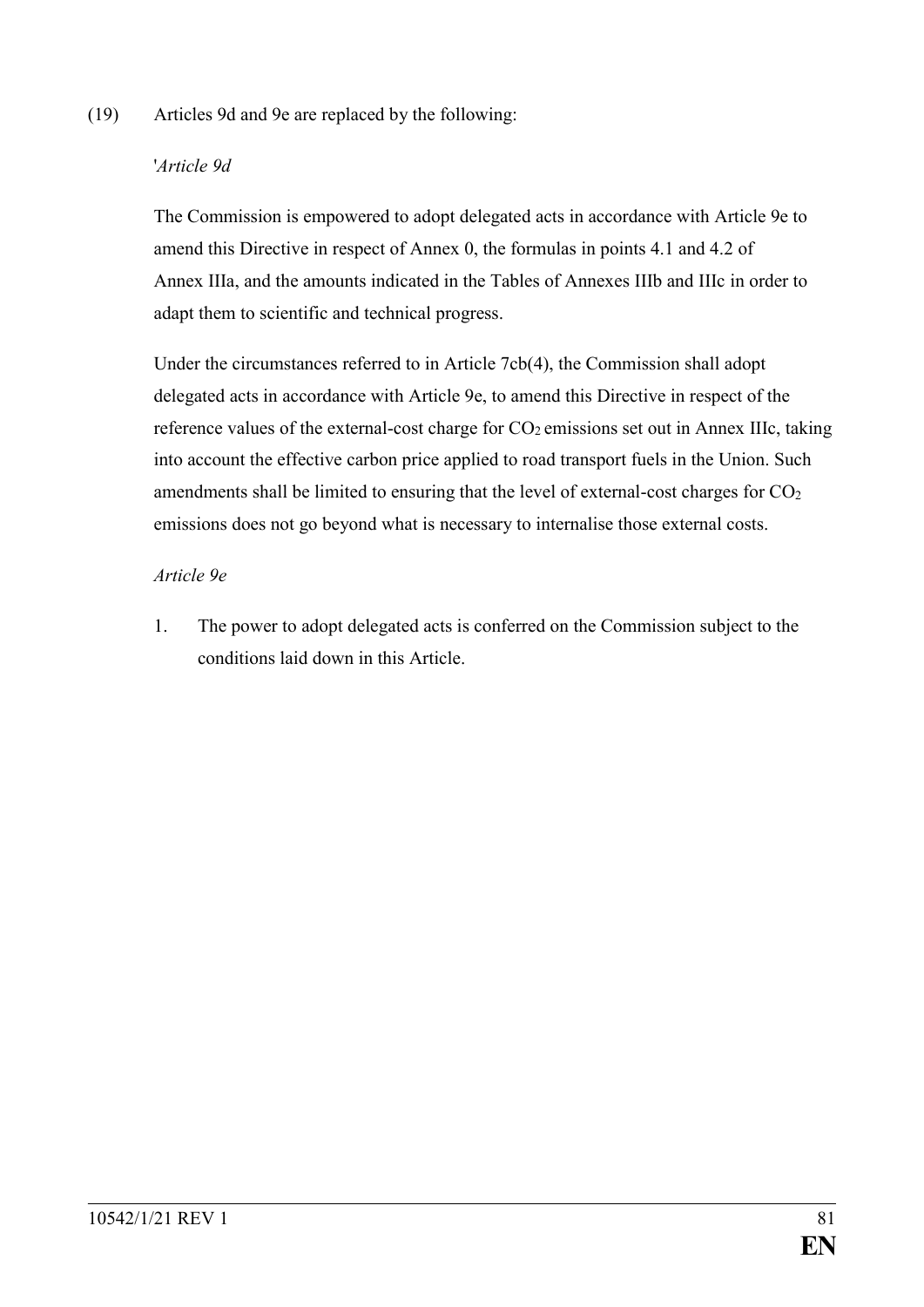(19) Articles 9d and 9e are replaced by the following:

'*Article 9d*

The Commission is empowered to adopt delegated acts in accordance with Article 9e to amend this Directive in respect of Annex 0, the formulas in points 4.1 and 4.2 of Annex IIIa, and the amounts indicated in the Tables of Annexes IIIb and IIIc in order to adapt them to scientific and technical progress.

Under the circumstances referred to in Article 7cb(4), the Commission shall adopt delegated acts in accordance with Article 9e, to amend this Directive in respect of the reference values of the external-cost charge for $CO_2$ emissions set out in Annex IIIc, taking into account the effective carbon price applied to road transport fuels in the Union. Such amendments shall be limited to ensuring that the level of external-cost charges for $CO_2$ emissions does not go beyond what is necessary to internalise those external costs.

*Article 9e*

1. The power to adopt delegated acts is conferred on the Commission subject to the conditions laid down in this Article.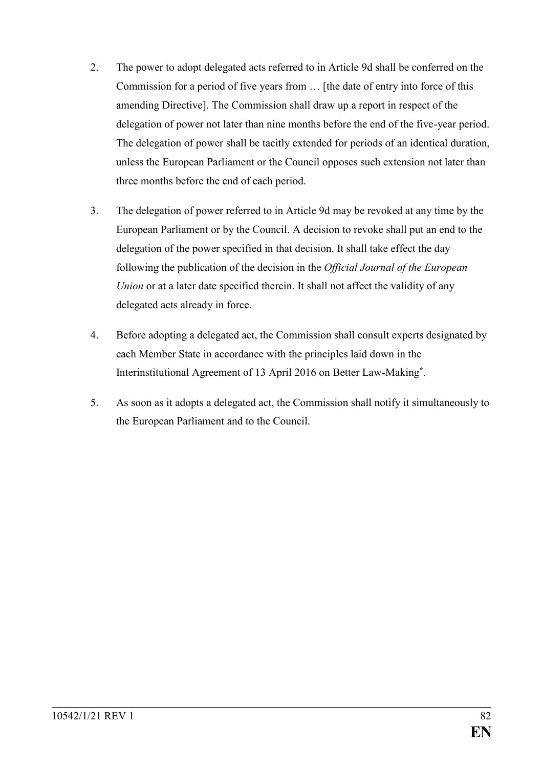2. The power to adopt delegated acts referred to in Article 9d shall be conferred on the Commission for a period of five years from … [the date of entry into force of this amending Directive]. The Commission shall draw up a report in respect of the delegation of power not later than nine months before the end of the five-year period. The delegation of power shall be tacitly extended for periods of an identical duration, unless the European Parliament or the Council opposes such extension not later than three months before the end of each period.

3. The delegation of power referred to in Article 9d may be revoked at any time by the European Parliament or by the Council. A decision to revoke shall put an end to the delegation of the power specified in that decision. It shall take effect the day following the publication of the decision in the *Official Journal of the European Union* or at a later date specified therein. It shall not affect the validity of any delegated acts already in force.

4. Before adopting a delegated act, the Commission shall consult experts designated by each Member State in accordance with the principles laid down in the Interinstitutional Agreement of 13 April 2016 on Better Law-Making[*].

5. As soon as it adopts a delegated act, the Commission shall notify it simultaneously to the European Parliament and to the Council.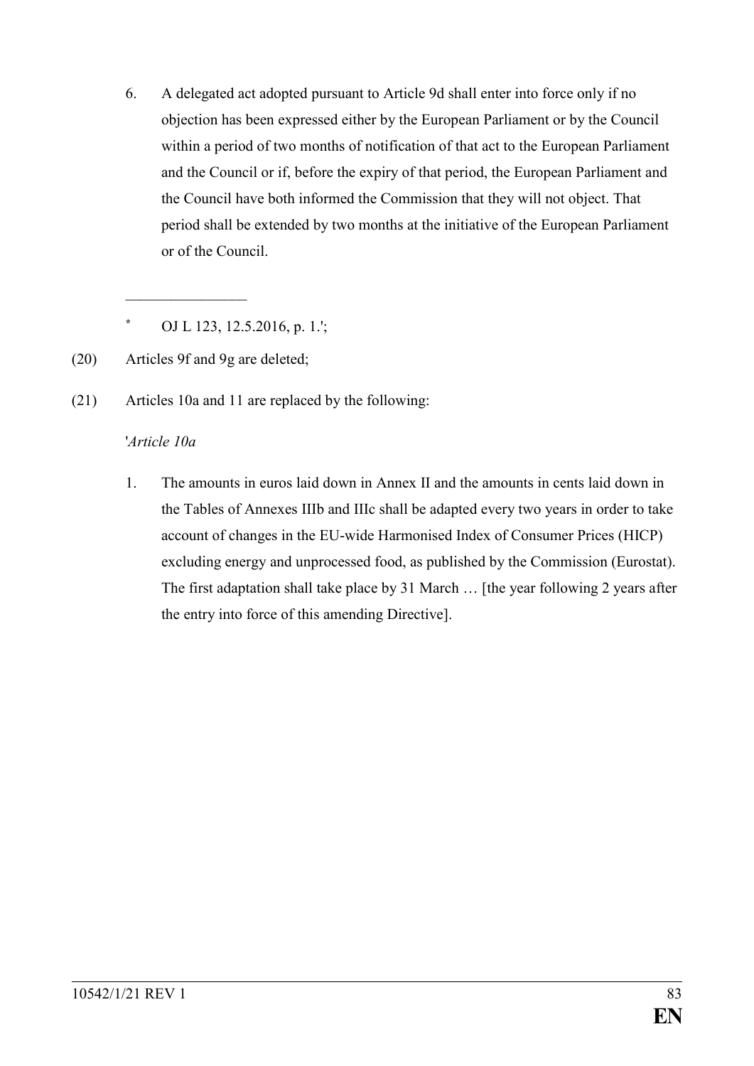6. A delegated act adopted pursuant to Article 9d shall enter into force only if no objection has been expressed either by the European Parliament or by the Council within a period of two months of notification of that act to the European Parliament and the Council or if, before the expiry of that period, the European Parliament and the Council have both informed the Commission that they will not object. That period shall be extended by two months at the initiative of the European Parliament or of the Council.

________________

\* OJ L 123, 12.5.2016, p. 1.';

(20) Articles 9f and 9g are deleted;

(21) Articles 10a and 11 are replaced by the following:

'*Article 10a*

1. The amounts in euros laid down in Annex II and the amounts in cents laid down in the Tables of Annexes IIIb and IIIc shall be adapted every two years in order to take account of changes in the EU-wide Harmonised Index of Consumer Prices (HICP) excluding energy and unprocessed food, as published by the Commission (Eurostat). The first adaptation shall take place by 31 March … [the year following 2 years after the entry into force of this amending Directive].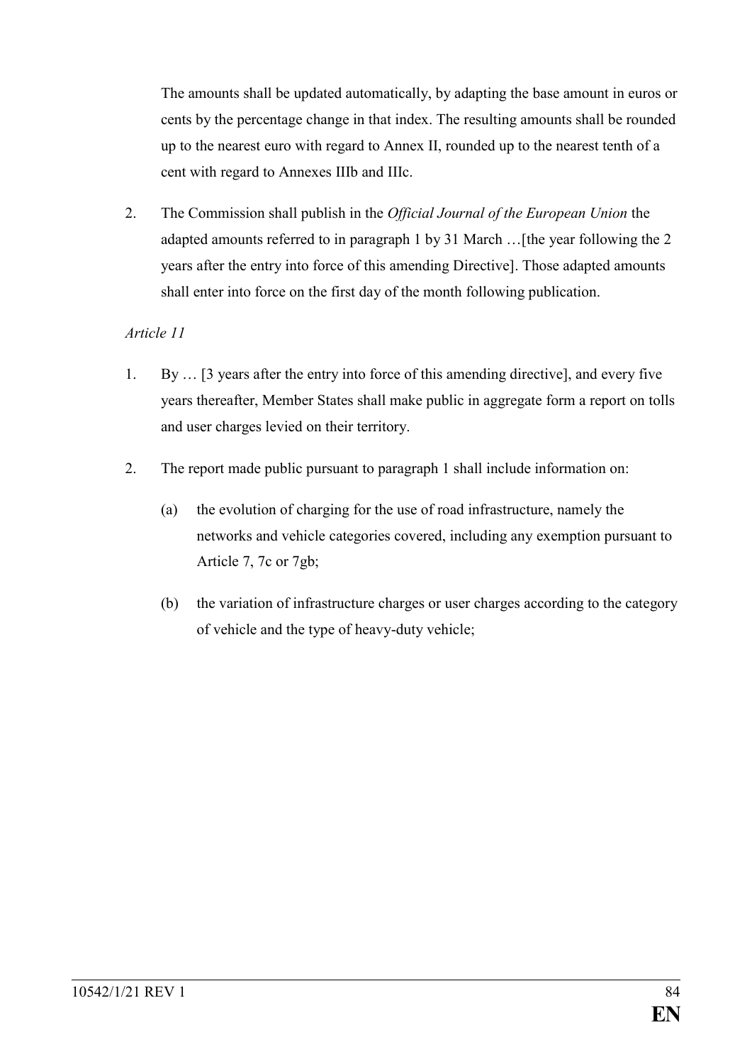The amounts shall be updated automatically, by adapting the base amount in euros or cents by the percentage change in that index. The resulting amounts shall be rounded up to the nearest euro with regard to Annex II, rounded up to the nearest tenth of a cent with regard to Annexes IIIb and IIIc.

2. The Commission shall publish in the *Official Journal of the European Union* the adapted amounts referred to in paragraph 1 by 31 March …[the year following the 2 years after the entry into force of this amending Directive]. Those adapted amounts shall enter into force on the first day of the month following publication.

*Article 11*

1. By … [3 years after the entry into force of this amending directive], and every five years thereafter, Member States shall make public in aggregate form a report on tolls and user charges levied on their territory.

2. The report made public pursuant to paragraph 1 shall include information on:

   (a) the evolution of charging for the use of road infrastructure, namely the networks and vehicle categories covered, including any exemption pursuant to Article 7, 7c or 7gb;

   (b) the variation of infrastructure charges or user charges according to the category of vehicle and the type of heavy-duty vehicle;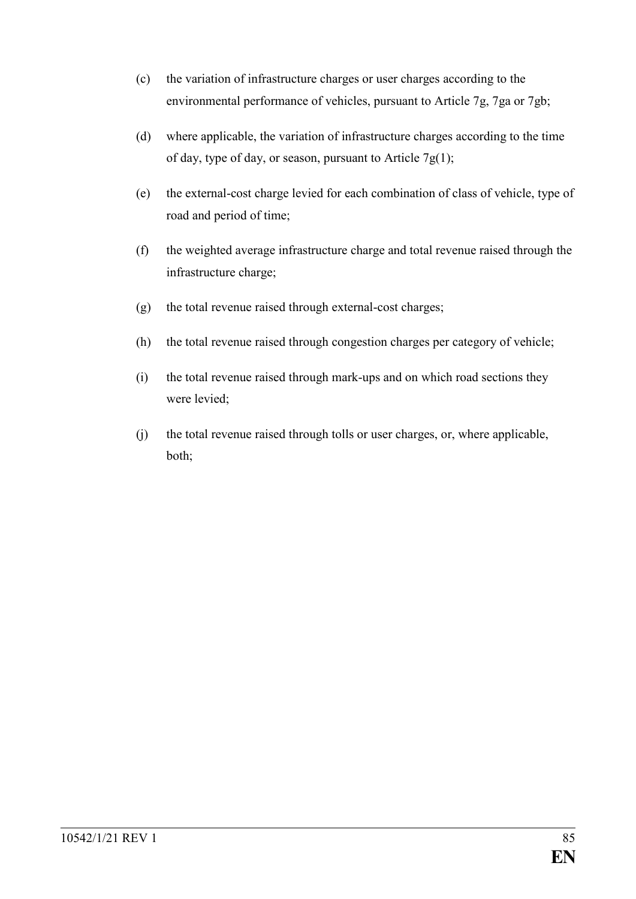(c) the variation of infrastructure charges or user charges according to the environmental performance of vehicles, pursuant to Article 7g, 7ga or 7gb;

(d) where applicable, the variation of infrastructure charges according to the time of day, type of day, or season, pursuant to Article 7g(1);

(e) the external-cost charge levied for each combination of class of vehicle, type of road and period of time;

(f) the weighted average infrastructure charge and total revenue raised through the infrastructure charge;

(g) the total revenue raised through external-cost charges;

(h) the total revenue raised through congestion charges per category of vehicle;

(i) the total revenue raised through mark-ups and on which road sections they were levied;

(j) the total revenue raised through tolls or user charges, or, where applicable, both;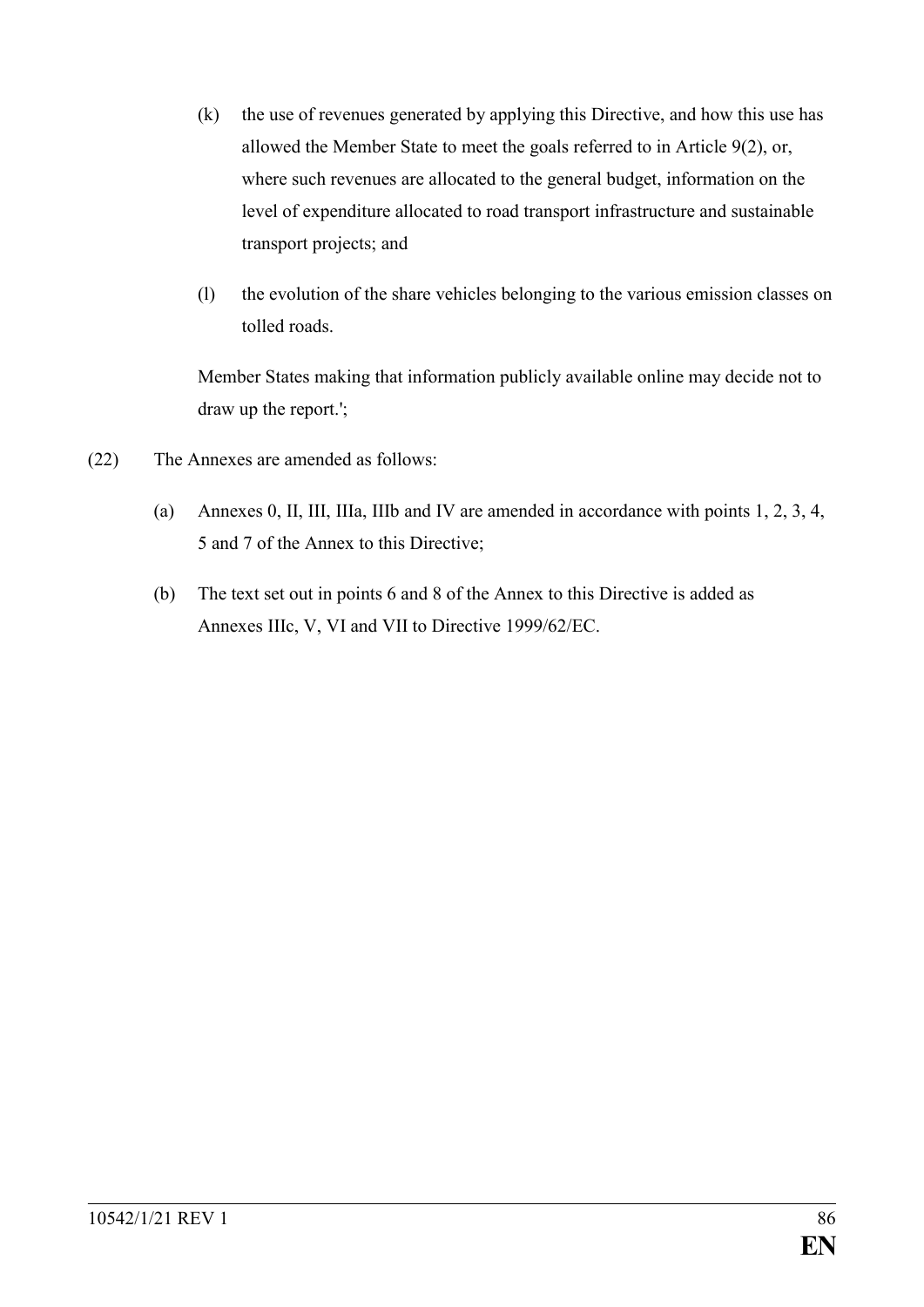(k) the use of revenues generated by applying this Directive, and how this use has allowed the Member State to meet the goals referred to in Article 9(2), or, where such revenues are allocated to the general budget, information on the level of expenditure allocated to road transport infrastructure and sustainable transport projects; and

(l) the evolution of the share vehicles belonging to the various emission classes on tolled roads.

Member States making that information publicly available online may decide not to draw up the report.';

(22) The Annexes are amended as follows:

(a) Annexes 0, II, III, IIIa, IIIb and IV are amended in accordance with points 1, 2, 3, 4, 5 and 7 of the Annex to this Directive;

(b) The text set out in points 6 and 8 of the Annex to this Directive is added as Annexes IIIc, V, VI and VII to Directive 1999/62/EC.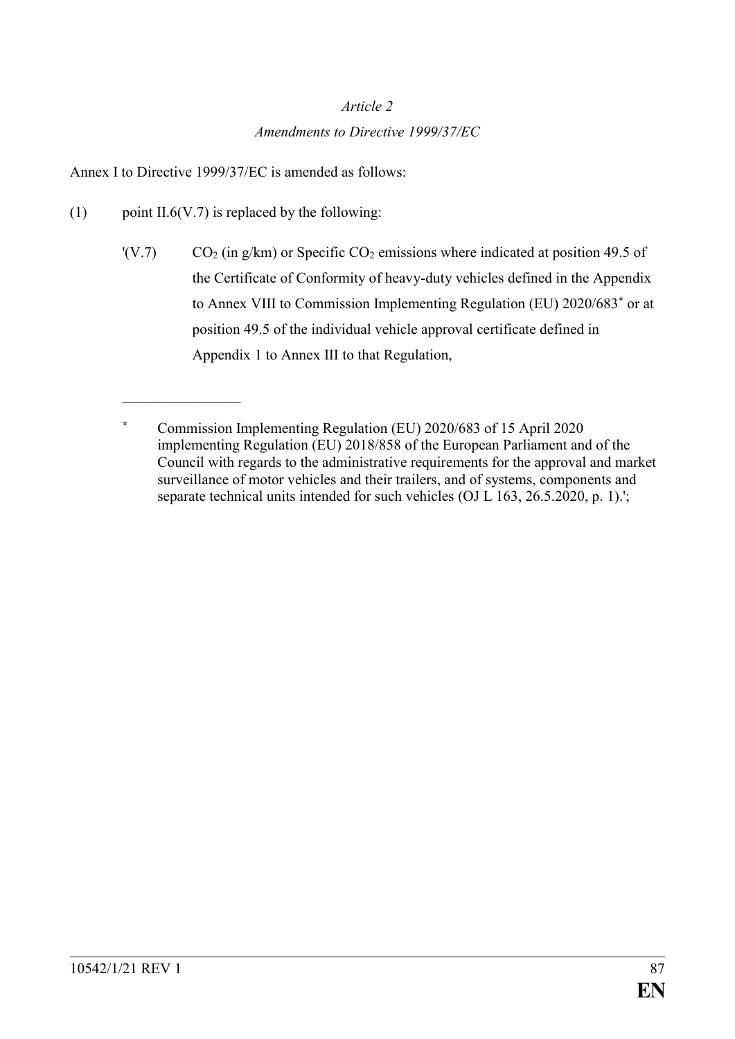*Article 2*

*Amendments to Directive 1999/37/EC*

Annex I to Directive 1999/37/EC is amended as follows:

(1) point II.6(V.7) is replaced by the following:

'(V.7) $CO_2$ (in g/km) or Specific $CO_2$ emissions where indicated at position 49.5 of the Certificate of Conformity of heavy-duty vehicles defined in the Appendix to Annex VIII to Commission Implementing Regulation (EU) 2020/683[*] or at position 49.5 of the individual vehicle approval certificate defined in Appendix 1 to Annex III to that Regulation,

\_\_\_\_\_\_\_\_\_\_\_\_\_\_\_\_

[*] Commission Implementing Regulation (EU) 2020/683 of 15 April 2020 implementing Regulation (EU) 2018/858 of the European Parliament and of the Council with regards to the administrative requirements for the approval and market surveillance of motor vehicles and their trailers, and of systems, components and separate technical units intended for such vehicles (OJ L 163, 26.5.2020, p. 1).';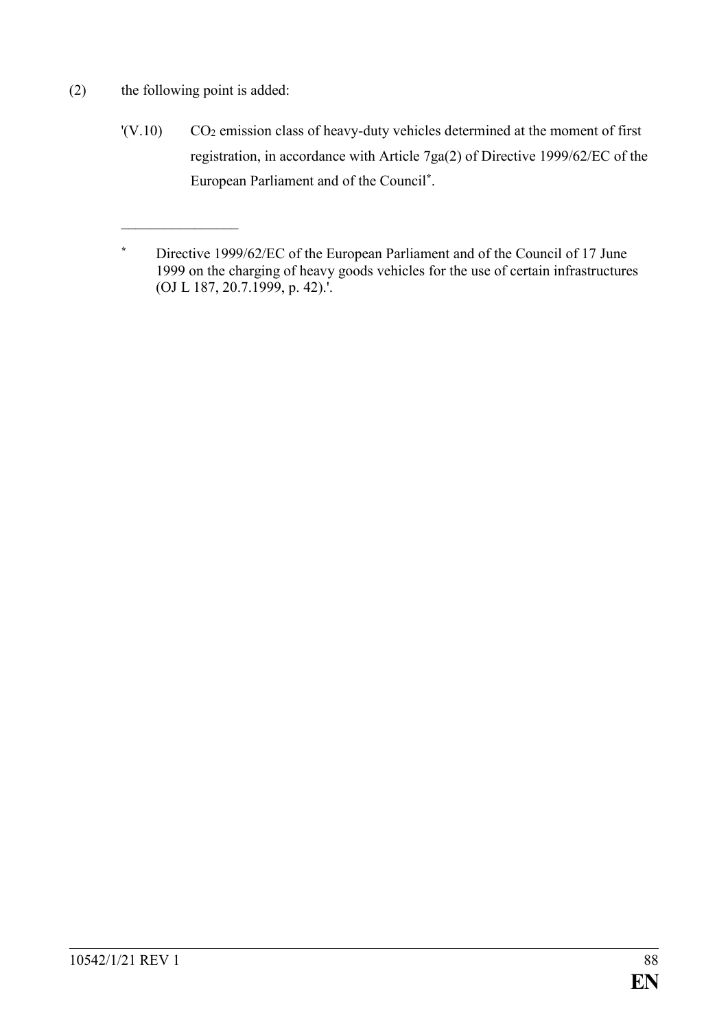(2) the following point is added:

'(V.10) $CO_2$ emission class of heavy-duty vehicles determined at the moment of first registration, in accordance with Article 7ga(2) of Directive 1999/62/EC of the European Parliament and of the Council[*].

---

[*] Directive 1999/62/EC of the European Parliament and of the Council of 17 June 1999 on the charging of heavy goods vehicles for the use of certain infrastructures (OJ L 187, 20.7.1999, p. 42).'.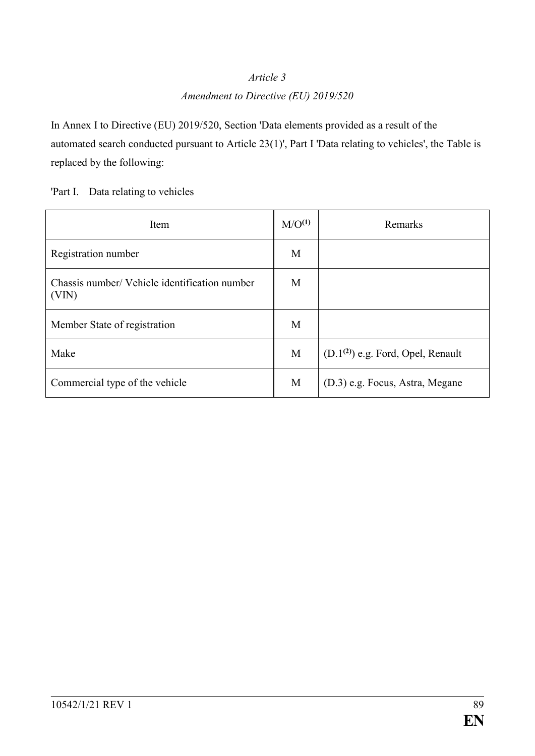*Article 3*

*Amendment to Directive (EU) 2019/520*

In Annex I to Directive (EU) 2019/520, Section 'Data elements provided as a result of the automated search conducted pursuant to Article 23(1)', Part I 'Data relating to vehicles', the Table is replaced by the following:

'Part I. Data relating to vehicles

| Item | M/O[(1)] | Remarks |
|---|---|---|
| Registration number | M | |
| Chassis number/ Vehicle identification number (VIN) | M | |
| Member State of registration | M | |
| Make | M | (D.1[(2)]) e.g. Ford, Opel, Renault |
| Commercial type of the vehicle | M | (D.3) e.g. Focus, Astra, Megane |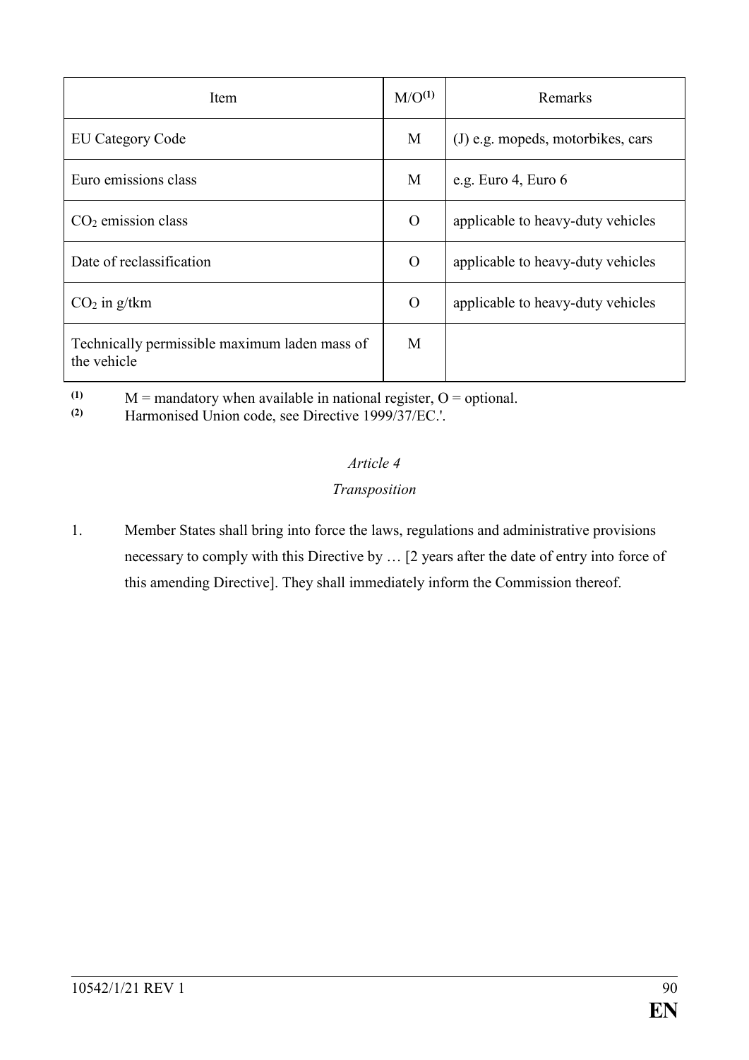| Item | M/O[1] | Remarks |
|---|---|---|
| EU Category Code | M | (J) e.g. mopeds, motorbikes, cars |
| Euro emissions class | M | e.g. Euro 4, Euro 6 |
| $CO_2$ emission class | O | applicable to heavy-duty vehicles |
| Date of reclassification | O | applicable to heavy-duty vehicles |
| $CO_2$ in g/tkm | O | applicable to heavy-duty vehicles |
| Technically permissible maximum laden mass of the vehicle | M | |

[1] M = mandatory when available in national register, O = optional.

[2] Harmonised Union code, see Directive 1999/37/EC.'.

*Article 4*

*Transposition*

1. Member States shall bring into force the laws, regulations and administrative provisions necessary to comply with this Directive by … [2 years after the date of entry into force of this amending Directive]. They shall immediately inform the Commission thereof.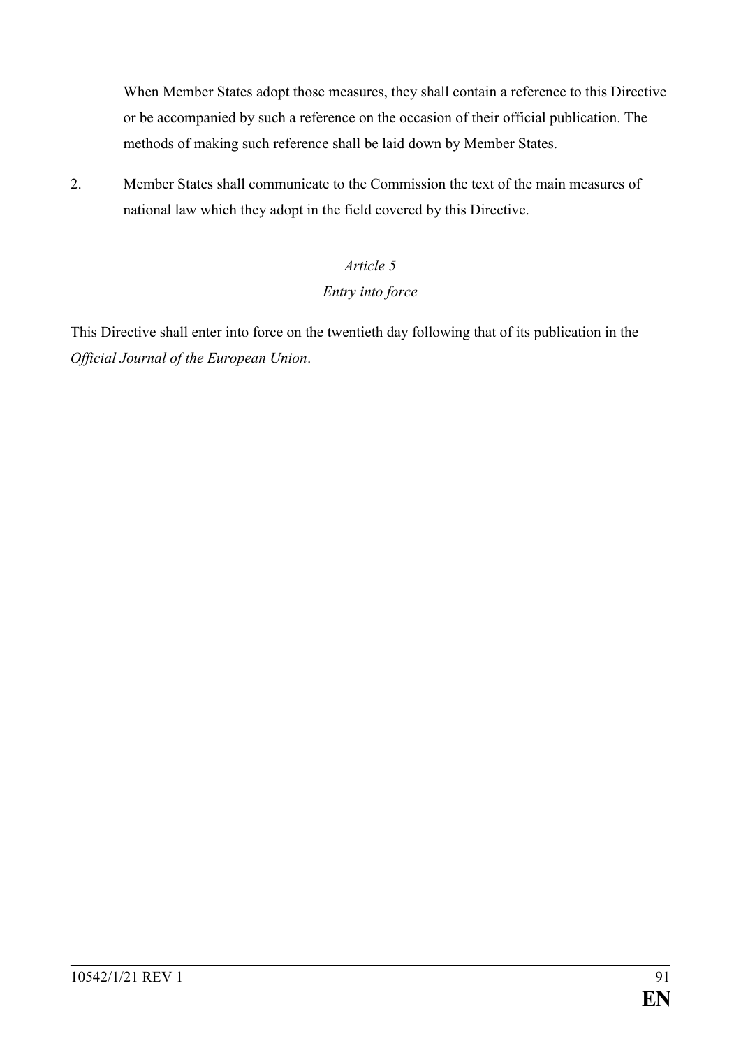When Member States adopt those measures, they shall contain a reference to this Directive or be accompanied by such a reference on the occasion of their official publication. The methods of making such reference shall be laid down by Member States.

2. Member States shall communicate to the Commission the text of the main measures of national law which they adopt in the field covered by this Directive.

*Article 5*

*Entry into force*

This Directive shall enter into force on the twentieth day following that of its publication in the *Official Journal of the European Union*.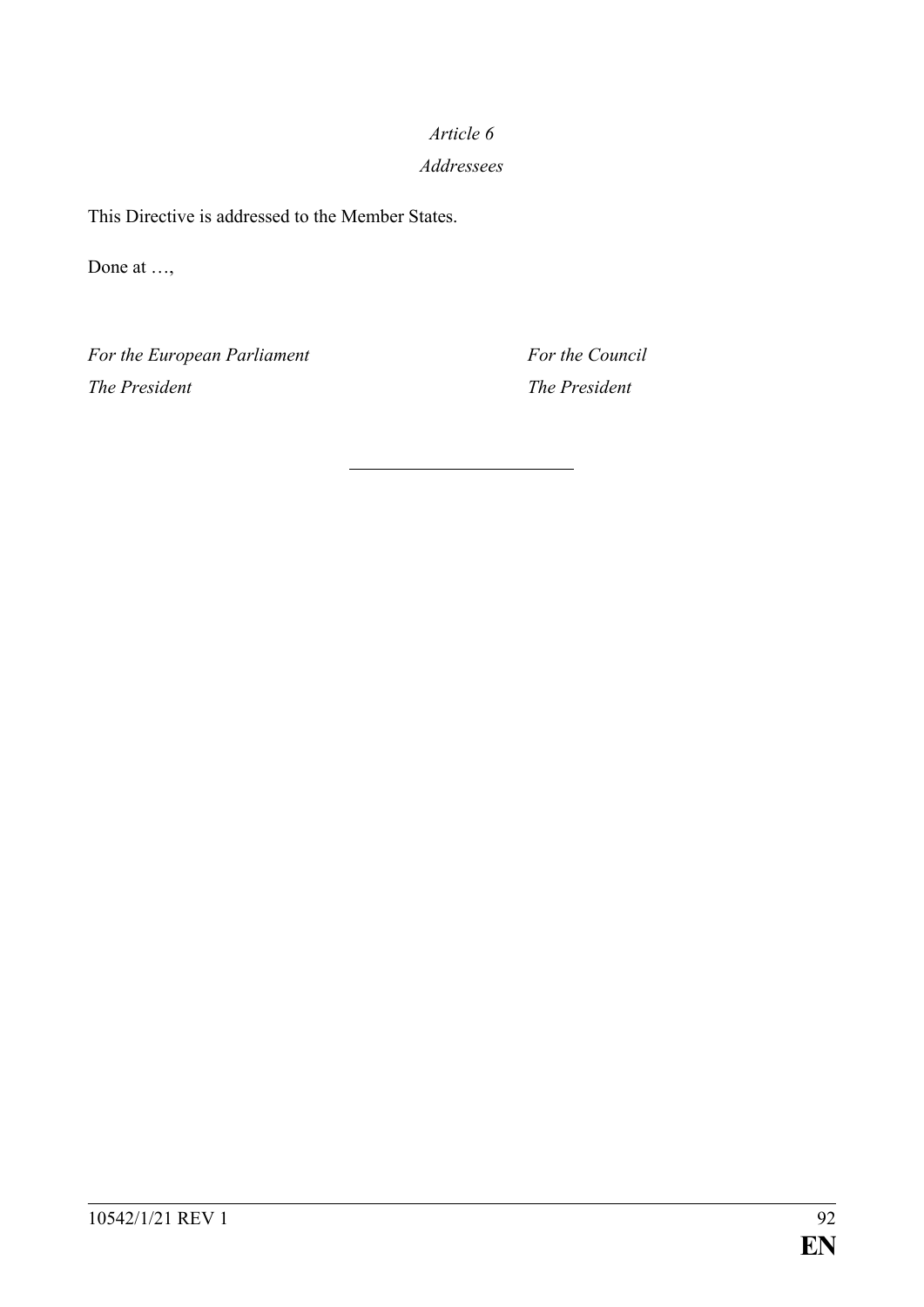*Article 6*

*Addressees*

This Directive is addressed to the Member States.

Done at …,

*For the European Parliament*
*The President*

*For the Council*
*The President*

---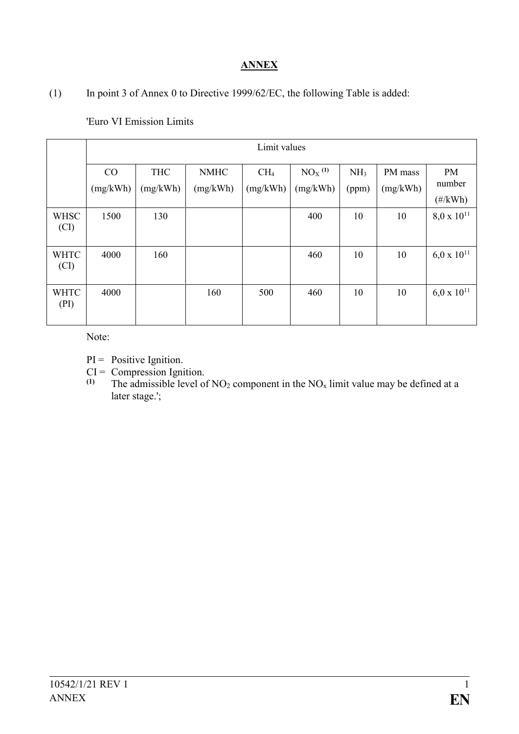## ANNEX

(1) In point 3 of Annex 0 to Directive 1999/62/EC, the following Table is added:

'Euro VI Emission Limits

| | Limit values | | | | | | | |
|---|---|---|---|---|---|---|---|---|
| | CO (mg/kWh) | THC (mg/kWh) | NMHC (mg/kWh) | $CH_4$ (mg/kWh) | $NO_X$ [(1)] (mg/kWh) | $NH_3$ (ppm) | PM mass (mg/kWh) | PM number (#/kWh) |
| WHSC (CI) | 1500 | 130 | | | 400 | 10 | 10 | $8{,}0 \times 10^{11}$ |
| WHTC (CI) | 4000 | 160 | | | 460 | 10 | 10 | $6{,}0 \times 10^{11}$ |
| WHTC (PI) | 4000 | | 160 | 500 | 460 | 10 | 10 | $6{,}0 \times 10^{11}$ |

Note:

PI = Positive Ignition.

CI = Compression Ignition.

(1) The admissible level of $NO_2$ component in the $NO_x$ limit value may be defined at a later stage.';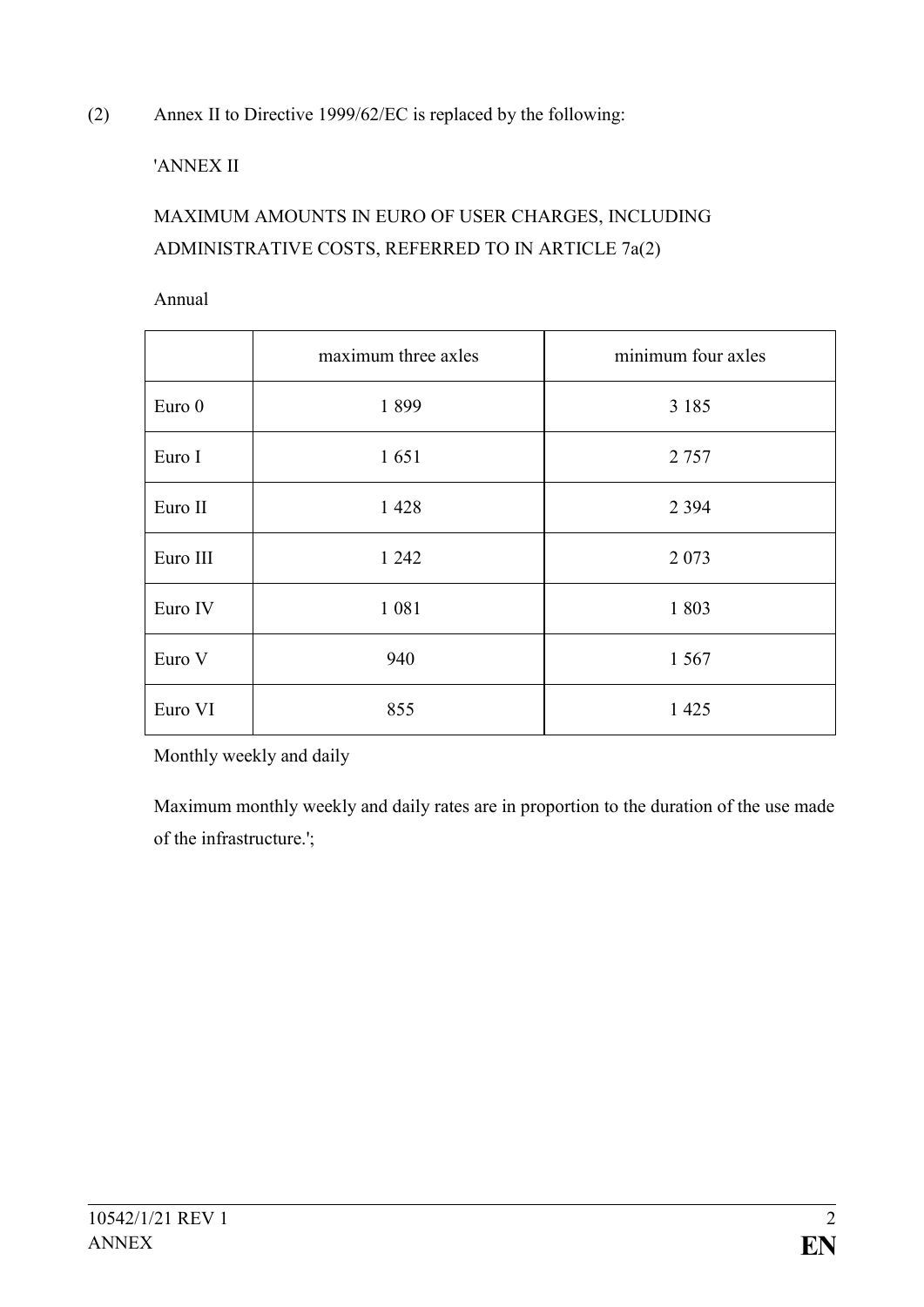(2) Annex II to Directive 1999/62/EC is replaced by the following:

'ANNEX II

MAXIMUM AMOUNTS IN EURO OF USER CHARGES, INCLUDING ADMINISTRATIVE COSTS, REFERRED TO IN ARTICLE 7a(2)

Annual

| | maximum three axles | minimum four axles |
|---|---|---|
| Euro 0 | 1 899 | 3 185 |
| Euro I | 1 651 | 2 757 |
| Euro II | 1 428 | 2 394 |
| Euro III | 1 242 | 2 073 |
| Euro IV | 1 081 | 1 803 |
| Euro V | 940 | 1 567 |
| Euro VI | 855 | 1 425 |

Monthly weekly and daily

Maximum monthly weekly and daily rates are in proportion to the duration of the use made of the infrastructure.';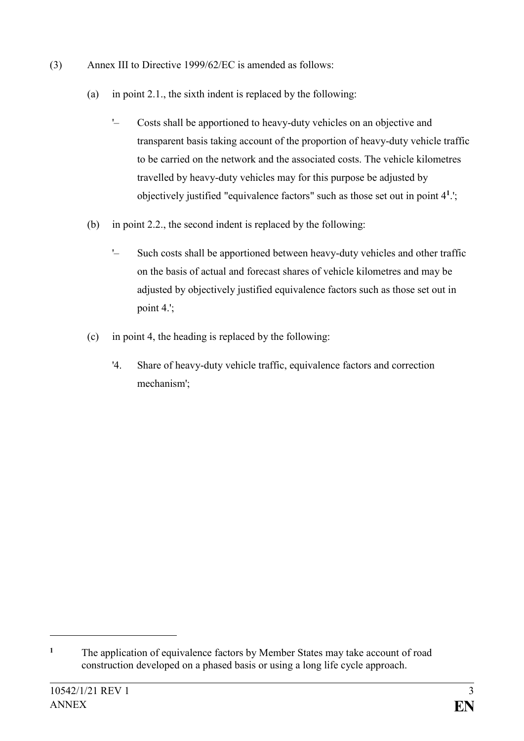(3) Annex III to Directive 1999/62/EC is amended as follows:

(a) in point 2.1., the sixth indent is replaced by the following:

'– Costs shall be apportioned to heavy-duty vehicles on an objective and transparent basis taking account of the proportion of heavy-duty vehicle traffic to be carried on the network and the associated costs. The vehicle kilometres travelled by heavy-duty vehicles may for this purpose be adjusted by objectively justified "equivalence factors" such as those set out in point 4[1].';

(b) in point 2.2., the second indent is replaced by the following:

'– Such costs shall be apportioned between heavy-duty vehicles and other traffic on the basis of actual and forecast shares of vehicle kilometres and may be adjusted by objectively justified equivalence factors such as those set out in point 4.';

(c) in point 4, the heading is replaced by the following:

'4. Share of heavy-duty vehicle traffic, equivalence factors and correction mechanism';

---

[1] The application of equivalence factors by Member States may take account of road construction developed on a phased basis or using a long life cycle approach.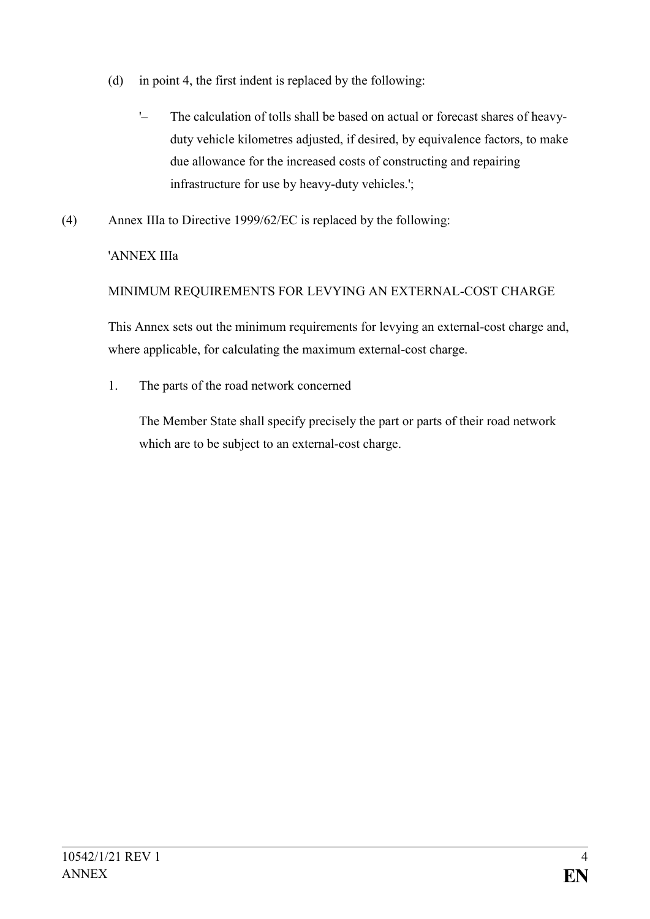(d) in point 4, the first indent is replaced by the following:

> '– The calculation of tolls shall be based on actual or forecast shares of heavy-duty vehicle kilometres adjusted, if desired, by equivalence factors, to make due allowance for the increased costs of constructing and repairing infrastructure for use by heavy-duty vehicles.';

(4) Annex IIIa to Directive 1999/62/EC is replaced by the following:

'ANNEX IIIa

MINIMUM REQUIREMENTS FOR LEVYING AN EXTERNAL-COST CHARGE

This Annex sets out the minimum requirements for levying an external-cost charge and, where applicable, for calculating the maximum external-cost charge.

1. The parts of the road network concerned

   The Member State shall specify precisely the part or parts of their road network which are to be subject to an external-cost charge.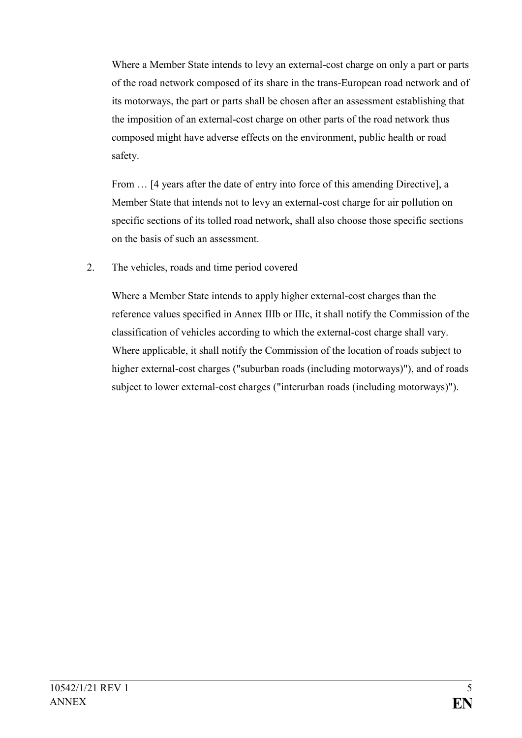Where a Member State intends to levy an external-cost charge on only a part or parts of the road network composed of its share in the trans-European road network and of its motorways, the part or parts shall be chosen after an assessment establishing that the imposition of an external-cost charge on other parts of the road network thus composed might have adverse effects on the environment, public health or road safety.

From … [4 years after the date of entry into force of this amending Directive], a Member State that intends not to levy an external-cost charge for air pollution on specific sections of its tolled road network, shall also choose those specific sections on the basis of such an assessment.

2. The vehicles, roads and time period covered

Where a Member State intends to apply higher external-cost charges than the reference values specified in Annex IIIb or IIIc, it shall notify the Commission of the classification of vehicles according to which the external-cost charge shall vary. Where applicable, it shall notify the Commission of the location of roads subject to higher external-cost charges ("suburban roads (including motorways)"), and of roads subject to lower external-cost charges ("interurban roads (including motorways)").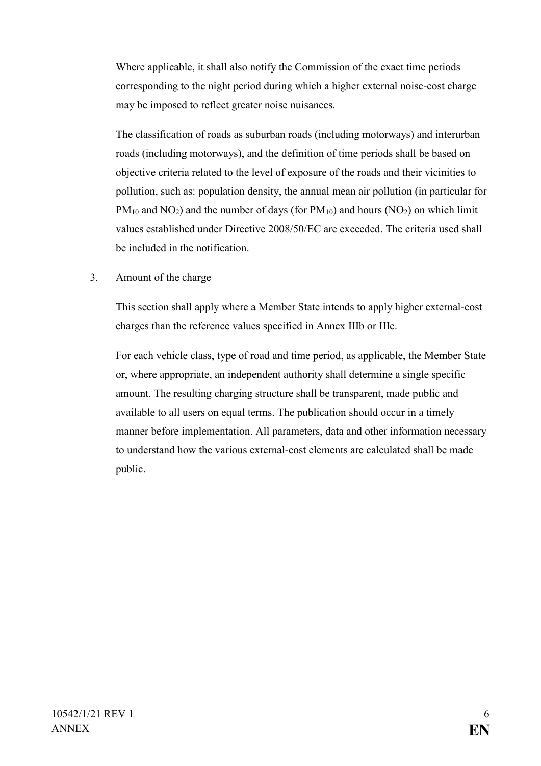Where applicable, it shall also notify the Commission of the exact time periods corresponding to the night period during which a higher external noise-cost charge may be imposed to reflect greater noise nuisances.

The classification of roads as suburban roads (including motorways) and interurban roads (including motorways), and the definition of time periods shall be based on objective criteria related to the level of exposure of the roads and their vicinities to pollution, such as: population density, the annual mean air pollution (in particular for $PM_{10}$ and $NO_2$) and the number of days (for $PM_{10}$) and hours ($NO_2$) on which limit values established under Directive 2008/50/EC are exceeded. The criteria used shall be included in the notification.

3. Amount of the charge

This section shall apply where a Member State intends to apply higher external-cost charges than the reference values specified in Annex IIIb or IIIc.

For each vehicle class, type of road and time period, as applicable, the Member State or, where appropriate, an independent authority shall determine a single specific amount. The resulting charging structure shall be transparent, made public and available to all users on equal terms. The publication should occur in a timely manner before implementation. All parameters, data and other information necessary to understand how the various external-cost elements are calculated shall be made public.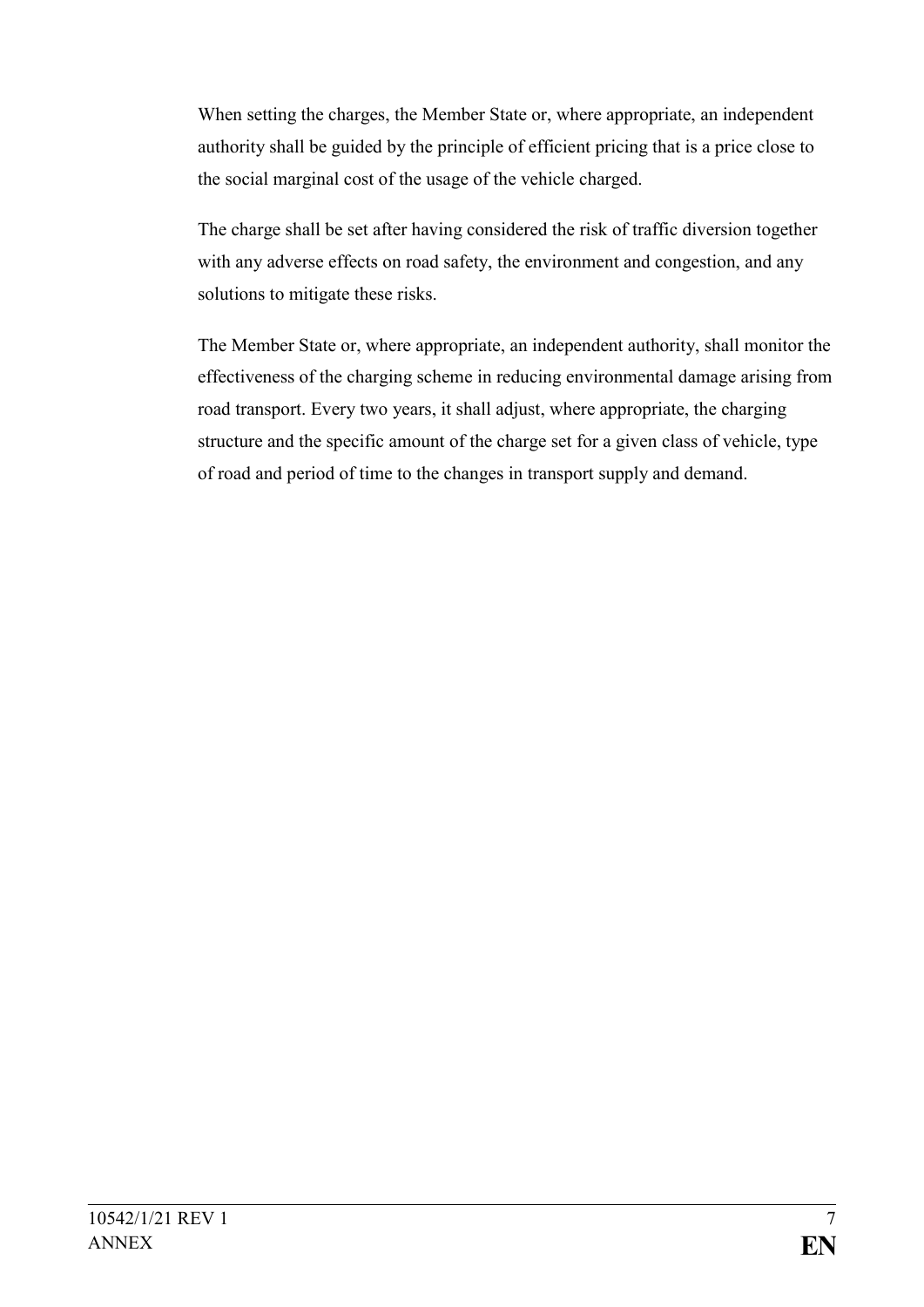When setting the charges, the Member State or, where appropriate, an independent authority shall be guided by the principle of efficient pricing that is a price close to the social marginal cost of the usage of the vehicle charged.

The charge shall be set after having considered the risk of traffic diversion together with any adverse effects on road safety, the environment and congestion, and any solutions to mitigate these risks.

The Member State or, where appropriate, an independent authority, shall monitor the effectiveness of the charging scheme in reducing environmental damage arising from road transport. Every two years, it shall adjust, where appropriate, the charging structure and the specific amount of the charge set for a given class of vehicle, type of road and period of time to the changes in transport supply and demand.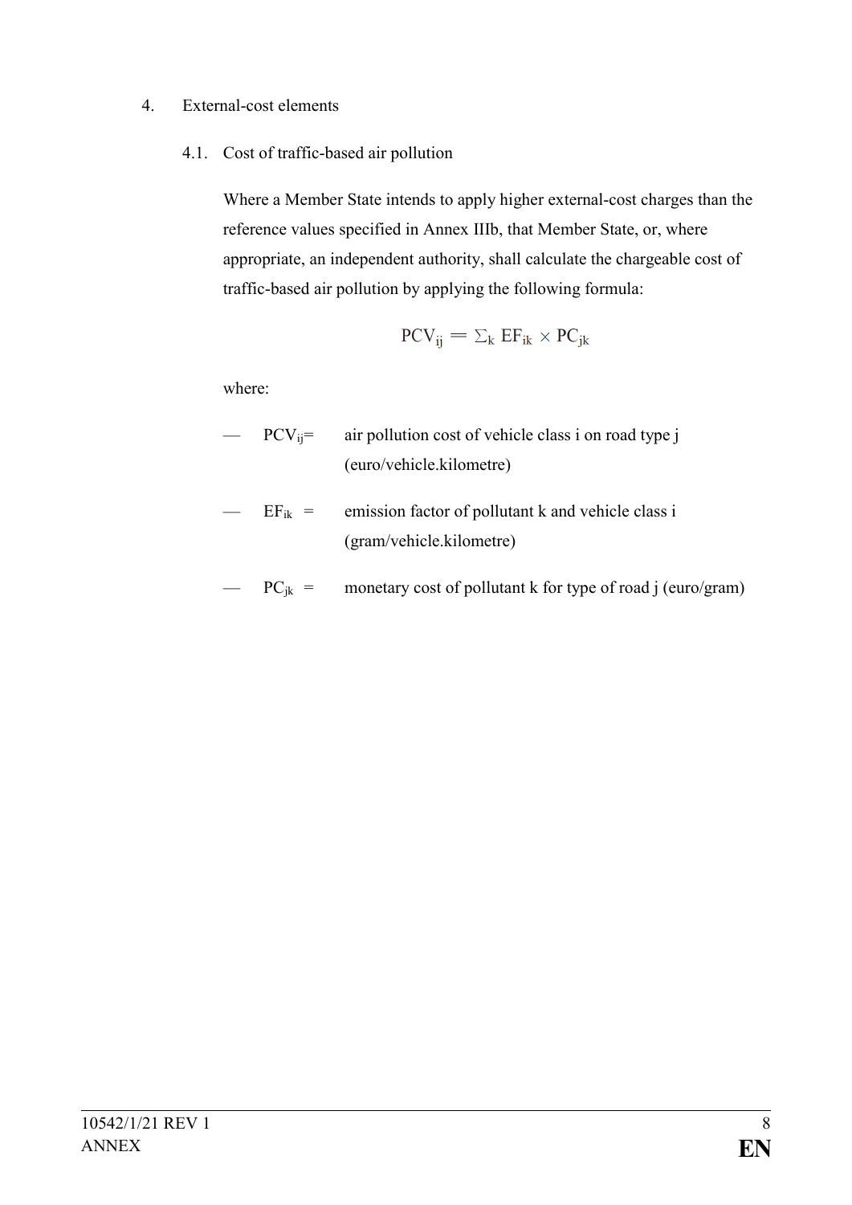4. External-cost elements

4.1. Cost of traffic-based air pollution

Where a Member State intends to apply higher external-cost charges than the reference values specified in Annex IIIb, that Member State, or, where appropriate, an independent authority, shall calculate the chargeable cost of traffic-based air pollution by applying the following formula:

$$PCV_{ij} = \sum_{k} EF_{ik} \times PC_{jk}$$

where:

— $PCV_{ij}$= air pollution cost of vehicle class i on road type j (euro/vehicle.kilometre)

— $EF_{ik}$ = emission factor of pollutant k and vehicle class i (gram/vehicle.kilometre)

— $PC_{jk}$ = monetary cost of pollutant k for type of road j (euro/gram)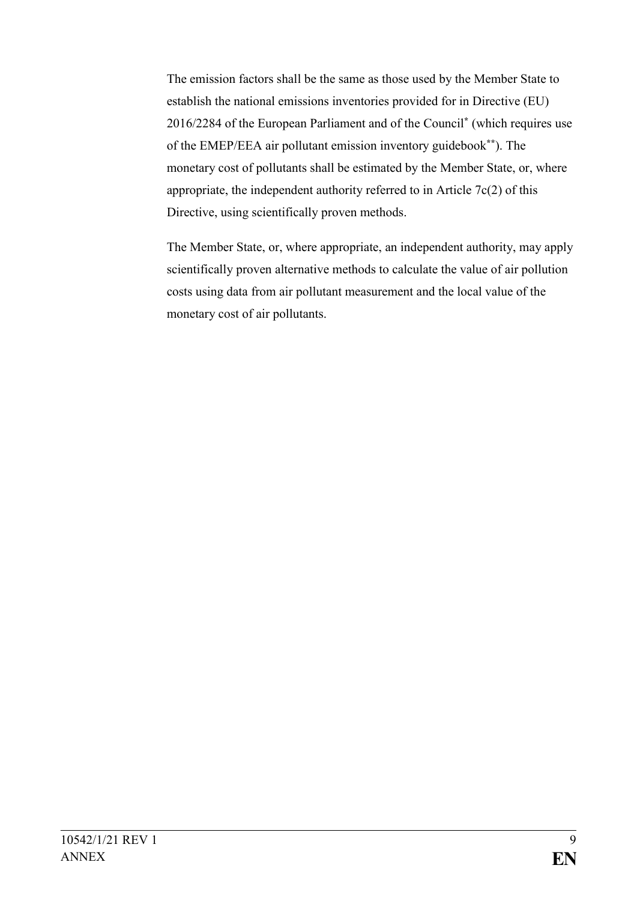The emission factors shall be the same as those used by the Member State to establish the national emissions inventories provided for in Directive (EU) 2016/2284 of the European Parliament and of the Council[*] (which requires use of the EMEP/EEA air pollutant emission inventory guidebook[**]). The monetary cost of pollutants shall be estimated by the Member State, or, where appropriate, the independent authority referred to in Article 7c(2) of this Directive, using scientifically proven methods.

The Member State, or, where appropriate, an independent authority, may apply scientifically proven alternative methods to calculate the value of air pollution costs using data from air pollutant measurement and the local value of the monetary cost of air pollutants.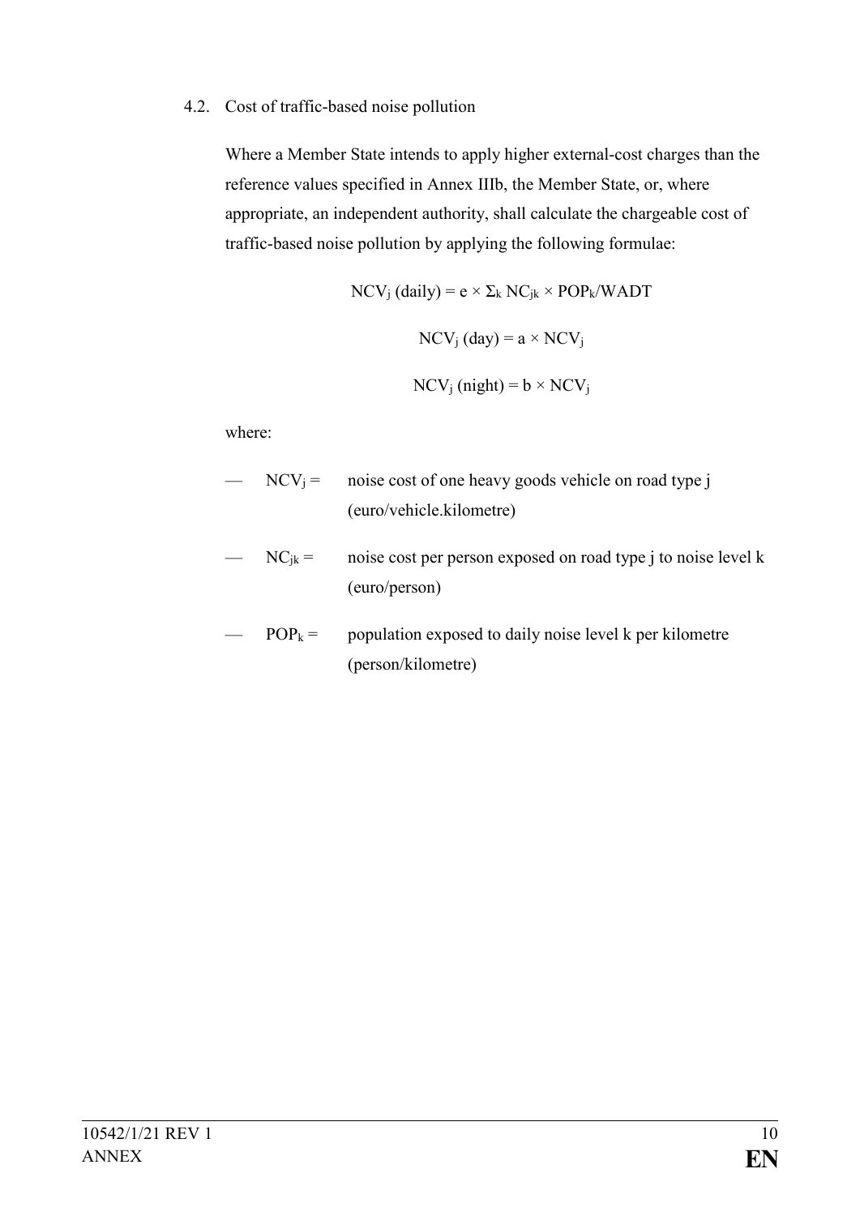4.2. Cost of traffic-based noise pollution

Where a Member State intends to apply higher external-cost charges than the reference values specified in Annex IIIb, the Member State, or, where appropriate, an independent authority, shall calculate the chargeable cost of traffic-based noise pollution by applying the following formulae:

$$NCV_j \text{ (daily)} = e \times \Sigma_k \, NC_{jk} \times POP_k / WADT$$

$$NCV_j \text{ (day)} = a \times NCV_j$$

$$NCV_j \text{ (night)} = b \times NCV_j$$

where:

- $NCV_j$ = noise cost of one heavy goods vehicle on road type j (euro/vehicle.kilometre)
- $NC_{jk}$ = noise cost per person exposed on road type j to noise level k (euro/person)
- $POP_k$ = population exposed to daily noise level k per kilometre (person/kilometre)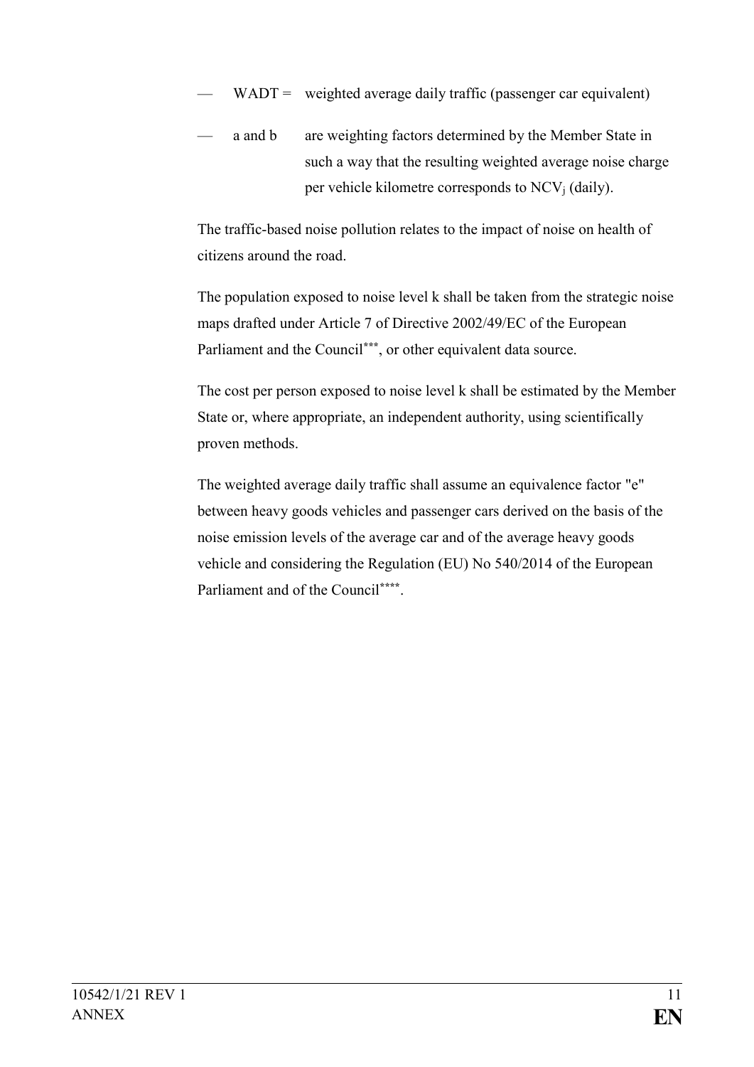— WADT = weighted average daily traffic (passenger car equivalent)

— a and b are weighting factors determined by the Member State in such a way that the resulting weighted average noise charge per vehicle kilometre corresponds to $NCV_j$ (daily).

The traffic-based noise pollution relates to the impact of noise on health of citizens around the road.

The population exposed to noise level k shall be taken from the strategic noise maps drafted under Article 7 of Directive 2002/49/EC of the European Parliament and the Council[***], or other equivalent data source.

The cost per person exposed to noise level k shall be estimated by the Member State or, where appropriate, an independent authority, using scientifically proven methods.

The weighted average daily traffic shall assume an equivalence factor "e" between heavy goods vehicles and passenger cars derived on the basis of the noise emission levels of the average car and of the average heavy goods vehicle and considering the Regulation (EU) No 540/2014 of the European Parliament and of the Council[****].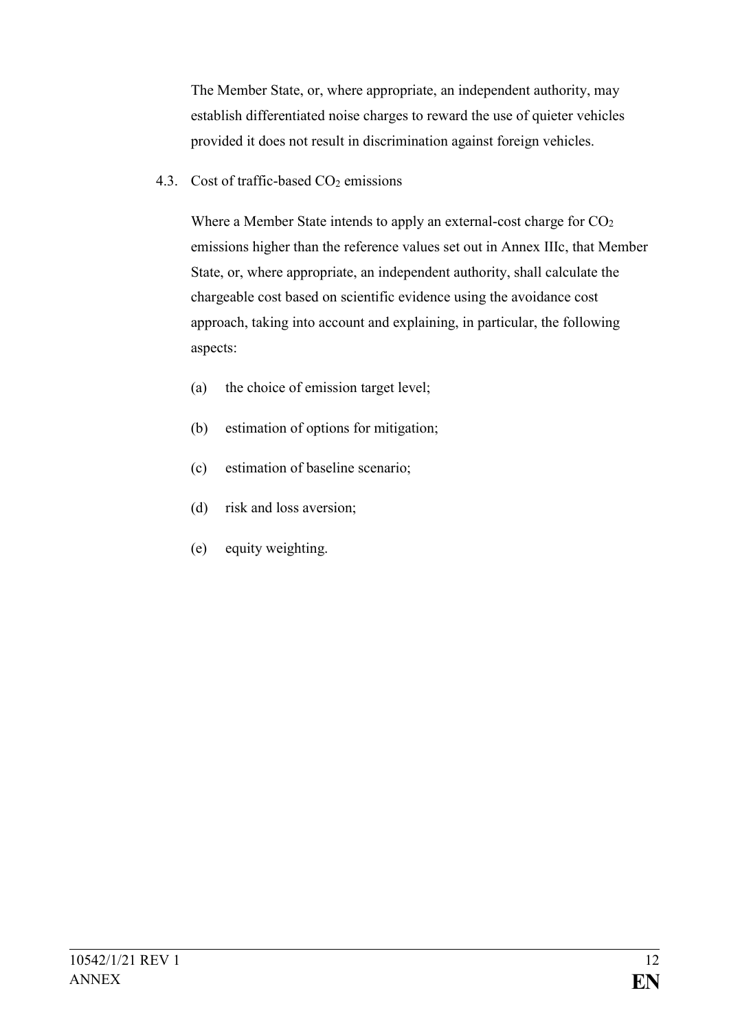The Member State, or, where appropriate, an independent authority, may establish differentiated noise charges to reward the use of quieter vehicles provided it does not result in discrimination against foreign vehicles.

4.3. Cost of traffic-based $CO_2$ emissions

Where a Member State intends to apply an external-cost charge for $CO_2$ emissions higher than the reference values set out in Annex IIIc, that Member State, or, where appropriate, an independent authority, shall calculate the chargeable cost based on scientific evidence using the avoidance cost approach, taking into account and explaining, in particular, the following aspects:

(a) the choice of emission target level;

(b) estimation of options for mitigation;

(c) estimation of baseline scenario;

(d) risk and loss aversion;

(e) equity weighting.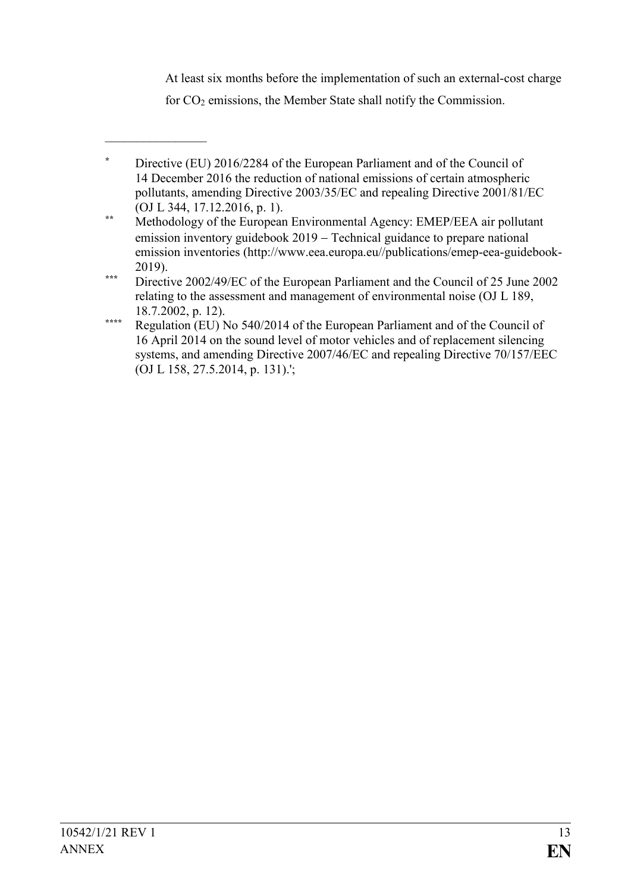At least six months before the implementation of such an external-cost charge for $CO_2$ emissions, the Member State shall notify the Commission.

---

* Directive (EU) 2016/2284 of the European Parliament and of the Council of 14 December 2016 the reduction of national emissions of certain atmospheric pollutants, amending Directive 2003/35/EC and repealing Directive 2001/81/EC (OJ L 344, 17.12.2016, p. 1).

** Methodology of the European Environmental Agency: EMEP/EEA air pollutant emission inventory guidebook 2019 – Technical guidance to prepare national emission inventories (http://www.eea.europa.eu//publications/emep-eea-guidebook-2019).

*** Directive 2002/49/EC of the European Parliament and the Council of 25 June 2002 relating to the assessment and management of environmental noise (OJ L 189, 18.7.2002, p. 12).

**** Regulation (EU) No 540/2014 of the European Parliament and of the Council of 16 April 2014 on the sound level of motor vehicles and of replacement silencing systems, and amending Directive 2007/46/EC and repealing Directive 70/157/EEC (OJ L 158, 27.5.2014, p. 131).';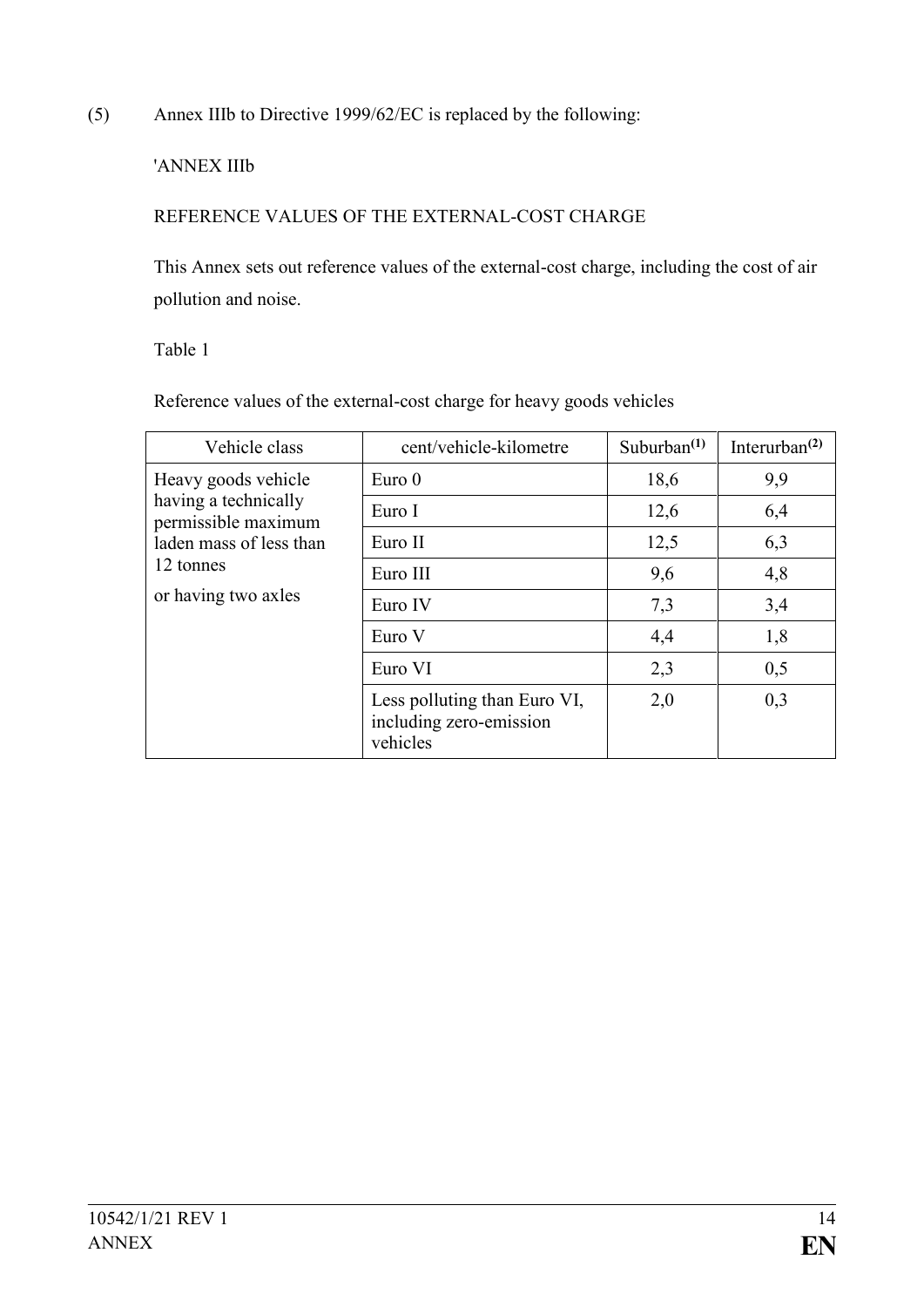(5) Annex IIIb to Directive 1999/62/EC is replaced by the following:

'ANNEX IIIb

REFERENCE VALUES OF THE EXTERNAL-COST CHARGE

This Annex sets out reference values of the external-cost charge, including the cost of air pollution and noise.

Table 1

Reference values of the external-cost charge for heavy goods vehicles

| Vehicle class | cent/vehicle-kilometre | Suburban[(1)] | Interurban[(2)] |
|---|---|---|---|
| Heavy goods vehicle having a technically permissible maximum laden mass of less than 12 tonnes or having two axles | Euro 0 | 18,6 | 9,9 |
| | Euro I | 12,6 | 6,4 |
| | Euro II | 12,5 | 6,3 |
| | Euro III | 9,6 | 4,8 |
| | Euro IV | 7,3 | 3,4 |
| | Euro V | 4,4 | 1,8 |
| | Euro VI | 2,3 | 0,5 |
| | Less polluting than Euro VI, including zero-emission vehicles | 2,0 | 0,3 |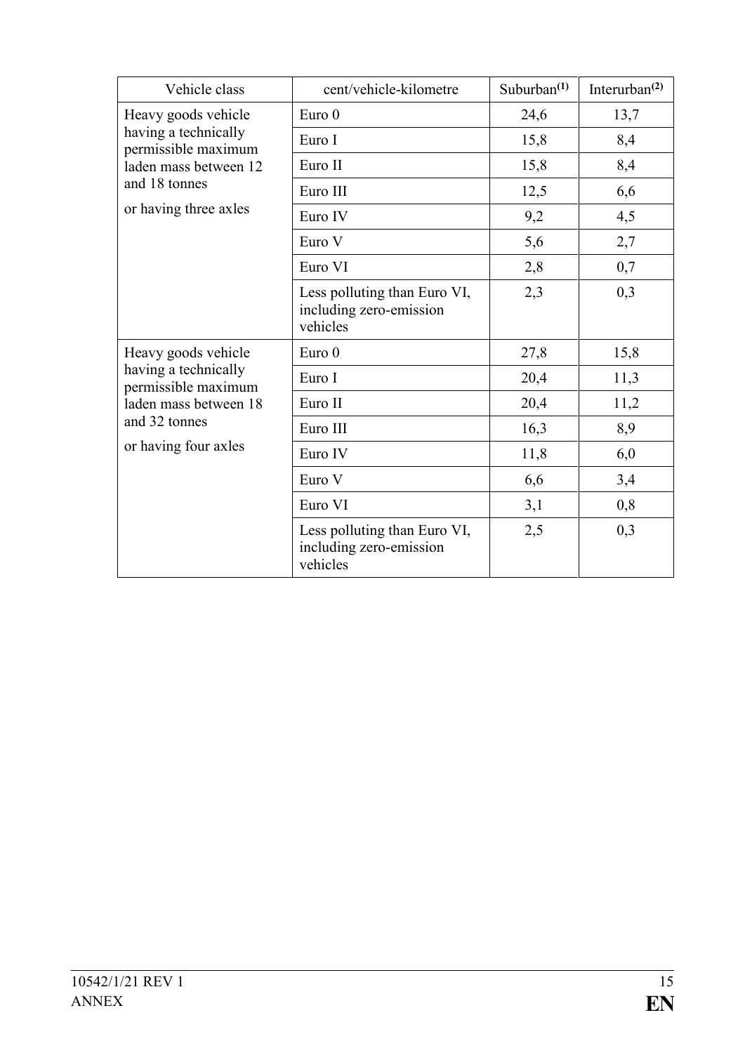| Vehicle class | cent/vehicle-kilometre | Suburban[(1)] | Interurban[(2)] |
|---|---|---|---|
| Heavy goods vehicle having a technically permissible maximum laden mass between 12 and 18 tonnes or having three axles | Euro 0 | 24,6 | 13,7 |
| | Euro I | 15,8 | 8,4 |
| | Euro II | 15,8 | 8,4 |
| | Euro III | 12,5 | 6,6 |
| | Euro IV | 9,2 | 4,5 |
| | Euro V | 5,6 | 2,7 |
| | Euro VI | 2,8 | 0,7 |
| | Less polluting than Euro VI, including zero-emission vehicles | 2,3 | 0,3 |
| Heavy goods vehicle having a technically permissible maximum laden mass between 18 and 32 tonnes or having four axles | Euro 0 | 27,8 | 15,8 |
| | Euro I | 20,4 | 11,3 |
| | Euro II | 20,4 | 11,2 |
| | Euro III | 16,3 | 8,9 |
| | Euro IV | 11,8 | 6,0 |
| | Euro V | 6,6 | 3,4 |
| | Euro VI | 3,1 | 0,8 |
| | Less polluting than Euro VI, including zero-emission vehicles | 2,5 | 0,3 |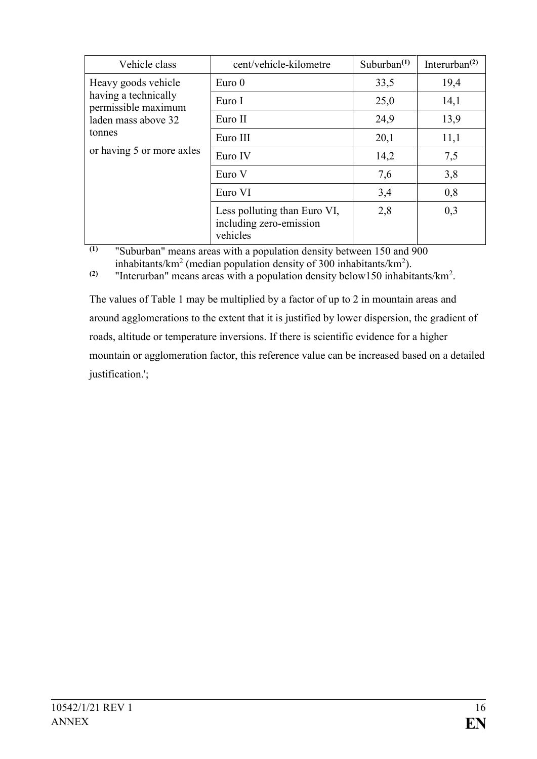| Vehicle class | cent/vehicle-kilometre | Suburban[(1)] | Interurban[(2)] |
|---|---|---|---|
| Heavy goods vehicle having a technically permissible maximum laden mass above 32 tonnes or having 5 or more axles | Euro 0 | 33,5 | 19,4 |
| | Euro I | 25,0 | 14,1 |
| | Euro II | 24,9 | 13,9 |
| | Euro III | 20,1 | 11,1 |
| | Euro IV | 14,2 | 7,5 |
| | Euro V | 7,6 | 3,8 |
| | Euro VI | 3,4 | 0,8 |
| | Less polluting than Euro VI, including zero-emission vehicles | 2,8 | 0,3 |

(1) "Suburban" means areas with a population density between 150 and 900 inhabitants/km$^2$ (median population density of 300 inhabitants/km$^2$).

(2) "Interurban" means areas with a population density below150 inhabitants/km$^2$.

The values of Table 1 may be multiplied by a factor of up to 2 in mountain areas and around agglomerations to the extent that it is justified by lower dispersion, the gradient of roads, altitude or temperature inversions. If there is scientific evidence for a higher mountain or agglomeration factor, this reference value can be increased based on a detailed justification.';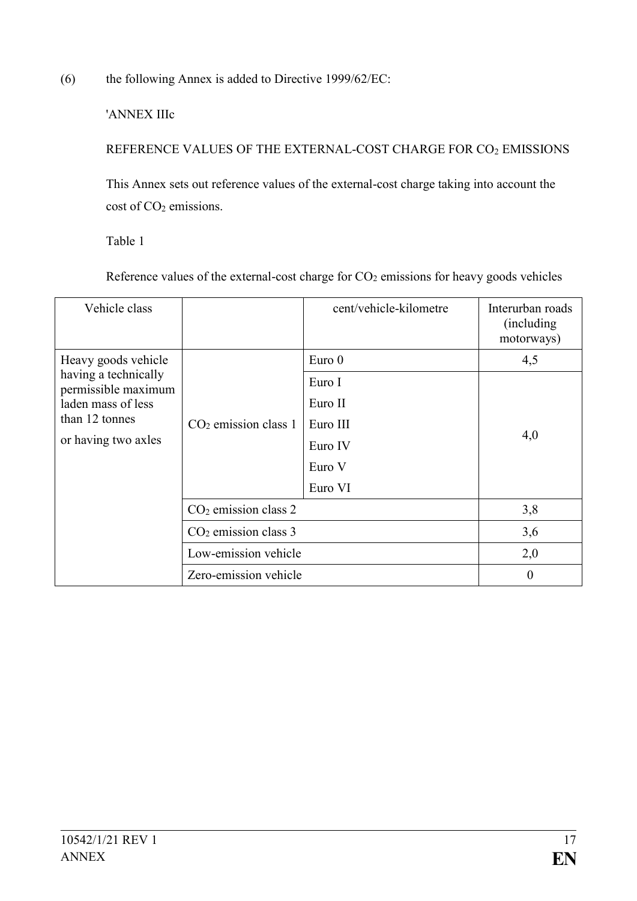(6) the following Annex is added to Directive 1999/62/EC:

'ANNEX IIIc

REFERENCE VALUES OF THE EXTERNAL-COST CHARGE FOR $CO_2$ EMISSIONS

This Annex sets out reference values of the external-cost charge taking into account the cost of $CO_2$ emissions.

Table 1

Reference values of the external-cost charge for $CO_2$ emissions for heavy goods vehicles

| Vehicle class | | cent/vehicle-kilometre | Interurban roads (including motorways) |
|---|---|---|---|
| Heavy goods vehicle having a technically permissible maximum laden mass of less than 12 tonnes or having two axles | $CO_2$ emission class 1 | Euro 0 | 4,5 |
| | | Euro I<br>Euro II<br>Euro III<br>Euro IV<br>Euro V<br>Euro VI | 4,0 |
| | $CO_2$ emission class 2 | | 3,8 |
| | $CO_2$ emission class 3 | | 3,6 |
| | Low-emission vehicle | | 2,0 |
| | Zero-emission vehicle | | 0 |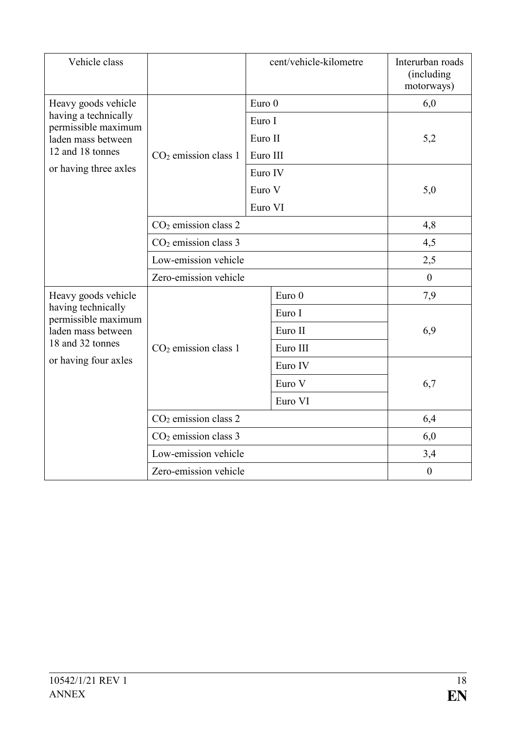| Vehicle class | | cent/vehicle-kilometre | Interurban roads (including motorways) |
|---|---|---|---|
| Heavy goods vehicle having a technically permissible maximum laden mass between 12 and 18 tonnes or having three axles | $CO_2$ emission class 1 | Euro 0 | 6,0 |
| | | Euro I | 5,2 |
| | | Euro II | |
| | | Euro III | |
| | | Euro IV | 5,0 |
| | | Euro V | |
| | | Euro VI | |
| | $CO_2$ emission class 2 | | 4,8 |
| | $CO_2$ emission class 3 | | 4,5 |
| | Low-emission vehicle | | 2,5 |
| | Zero-emission vehicle | | 0 |
| Heavy goods vehicle having technically permissible maximum laden mass between 18 and 32 tonnes or having four axles | $CO_2$ emission class 1 | Euro 0 | 7,9 |
| | | Euro I | 6,9 |
| | | Euro II | |
| | | Euro III | |
| | | Euro IV | 6,7 |
| | | Euro V | |
| | | Euro VI | |
| | $CO_2$ emission class 2 | | 6,4 |
| | $CO_2$ emission class 3 | | 6,0 |
| | Low-emission vehicle | | 3,4 |
| | Zero-emission vehicle | | 0 |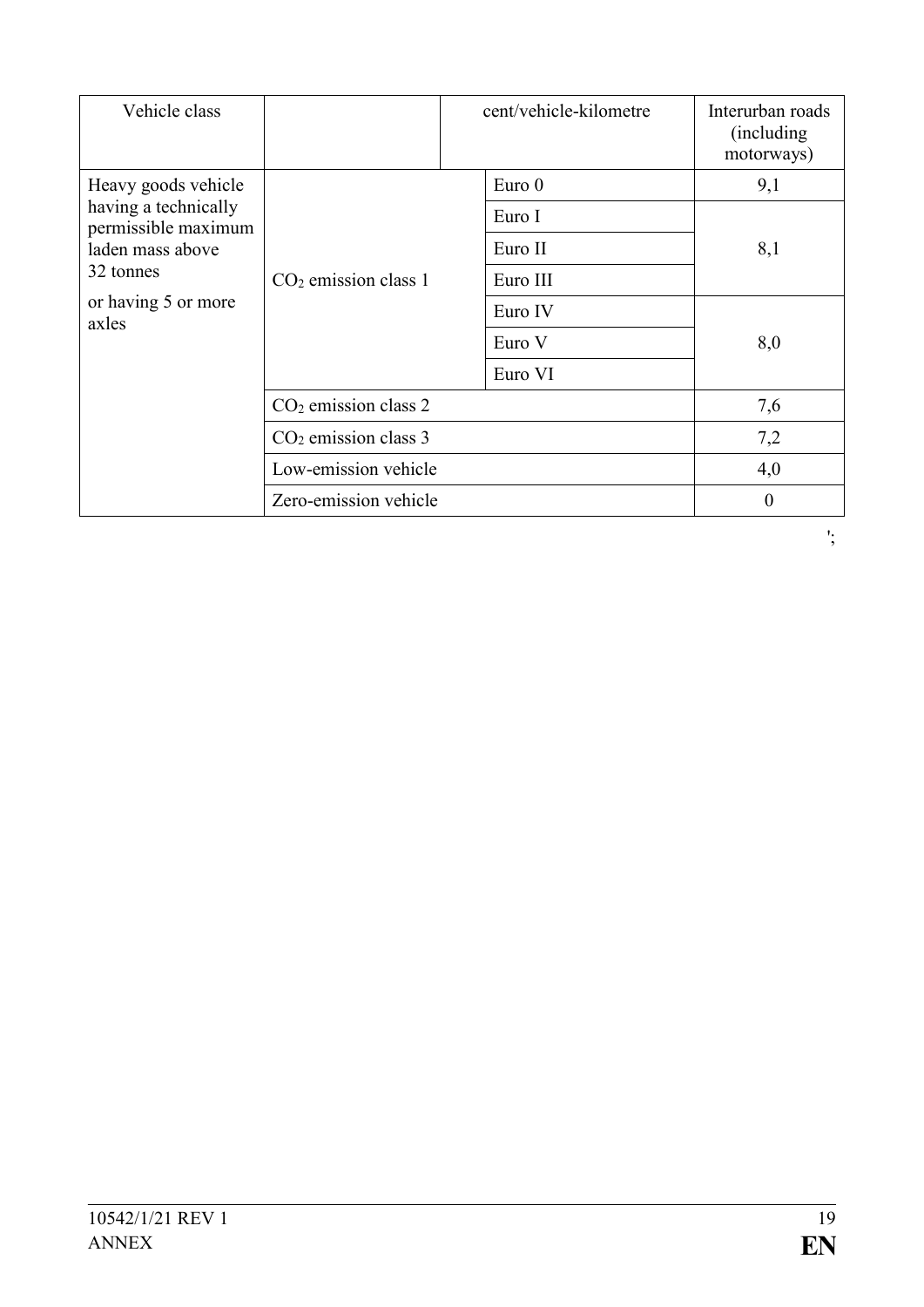| Vehicle class | | cent/vehicle-kilometre | Interurban roads (including motorways) |
|---|---|---|---|
| Heavy goods vehicle having a technically permissible maximum laden mass above 32 tonnes or having 5 or more axles | $CO_2$ emission class 1 | Euro 0 | 9,1 |
| | | Euro I | 8,1 |
| | | Euro II | |
| | | Euro III | |
| | | Euro IV | 8,0 |
| | | Euro V | |
| | | Euro VI | |
| | $CO_2$ emission class 2 | | 7,6 |
| | $CO_2$ emission class 3 | | 7,2 |
| | Low-emission vehicle | | 4,0 |
| | Zero-emission vehicle | | 0 |

';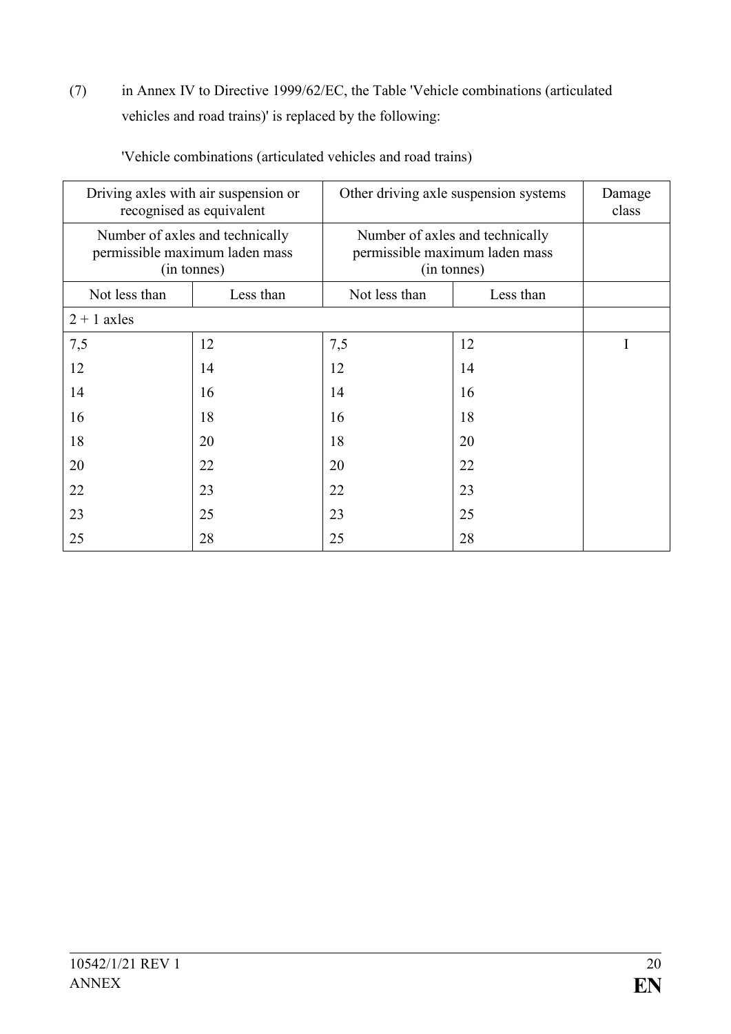(7) in Annex IV to Directive 1999/62/EC, the Table 'Vehicle combinations (articulated vehicles and road trains)' is replaced by the following:

'Vehicle combinations (articulated vehicles and road trains)

| Driving axles with air suspension or recognised as equivalent | | Other driving axle suspension systems | | Damage class |
|---|---|---|---|---|
| Number of axles and technically permissible maximum laden mass (in tonnes) | | Number of axles and technically permissible maximum laden mass (in tonnes) | | |
| Not less than | Less than | Not less than | Less than | |
| 2 + 1 axles | | | | |
| 7,5 | 12 | 7,5 | 12 | I |
| 12 | 14 | 12 | 14 | |
| 14 | 16 | 14 | 16 | |
| 16 | 18 | 16 | 18 | |
| 18 | 20 | 18 | 20 | |
| 20 | 22 | 20 | 22 | |
| 22 | 23 | 22 | 23 | |
| 23 | 25 | 23 | 25 | |
| 25 | 28 | 25 | 28 | |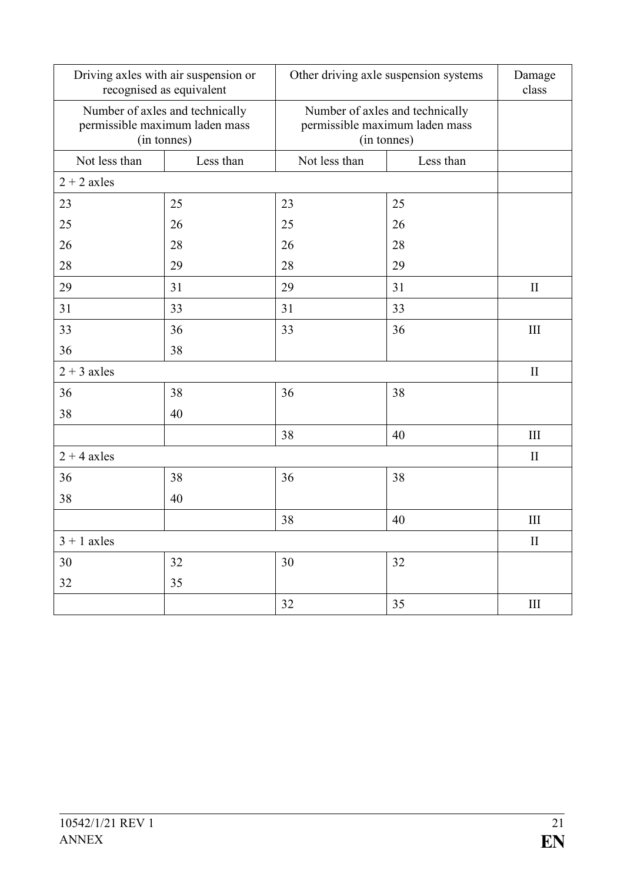| Driving axles with air suspension or recognised as equivalent | | Other driving axle suspension systems | | Damage class |
|---|---|---|---|---|
| Number of axles and technically permissible maximum laden mass (in tonnes) | | Number of axles and technically permissible maximum laden mass (in tonnes) | | |
| Not less than | Less than | Not less than | Less than | |
| 2 + 2 axles | | | | |
| 23<br>25<br>26<br>28 | 25<br>26<br>28<br>29 | 23<br>25<br>26<br>28 | 25<br>26<br>28<br>29 | |
| 29 | 31 | 29 | 31 | II |
| 31 | 33 | 31 | 33 | |
| 33<br>36 | 36<br>38 | 33 | 36 | III |
| 2 + 3 axles | | | | II |
| 36<br>38 | 38<br>40 | 36 | 38 | |
| | | 38 | 40 | III |
| 2 + 4 axles | | | | II |
| 36<br>38 | 38<br>40 | 36 | 38 | |
| | | 38 | 40 | III |
| 3 + 1 axles | | | | II |
| 30<br>32 | 32<br>35 | 30 | 32 | |
| | | 32 | 35 | III |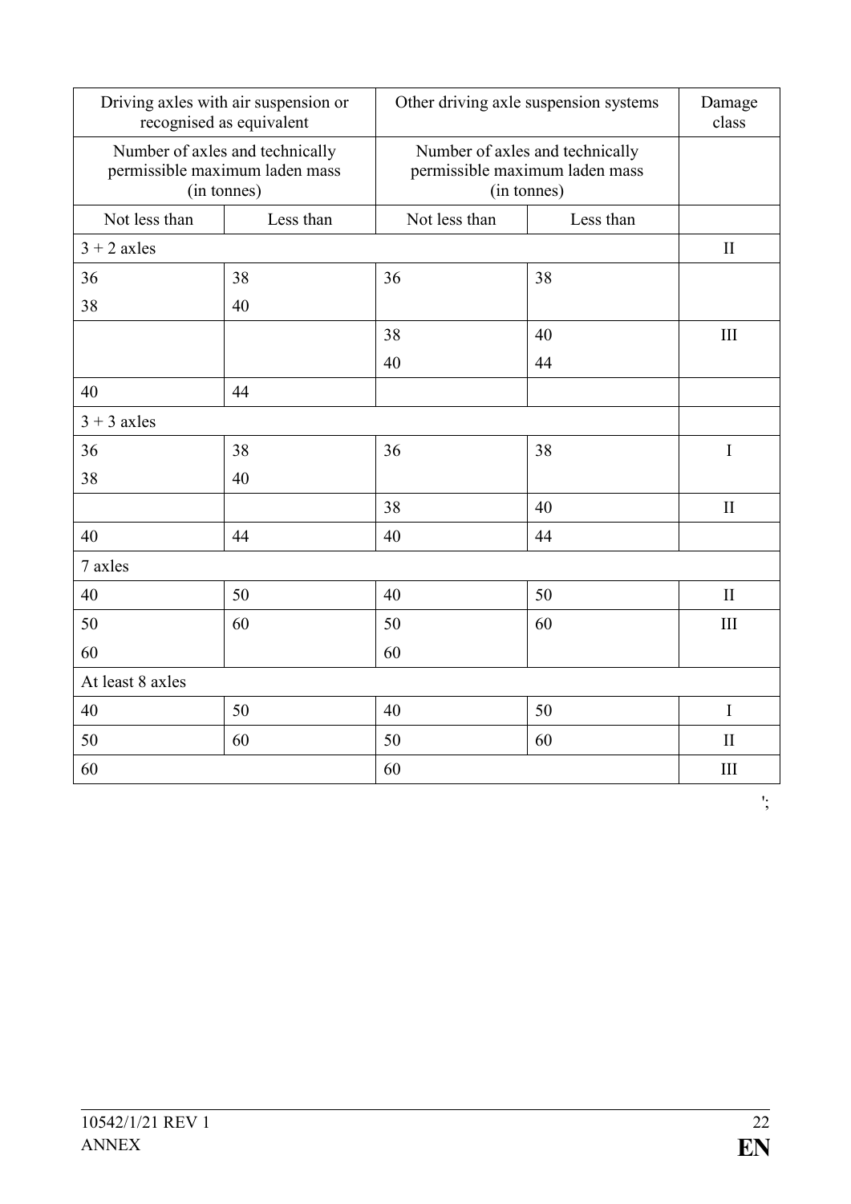| Driving axles with air suspension or recognised as equivalent | | Other driving axle suspension systems | | Damage class |
|---|---|---|---|---|
| Number of axles and technically permissible maximum laden mass (in tonnes) | | Number of axles and technically permissible maximum laden mass (in tonnes) | | |
| Not less than | Less than | Not less than | Less than | |
| 3 + 2 axles | | | | II |
| 36 | 38 | 36 | 38 | |
| 38 | 40 | | | |
| | | 38 | 40 | III |
| | | 40 | 44 | |
| 40 | 44 | | | |
| 3 + 3 axles | | | | |
| 36 | 38 | 36 | 38 | I |
| 38 | 40 | | | |
| | | 38 | 40 | II |
| 40 | 44 | 40 | 44 | |
| 7 axles | | | | |
| 40 | 50 | 40 | 50 | II |
| 50 | 60 | 50 | 60 | III |
| 60 | | 60 | | |
| At least 8 axles | | | | |
| 40 | 50 | 40 | 50 | I |
| 50 | 60 | 50 | 60 | II |
| 60 | | 60 | | III |

';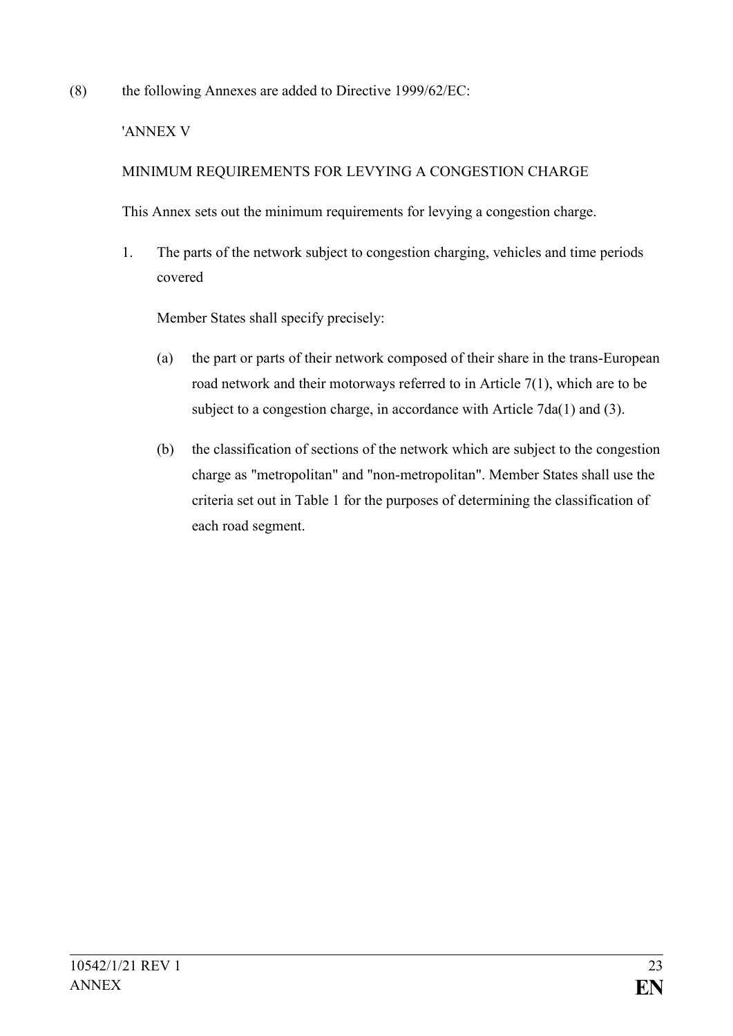(8) the following Annexes are added to Directive 1999/62/EC:

'ANNEX V

MINIMUM REQUIREMENTS FOR LEVYING A CONGESTION CHARGE

This Annex sets out the minimum requirements for levying a congestion charge.

1. The parts of the network subject to congestion charging, vehicles and time periods covered

   Member States shall specify precisely:

   (a) the part or parts of their network composed of their share in the trans-European road network and their motorways referred to in Article 7(1), which are to be subject to a congestion charge, in accordance with Article 7da(1) and (3).

   (b) the classification of sections of the network which are subject to the congestion charge as "metropolitan" and "non-metropolitan". Member States shall use the criteria set out in Table 1 for the purposes of determining the classification of each road segment.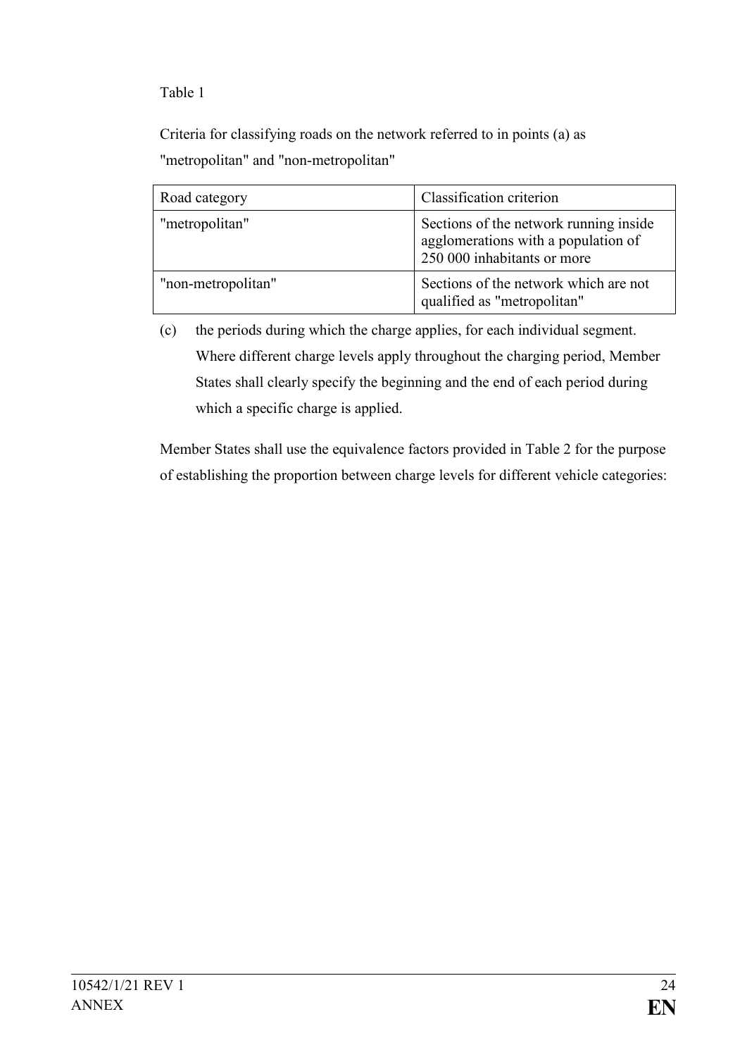Table 1

Criteria for classifying roads on the network referred to in points (a) as "metropolitan" and "non-metropolitan"

| Road category | Classification criterion |
| --- | --- |
| "metropolitan" | Sections of the network running inside agglomerations with a population of 250 000 inhabitants or more |
| "non-metropolitan" | Sections of the network which are not qualified as "metropolitan" |

(c) the periods during which the charge applies, for each individual segment. Where different charge levels apply throughout the charging period, Member States shall clearly specify the beginning and the end of each period during which a specific charge is applied.

Member States shall use the equivalence factors provided in Table 2 for the purpose of establishing the proportion between charge levels for different vehicle categories: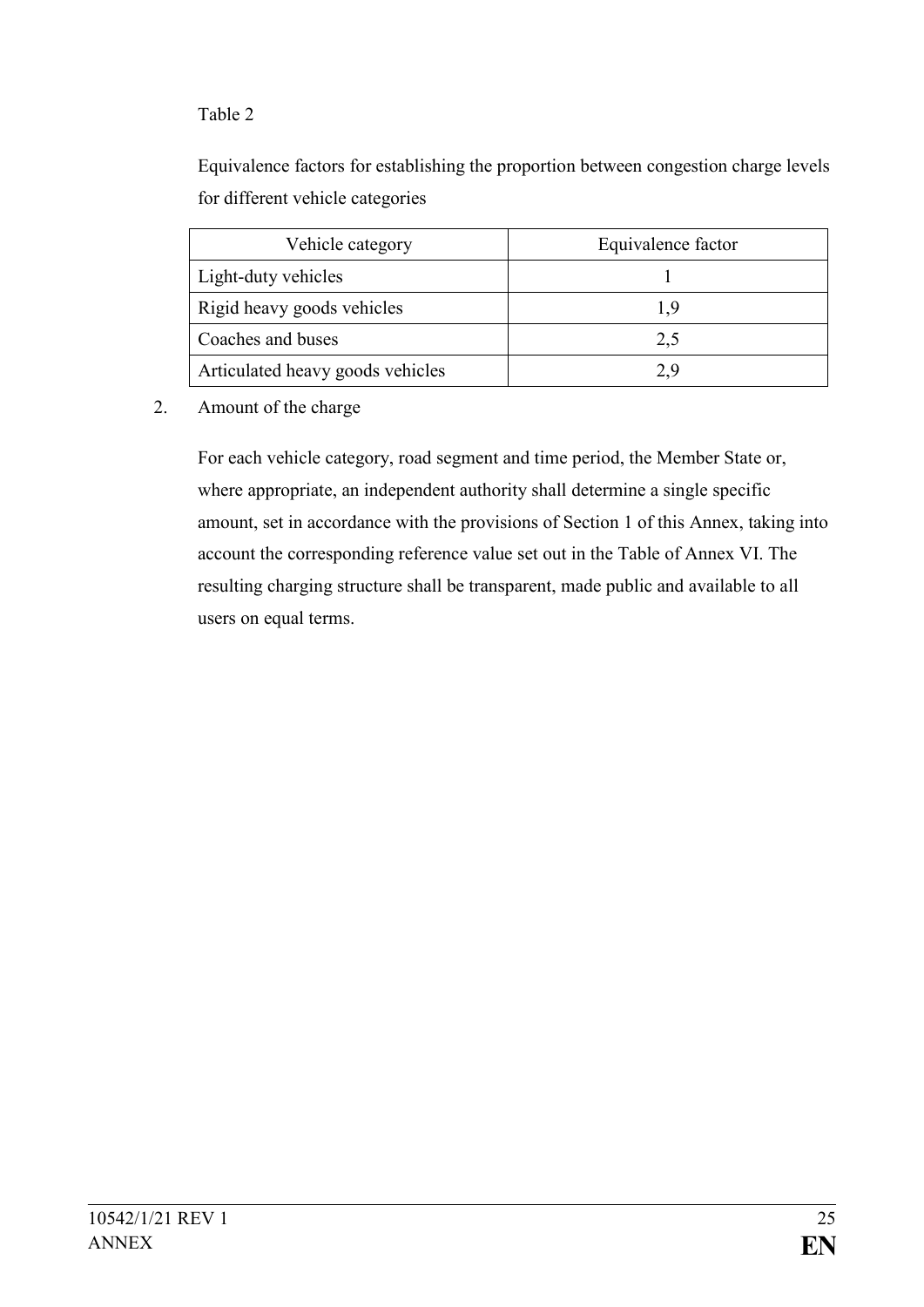Table 2

Equivalence factors for establishing the proportion between congestion charge levels for different vehicle categories

| Vehicle category | Equivalence factor |
|---|---|
| Light-duty vehicles | 1 |
| Rigid heavy goods vehicles | 1,9 |
| Coaches and buses | 2,5 |
| Articulated heavy goods vehicles | 2,9 |

2. Amount of the charge

For each vehicle category, road segment and time period, the Member State or, where appropriate, an independent authority shall determine a single specific amount, set in accordance with the provisions of Section 1 of this Annex, taking into account the corresponding reference value set out in the Table of Annex VI. The resulting charging structure shall be transparent, made public and available to all users on equal terms.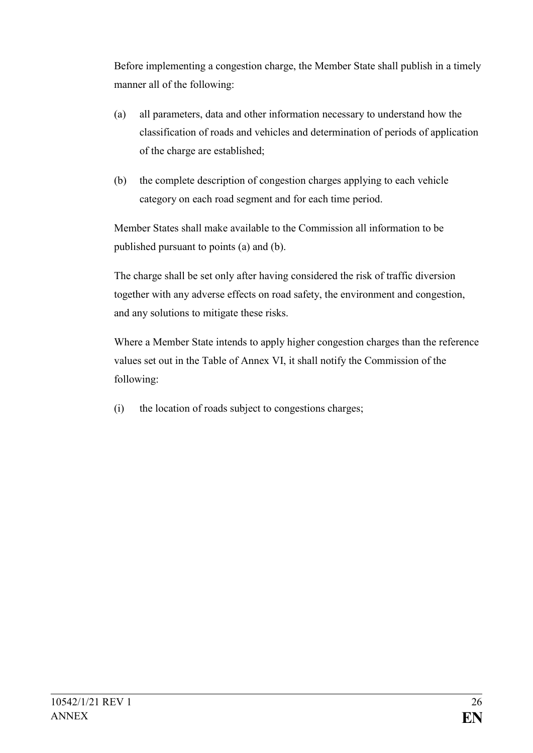Before implementing a congestion charge, the Member State shall publish in a timely manner all of the following:

(a) all parameters, data and other information necessary to understand how the classification of roads and vehicles and determination of periods of application of the charge are established;

(b) the complete description of congestion charges applying to each vehicle category on each road segment and for each time period.

Member States shall make available to the Commission all information to be published pursuant to points (a) and (b).

The charge shall be set only after having considered the risk of traffic diversion together with any adverse effects on road safety, the environment and congestion, and any solutions to mitigate these risks.

Where a Member State intends to apply higher congestion charges than the reference values set out in the Table of Annex VI, it shall notify the Commission of the following:

(i) the location of roads subject to congestions charges;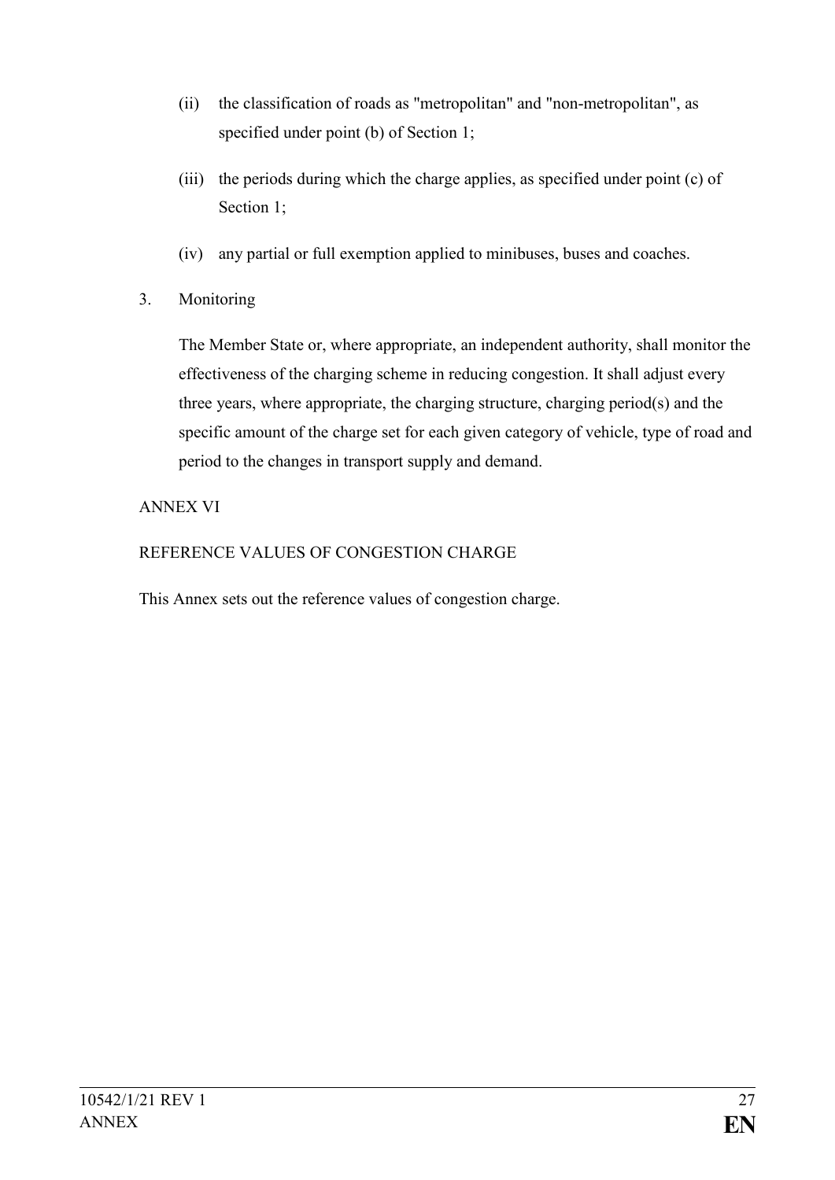(ii) the classification of roads as "metropolitan" and "non-metropolitan", as specified under point (b) of Section 1;

(iii) the periods during which the charge applies, as specified under point (c) of Section 1;

(iv) any partial or full exemption applied to minibuses, buses and coaches.

3. Monitoring

The Member State or, where appropriate, an independent authority, shall monitor the effectiveness of the charging scheme in reducing congestion. It shall adjust every three years, where appropriate, the charging structure, charging period(s) and the specific amount of the charge set for each given category of vehicle, type of road and period to the changes in transport supply and demand.

ANNEX VI

REFERENCE VALUES OF CONGESTION CHARGE

This Annex sets out the reference values of congestion charge.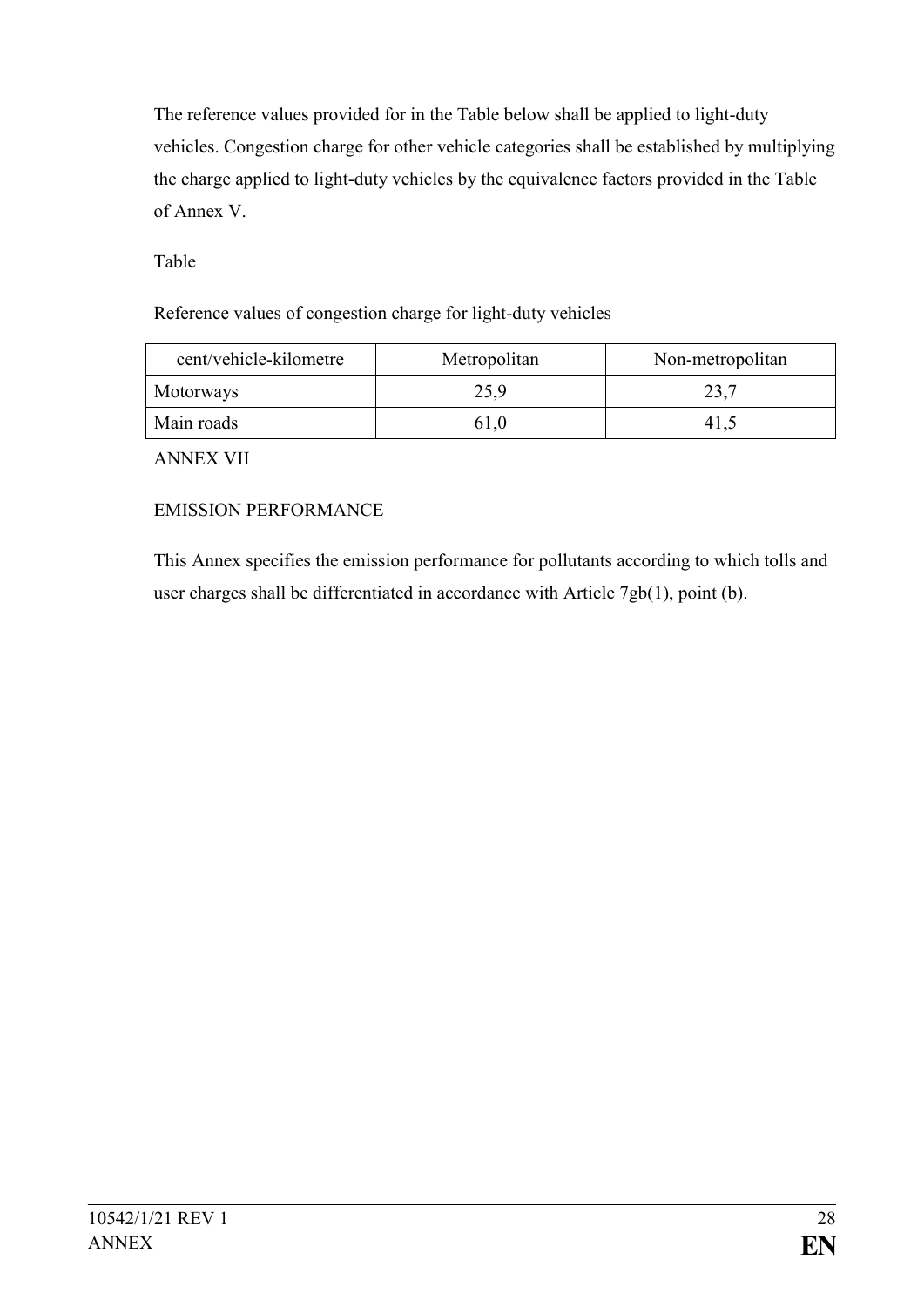The reference values provided for in the Table below shall be applied to light-duty vehicles. Congestion charge for other vehicle categories shall be established by multiplying the charge applied to light-duty vehicles by the equivalence factors provided in the Table of Annex V.

Table

Reference values of congestion charge for light-duty vehicles

| cent/vehicle-kilometre | Metropolitan | Non-metropolitan |
| --- | --- | --- |
| Motorways | 25,9 | 23,7 |
| Main roads | 61,0 | 41,5 |

ANNEX VII

EMISSION PERFORMANCE

This Annex specifies the emission performance for pollutants according to which tolls and user charges shall be differentiated in accordance with Article 7gb(1), point (b).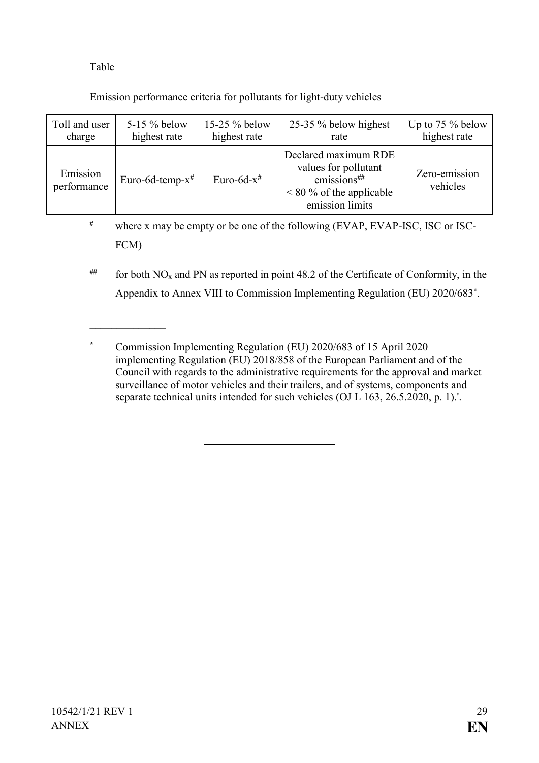Table

Emission performance criteria for pollutants for light-duty vehicles

| Toll and user charge | 5-15 % below highest rate | 15-25 % below highest rate | 25-35 % below highest rate | Up to 75 % below highest rate |
|---|---|---|---|---|
| Emission performance | Euro-6d-temp-x[#] | Euro-6d-x[#] | Declared maximum RDE values for pollutant emissions[##] < 80 % of the applicable emission limits | Zero-emission vehicles |

[#] where x may be empty or be one of the following (EVAP, EVAP-ISC, ISC or ISC-FCM)

[##] for both $NO_x$ and PN as reported in point 48.2 of the Certificate of Conformity, in the Appendix to Annex VIII to Commission Implementing Regulation (EU) 2020/683[*].

______________

[*] Commission Implementing Regulation (EU) 2020/683 of 15 April 2020 implementing Regulation (EU) 2018/858 of the European Parliament and of the Council with regards to the administrative requirements for the approval and market surveillance of motor vehicles and their trailers, and of systems, components and separate technical units intended for such vehicles (OJ L 163, 26.5.2020, p. 1).'.